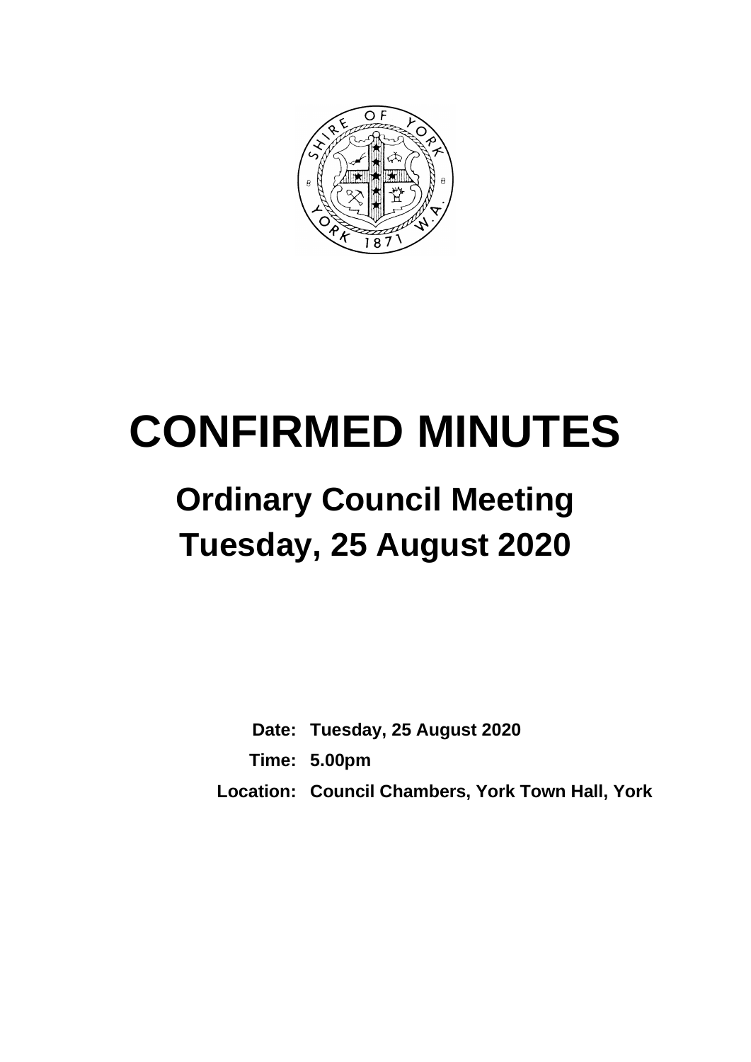# CONFIRMED MINUTES

## Ordinary Council Meeting

## Tuesday, 25 August 2020

**Date:** Tuesday, 25 August 2020

**Time:** 5.00pm

**Location:** Council Chambers, York Town Hall, York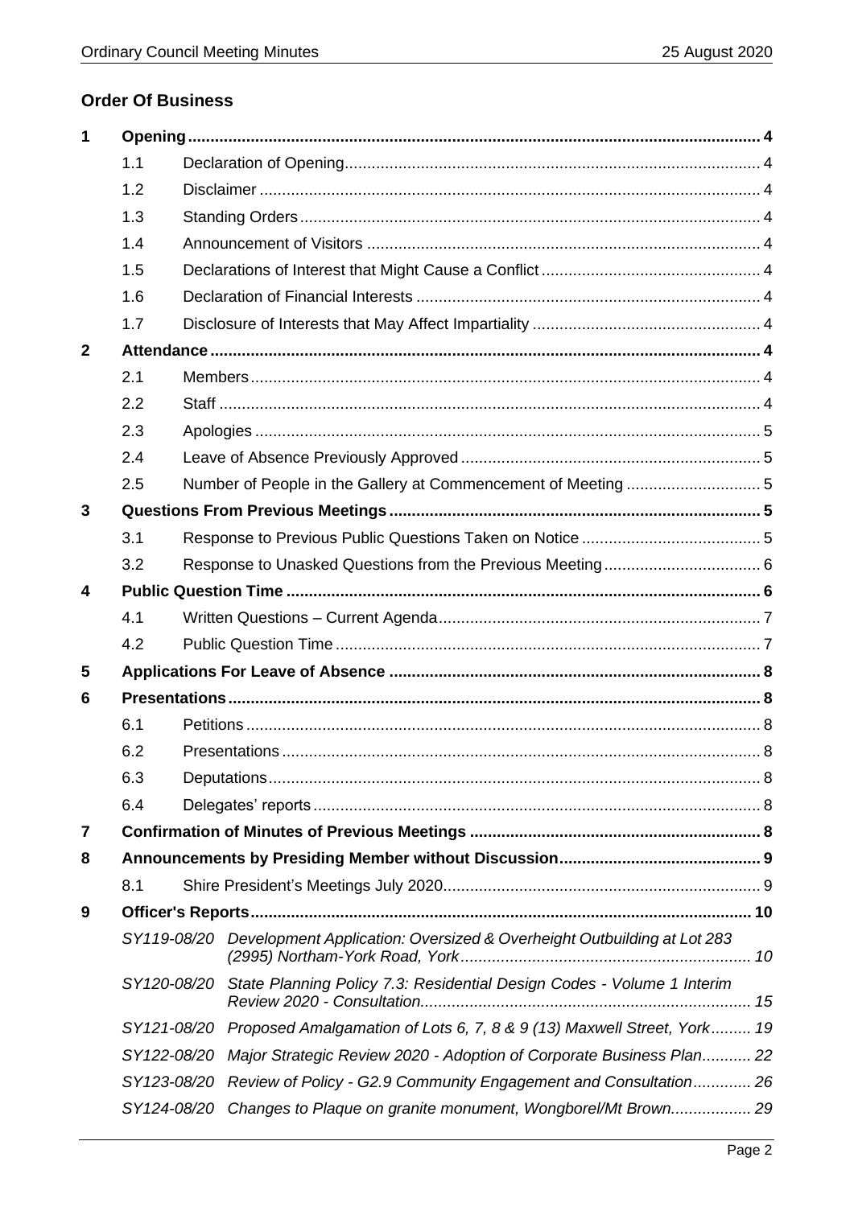## Order Of Business

| | | | |
|---|---|---|---|
| **1** | **Opening** | | **4** |
| | 1.1 | Declaration of Opening | 4 |
| | 1.2 | Disclaimer | 4 |
| | 1.3 | Standing Orders | 4 |
| | 1.4 | Announcement of Visitors | 4 |
| | 1.5 | Declarations of Interest that Might Cause a Conflict | 4 |
| | 1.6 | Declaration of Financial Interests | 4 |
| | 1.7 | Disclosure of Interests that May Affect Impartiality | 4 |
| **2** | **Attendance** | | **4** |
| | 2.1 | Members | 4 |
| | 2.2 | Staff | 4 |
| | 2.3 | Apologies | 5 |
| | 2.4 | Leave of Absence Previously Approved | 5 |
| | 2.5 | Number of People in the Gallery at Commencement of Meeting | 5 |
| **3** | **Questions From Previous Meetings** | | **5** |
| | 3.1 | Response to Previous Public Questions Taken on Notice | 5 |
| | 3.2 | Response to Unasked Questions from the Previous Meeting | 6 |
| **4** | **Public Question Time** | | **6** |
| | 4.1 | Written Questions – Current Agenda | 7 |
| | 4.2 | Public Question Time | 7 |
| **5** | **Applications For Leave of Absence** | | **8** |
| **6** | **Presentations** | | **8** |
| | 6.1 | Petitions | 8 |
| | 6.2 | Presentations | 8 |
| | 6.3 | Deputations | 8 |
| | 6.4 | Delegates' reports | 8 |
| **7** | **Confirmation of Minutes of Previous Meetings** | | **8** |
| **8** | **Announcements by Presiding Member without Discussion** | | **9** |
| | 8.1 | Shire President's Meetings July 2020 | 9 |
| **9** | **Officer's Reports** | | **10** |
| | *SY119-08/20* | *Development Application: Oversized & Overheight Outbuilding at Lot 283 (2995) Northam-York Road, York* | *10* |
| | *SY120-08/20* | *State Planning Policy 7.3: Residential Design Codes - Volume 1 Interim Review 2020 - Consultation* | *15* |
| | *SY121-08/20* | *Proposed Amalgamation of Lots 6, 7, 8 & 9 (13) Maxwell Street, York* | *19* |
| | *SY122-08/20* | *Major Strategic Review 2020 - Adoption of Corporate Business Plan* | *22* |
| | *SY123-08/20* | *Review of Policy - G2.9 Community Engagement and Consultation* | *26* |
| | *SY124-08/20* | *Changes to Plaque on granite monument, Wongborel/Mt Brown* | *29* |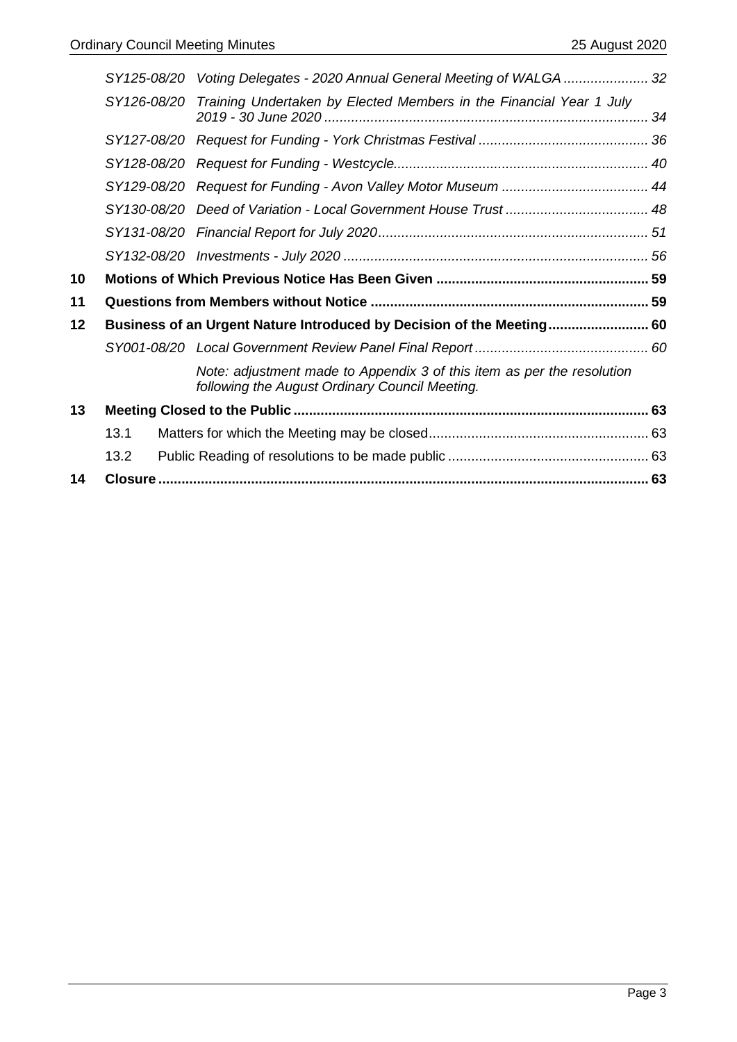| | | | |
|---|---|---|---|
| | *SY125-08/20* | *Voting Delegates - 2020 Annual General Meeting of WALGA* | *32* |
| | *SY126-08/20* | *Training Undertaken by Elected Members in the Financial Year 1 July 2019 - 30 June 2020* | *34* |
| | *SY127-08/20* | *Request for Funding - York Christmas Festival* | *36* |
| | *SY128-08/20* | *Request for Funding - Westcycle* | *40* |
| | *SY129-08/20* | *Request for Funding - Avon Valley Motor Museum* | *44* |
| | *SY130-08/20* | *Deed of Variation - Local Government House Trust* | *48* |
| | *SY131-08/20* | *Financial Report for July 2020* | *51* |
| | *SY132-08/20* | *Investments - July 2020* | *56* |
| **10** | **Motions of Which Previous Notice Has Been Given** | | **59** |
| **11** | **Questions from Members without Notice** | | **59** |
| **12** | **Business of an Urgent Nature Introduced by Decision of the Meeting** | | **60** |
| | *SY001-08/20* | *Local Government Review Panel Final Report* | *60* |
| | | *Note: adjustment made to Appendix 3 of this item as per the resolution following the August Ordinary Council Meeting.* | |
| **13** | **Meeting Closed to the Public** | | **63** |
| | 13.1 | Matters for which the Meeting may be closed | 63 |
| | 13.2 | Public Reading of resolutions to be made public | 63 |
| **14** | **Closure** | | **63** |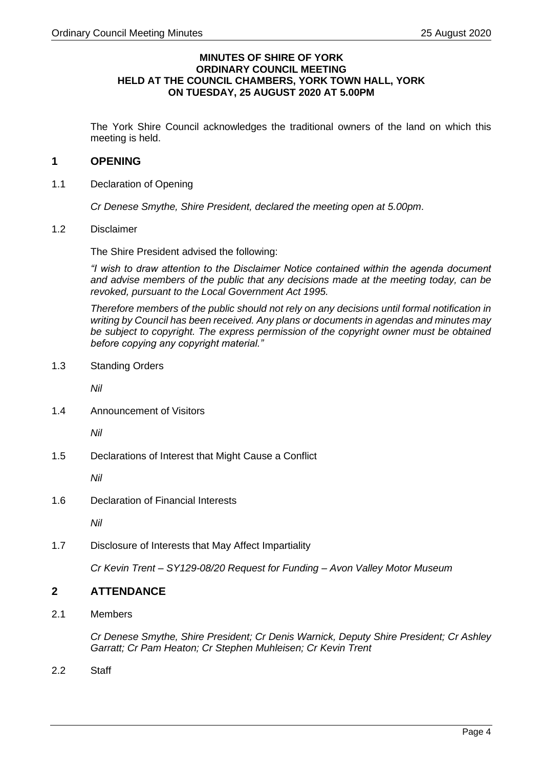**MINUTES OF SHIRE OF YORK ORDINARY COUNCIL MEETING HELD AT THE COUNCIL CHAMBERS, YORK TOWN HALL, YORK ON TUESDAY, 25 AUGUST 2020 AT 5.00PM**

The York Shire Council acknowledges the traditional owners of the land on which this meeting is held.

## 1 OPENING

1.1 Declaration of Opening

*Cr Denese Smythe, Shire President, declared the meeting open at 5.00pm.*

1.2 Disclaimer

The Shire President advised the following:

*"I wish to draw attention to the Disclaimer Notice contained within the agenda document and advise members of the public that any decisions made at the meeting today, can be revoked, pursuant to the Local Government Act 1995.*

*Therefore members of the public should not rely on any decisions until formal notification in writing by Council has been received. Any plans or documents in agendas and minutes may be subject to copyright. The express permission of the copyright owner must be obtained before copying any copyright material."*

1.3 Standing Orders

*Nil*

1.4 Announcement of Visitors

*Nil*

1.5 Declarations of Interest that Might Cause a Conflict

*Nil*

1.6 Declaration of Financial Interests

*Nil*

1.7 Disclosure of Interests that May Affect Impartiality

*Cr Kevin Trent – SY129-08/20 Request for Funding – Avon Valley Motor Museum*

## 2 ATTENDANCE

2.1 Members

*Cr Denese Smythe, Shire President; Cr Denis Warnick, Deputy Shire President; Cr Ashley Garratt; Cr Pam Heaton; Cr Stephen Muhleisen; Cr Kevin Trent*

2.2 Staff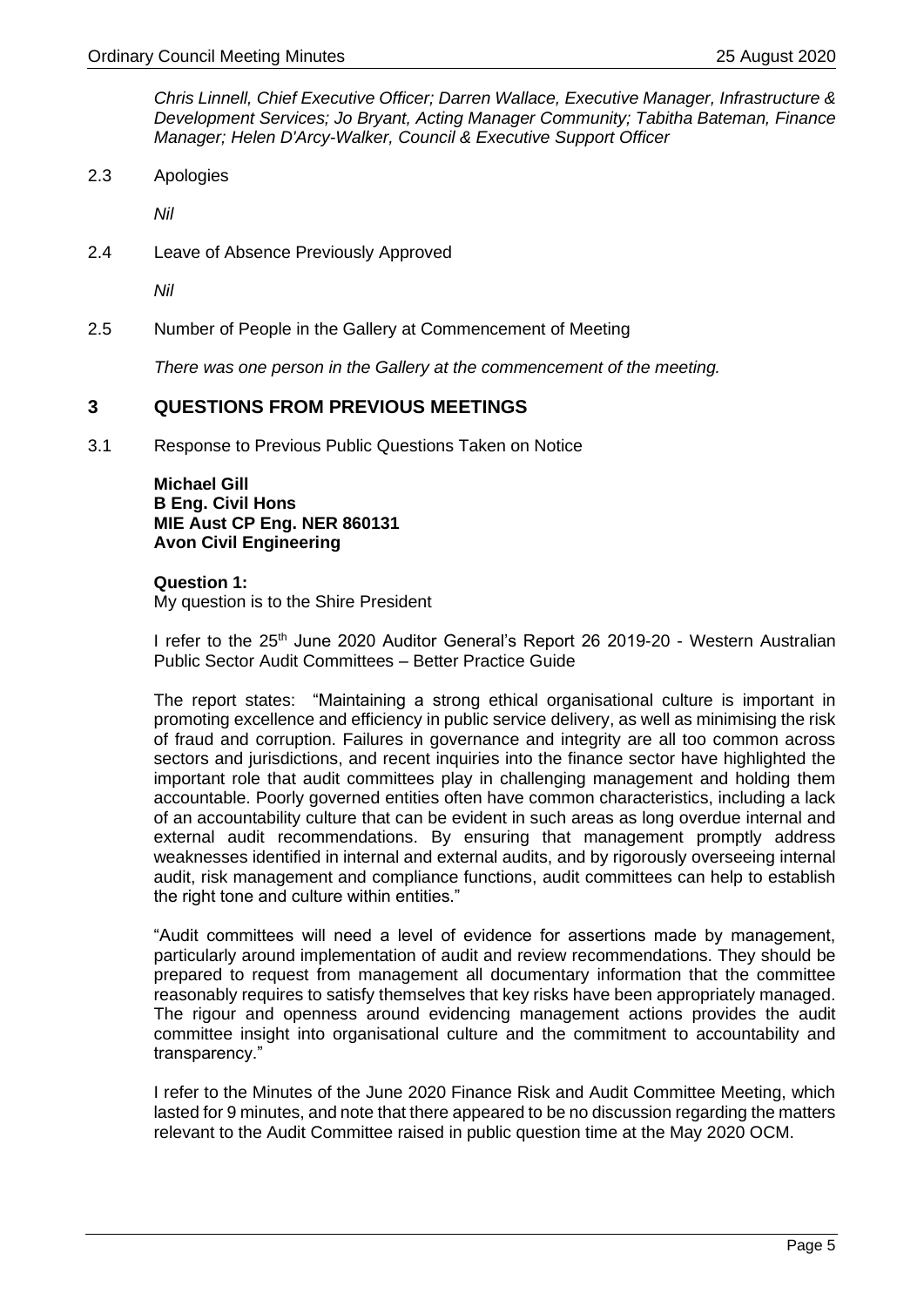*Chris Linnell, Chief Executive Officer; Darren Wallace, Executive Manager, Infrastructure & Development Services; Jo Bryant, Acting Manager Community; Tabitha Bateman, Finance Manager; Helen D'Arcy-Walker, Council & Executive Support Officer*

2.3 Apologies

*Nil*

2.4 Leave of Absence Previously Approved

*Nil*

2.5 Number of People in the Gallery at Commencement of Meeting

*There was one person in the Gallery at the commencement of the meeting.*

## 3 QUESTIONS FROM PREVIOUS MEETINGS

3.1 Response to Previous Public Questions Taken on Notice

**Michael Gill**
**B Eng. Civil Hons**
**MIE Aust CP Eng. NER 860131**
**Avon Civil Engineering**

**Question 1:**
My question is to the Shire President

I refer to the 25th June 2020 Auditor General's Report 26 2019-20 - Western Australian Public Sector Audit Committees – Better Practice Guide

The report states: "Maintaining a strong ethical organisational culture is important in promoting excellence and efficiency in public service delivery, as well as minimising the risk of fraud and corruption. Failures in governance and integrity are all too common across sectors and jurisdictions, and recent inquiries into the finance sector have highlighted the important role that audit committees play in challenging management and holding them accountable. Poorly governed entities often have common characteristics, including a lack of an accountability culture that can be evident in such areas as long overdue internal and external audit recommendations. By ensuring that management promptly address weaknesses identified in internal and external audits, and by rigorously overseeing internal audit, risk management and compliance functions, audit committees can help to establish the right tone and culture within entities."

"Audit committees will need a level of evidence for assertions made by management, particularly around implementation of audit and review recommendations. They should be prepared to request from management all documentary information that the committee reasonably requires to satisfy themselves that key risks have been appropriately managed. The rigour and openness around evidencing management actions provides the audit committee insight into organisational culture and the commitment to accountability and transparency."

I refer to the Minutes of the June 2020 Finance Risk and Audit Committee Meeting, which lasted for 9 minutes, and note that there appeared to be no discussion regarding the matters relevant to the Audit Committee raised in public question time at the May 2020 OCM.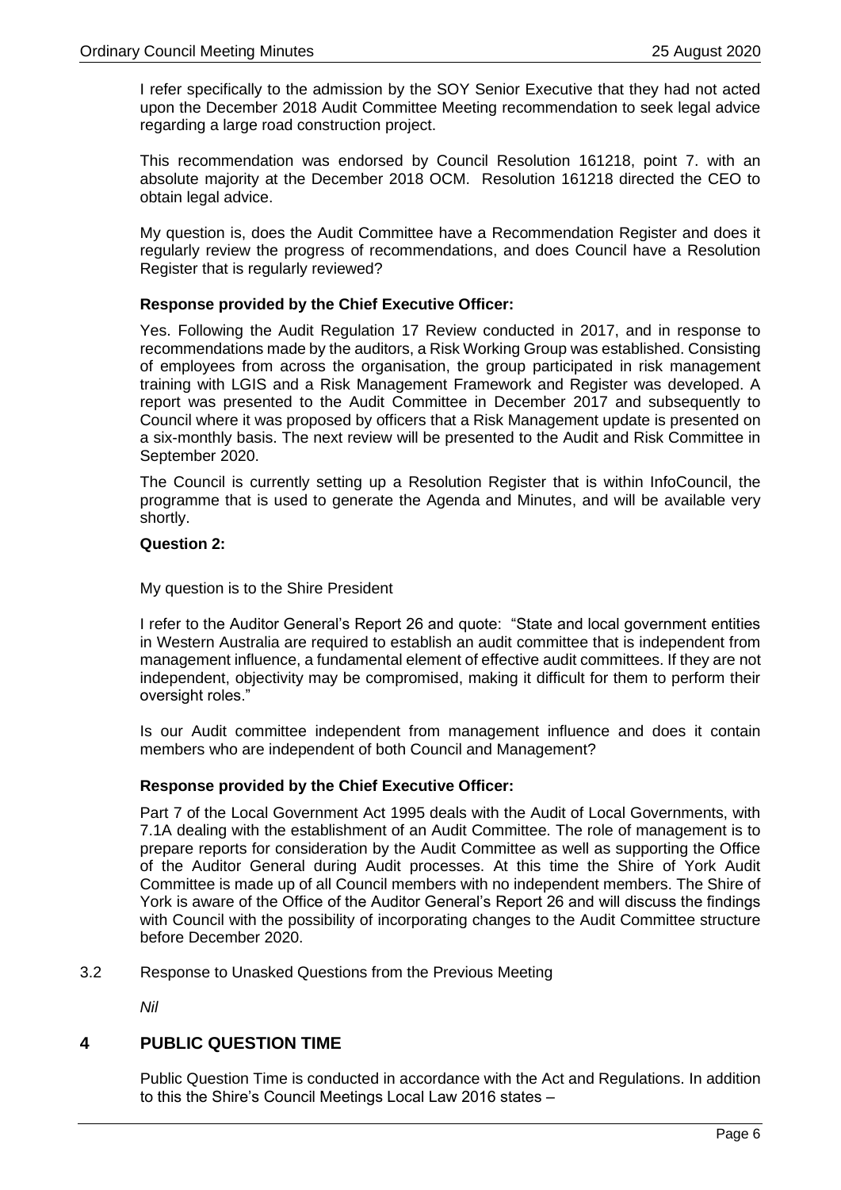I refer specifically to the admission by the SOY Senior Executive that they had not acted upon the December 2018 Audit Committee Meeting recommendation to seek legal advice regarding a large road construction project.

This recommendation was endorsed by Council Resolution 161218, point 7. with an absolute majority at the December 2018 OCM. Resolution 161218 directed the CEO to obtain legal advice.

My question is, does the Audit Committee have a Recommendation Register and does it regularly review the progress of recommendations, and does Council have a Resolution Register that is regularly reviewed?

**Response provided by the Chief Executive Officer:**

Yes. Following the Audit Regulation 17 Review conducted in 2017, and in response to recommendations made by the auditors, a Risk Working Group was established. Consisting of employees from across the organisation, the group participated in risk management training with LGIS and a Risk Management Framework and Register was developed. A report was presented to the Audit Committee in December 2017 and subsequently to Council where it was proposed by officers that a Risk Management update is presented on a six-monthly basis. The next review will be presented to the Audit and Risk Committee in September 2020.

The Council is currently setting up a Resolution Register that is within InfoCouncil, the programme that is used to generate the Agenda and Minutes, and will be available very shortly.

**Question 2:**

My question is to the Shire President

I refer to the Auditor General's Report 26 and quote: "State and local government entities in Western Australia are required to establish an audit committee that is independent from management influence, a fundamental element of effective audit committees. If they are not independent, objectivity may be compromised, making it difficult for them to perform their oversight roles."

Is our Audit committee independent from management influence and does it contain members who are independent of both Council and Management?

**Response provided by the Chief Executive Officer:**

Part 7 of the Local Government Act 1995 deals with the Audit of Local Governments, with 7.1A dealing with the establishment of an Audit Committee. The role of management is to prepare reports for consideration by the Audit Committee as well as supporting the Office of the Auditor General during Audit processes. At this time the Shire of York Audit Committee is made up of all Council members with no independent members. The Shire of York is aware of the Office of the Auditor General's Report 26 and will discuss the findings with Council with the possibility of incorporating changes to the Audit Committee structure before December 2020.

3.2 Response to Unasked Questions from the Previous Meeting

*Nil*

# 4 PUBLIC QUESTION TIME

Public Question Time is conducted in accordance with the Act and Regulations. In addition to this the Shire's Council Meetings Local Law 2016 states –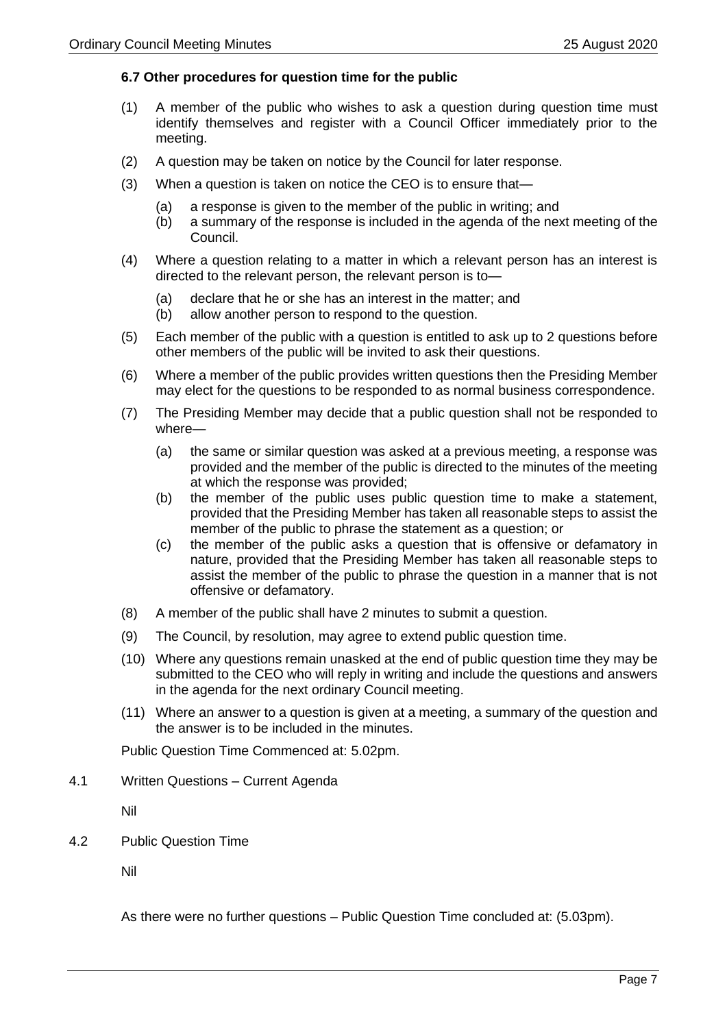### 6.7 Other procedures for question time for the public

(1) A member of the public who wishes to ask a question during question time must identify themselves and register with a Council Officer immediately prior to the meeting.

(2) A question may be taken on notice by the Council for later response.

(3) When a question is taken on notice the CEO is to ensure that—

  (a) a response is given to the member of the public in writing; and
  (b) a summary of the response is included in the agenda of the next meeting of the Council.

(4) Where a question relating to a matter in which a relevant person has an interest is directed to the relevant person, the relevant person is to—

  (a) declare that he or she has an interest in the matter; and
  (b) allow another person to respond to the question.

(5) Each member of the public with a question is entitled to ask up to 2 questions before other members of the public will be invited to ask their questions.

(6) Where a member of the public provides written questions then the Presiding Member may elect for the questions to be responded to as normal business correspondence.

(7) The Presiding Member may decide that a public question shall not be responded to where—

  (a) the same or similar question was asked at a previous meeting, a response was provided and the member of the public is directed to the minutes of the meeting at which the response was provided;
  (b) the member of the public uses public question time to make a statement, provided that the Presiding Member has taken all reasonable steps to assist the member of the public to phrase the statement as a question; or
  (c) the member of the public asks a question that is offensive or defamatory in nature, provided that the Presiding Member has taken all reasonable steps to assist the member of the public to phrase the question in a manner that is not offensive or defamatory.

(8) A member of the public shall have 2 minutes to submit a question.

(9) The Council, by resolution, may agree to extend public question time.

(10) Where any questions remain unasked at the end of public question time they may be submitted to the CEO who will reply in writing and include the questions and answers in the agenda for the next ordinary Council meeting.

(11) Where an answer to a question is given at a meeting, a summary of the question and the answer is to be included in the minutes.

Public Question Time Commenced at: 5.02pm.

4.1 Written Questions – Current Agenda

Nil

4.2 Public Question Time

Nil

As there were no further questions – Public Question Time concluded at: (5.03pm).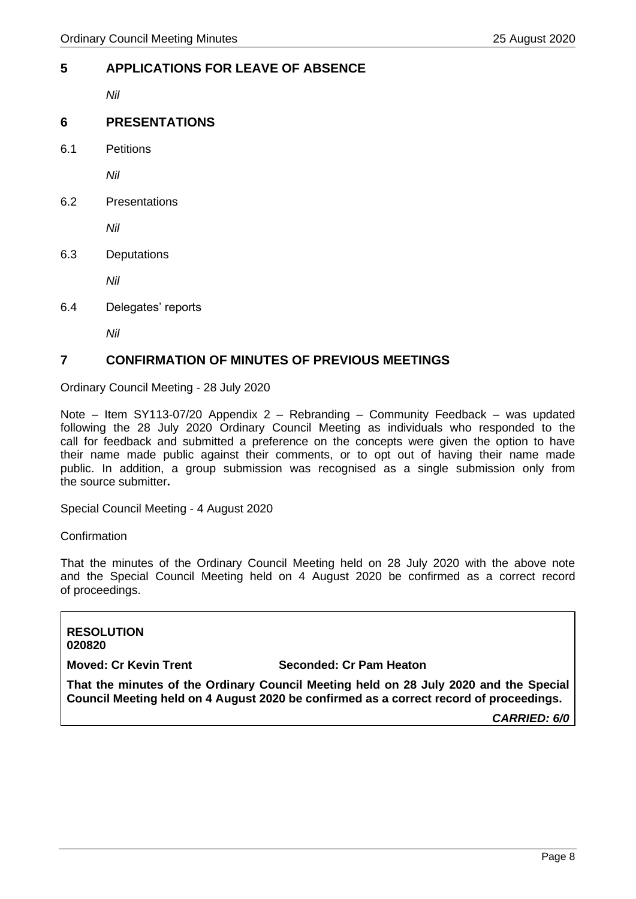## 5 APPLICATIONS FOR LEAVE OF ABSENCE

*Nil*

## 6 PRESENTATIONS

6.1 Petitions

*Nil*

6.2 Presentations

*Nil*

6.3 Deputations

*Nil*

6.4 Delegates' reports

*Nil*

## 7 CONFIRMATION OF MINUTES OF PREVIOUS MEETINGS

Ordinary Council Meeting - 28 July 2020

Note – Item SY113-07/20 Appendix 2 – Rebranding – Community Feedback – was updated following the 28 July 2020 Ordinary Council Meeting as individuals who responded to the call for feedback and submitted a preference on the concepts were given the option to have their name made public against their comments, or to opt out of having their name made public. In addition, a group submission was recognised as a single submission only from the source submitter**.**

Special Council Meeting - 4 August 2020

Confirmation

That the minutes of the Ordinary Council Meeting held on 28 July 2020 with the above note and the Special Council Meeting held on 4 August 2020 be confirmed as a correct record of proceedings.

**RESOLUTION**
**020820**

**Moved: Cr Kevin Trent** **Seconded: Cr Pam Heaton**

**That the minutes of the Ordinary Council Meeting held on 28 July 2020 and the Special Council Meeting held on 4 August 2020 be confirmed as a correct record of proceedings.**

***CARRIED: 6/0***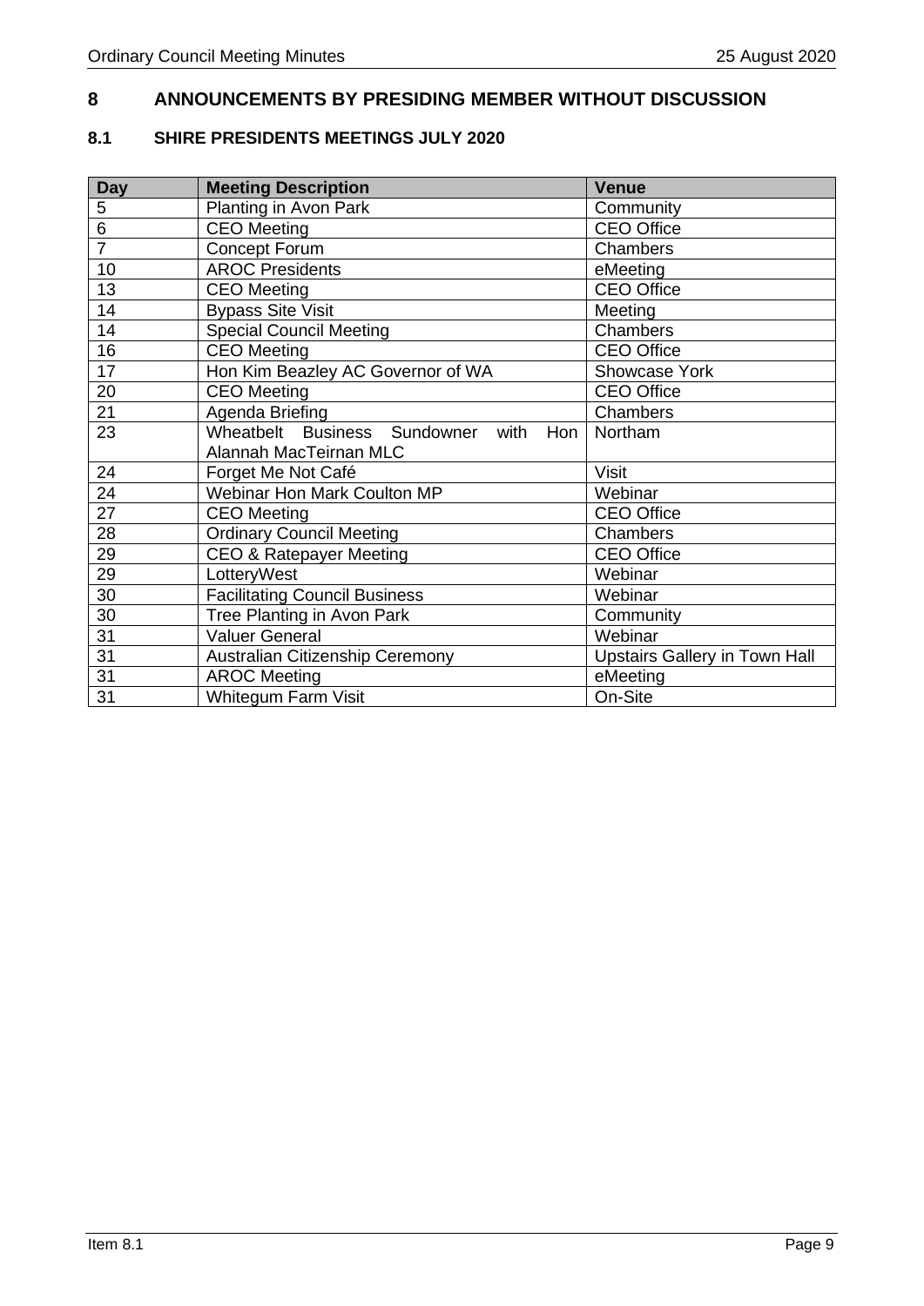## 8 ANNOUNCEMENTS BY PRESIDING MEMBER WITHOUT DISCUSSION

### 8.1 SHIRE PRESIDENTS MEETINGS JULY 2020

| Day | Meeting Description | Venue |
|---|---|---|
| 5 | Planting in Avon Park | Community |
| 6 | CEO Meeting | CEO Office |
| 7 | Concept Forum | Chambers |
| 10 | AROC Presidents | eMeeting |
| 13 | CEO Meeting | CEO Office |
| 14 | Bypass Site Visit | Meeting |
| 14 | Special Council Meeting | Chambers |
| 16 | CEO Meeting | CEO Office |
| 17 | Hon Kim Beazley AC Governor of WA | Showcase York |
| 20 | CEO Meeting | CEO Office |
| 21 | Agenda Briefing | Chambers |
| 23 | Wheatbelt Business Sundowner with Hon Alannah MacTeirnan MLC | Northam |
| 24 | Forget Me Not Café | Visit |
| 24 | Webinar Hon Mark Coulton MP | Webinar |
| 27 | CEO Meeting | CEO Office |
| 28 | Ordinary Council Meeting | Chambers |
| 29 | CEO & Ratepayer Meeting | CEO Office |
| 29 | LotteryWest | Webinar |
| 30 | Facilitating Council Business | Webinar |
| 30 | Tree Planting in Avon Park | Community |
| 31 | Valuer General | Webinar |
| 31 | Australian Citizenship Ceremony | Upstairs Gallery in Town Hall |
| 31 | AROC Meeting | eMeeting |
| 31 | Whitegum Farm Visit | On-Site |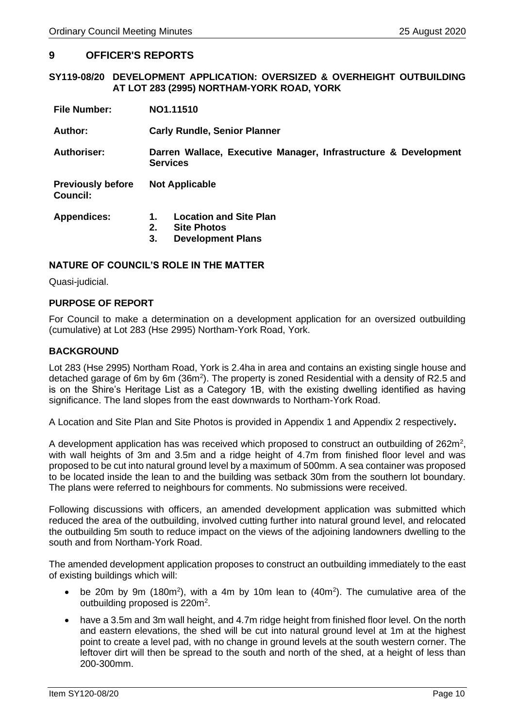## 9 OFFICER'S REPORTS

### SY119-08/20 DEVELOPMENT APPLICATION: OVERSIZED & OVERHEIGHT OUTBUILDING AT LOT 283 (2995) NORTHAM-YORK ROAD, YORK

| | |
|---|---|
| **File Number:** | **NO1.11510** |
| **Author:** | **Carly Rundle, Senior Planner** |
| **Authoriser:** | **Darren Wallace, Executive Manager, Infrastructure & Development Services** |
| **Previously before Council:** | **Not Applicable** |
| **Appendices:** | **1. Location and Site Plan**<br>**2. Site Photos**<br>**3. Development Plans** |

#### NATURE OF COUNCIL'S ROLE IN THE MATTER

Quasi-judicial.

#### PURPOSE OF REPORT

For Council to make a determination on a development application for an oversized outbuilding (cumulative) at Lot 283 (Hse 2995) Northam-York Road, York.

#### BACKGROUND

Lot 283 (Hse 2995) Northam Road, York is 2.4ha in area and contains an existing single house and detached garage of 6m by 6m (36m$^2$). The property is zoned Residential with a density of R2.5 and is on the Shire's Heritage List as a Category 1B, with the existing dwelling identified as having significance. The land slopes from the east downwards to Northam-York Road.

A Location and Site Plan and Site Photos is provided in Appendix 1 and Appendix 2 respectively**.**

A development application has was received which proposed to construct an outbuilding of 262m$^2$, with wall heights of 3m and 3.5m and a ridge height of 4.7m from finished floor level and was proposed to be cut into natural ground level by a maximum of 500mm. A sea container was proposed to be located inside the lean to and the building was setback 30m from the southern lot boundary. The plans were referred to neighbours for comments. No submissions were received.

Following discussions with officers, an amended development application was submitted which reduced the area of the outbuilding, involved cutting further into natural ground level, and relocated the outbuilding 5m south to reduce impact on the views of the adjoining landowners dwelling to the south and from Northam-York Road.

The amended development application proposes to construct an outbuilding immediately to the east of existing buildings which will:

- be 20m by 9m (180m$^2$), with a 4m by 10m lean to (40m$^2$). The cumulative area of the outbuilding proposed is 220m$^2$.
- have a 3.5m and 3m wall height, and 4.7m ridge height from finished floor level. On the north and eastern elevations, the shed will be cut into natural ground level at 1m at the highest point to create a level pad, with no change in ground levels at the south western corner. The leftover dirt will then be spread to the south and north of the shed, at a height of less than 200-300mm.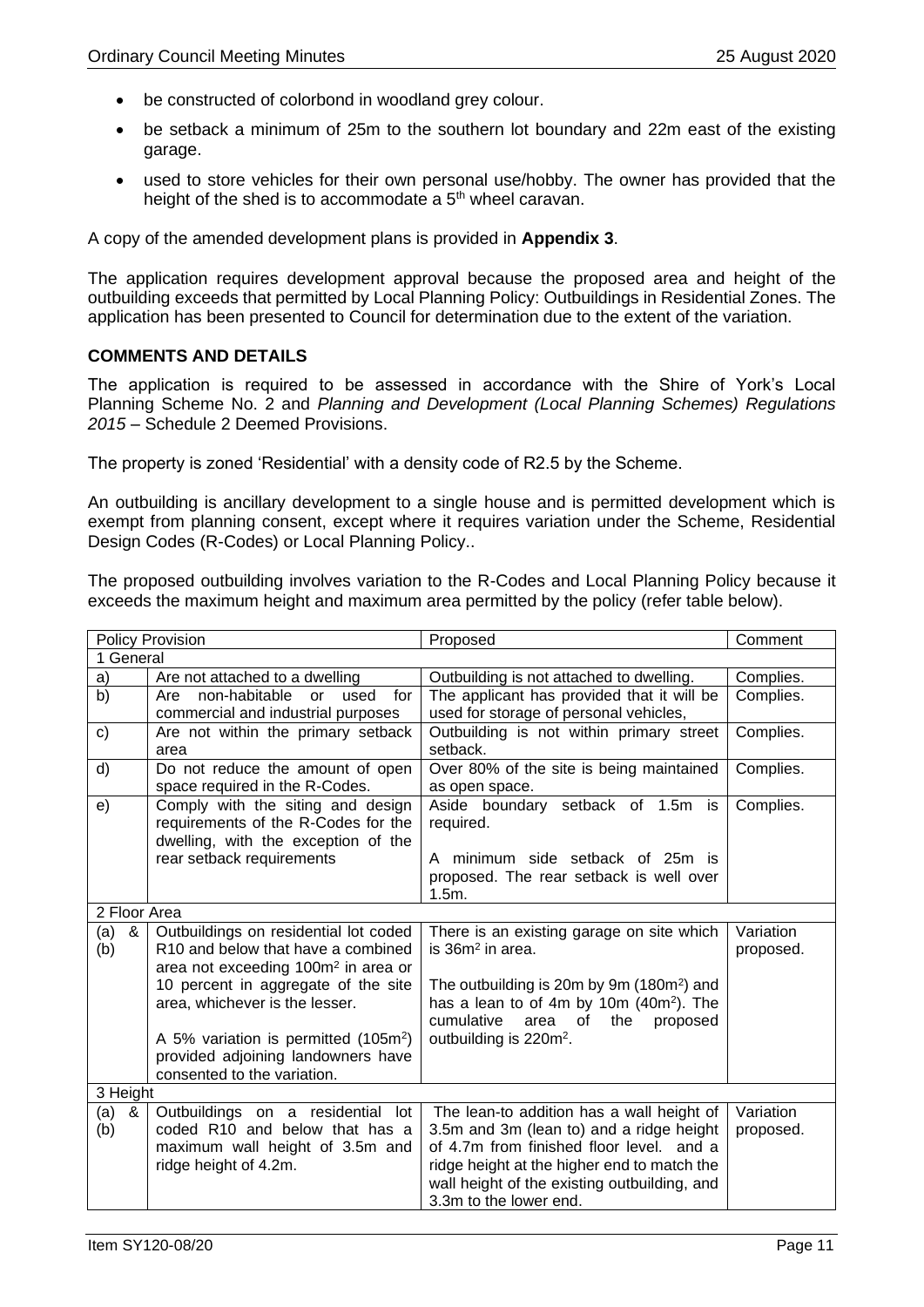- be constructed of colorbond in woodland grey colour.
- be setback a minimum of 25m to the southern lot boundary and 22m east of the existing garage.
- used to store vehicles for their own personal use/hobby. The owner has provided that the height of the shed is to accommodate a 5th wheel caravan.

A copy of the amended development plans is provided in **Appendix 3**.

The application requires development approval because the proposed area and height of the outbuilding exceeds that permitted by Local Planning Policy: Outbuildings in Residential Zones. The application has been presented to Council for determination due to the extent of the variation.

**COMMENTS AND DETAILS**

The application is required to be assessed in accordance with the Shire of York's Local Planning Scheme No. 2 and *Planning and Development (Local Planning Schemes) Regulations 2015* – Schedule 2 Deemed Provisions.

The property is zoned 'Residential' with a density code of R2.5 by the Scheme.

An outbuilding is ancillary development to a single house and is permitted development which is exempt from planning consent, except where it requires variation under the Scheme, Residential Design Codes (R-Codes) or Local Planning Policy..

The proposed outbuilding involves variation to the R-Codes and Local Planning Policy because it exceeds the maximum height and maximum area permitted by the policy (refer table below).

| Policy Provision | | Proposed | Comment |
|---|---|---|---|
| 1 General | | | |
| a) | Are not attached to a dwelling | Outbuilding is not attached to dwelling. | Complies. |
| b) | Are non-habitable or used for commercial and industrial purposes | The applicant has provided that it will be used for storage of personal vehicles, | Complies. |
| c) | Are not within the primary setback area | Outbuilding is not within primary street setback. | Complies. |
| d) | Do not reduce the amount of open space required in the R-Codes. | Over 80% of the site is being maintained as open space. | Complies. |
| e) | Comply with the siting and design requirements of the R-Codes for the dwelling, with the exception of the rear setback requirements | Aside boundary setback of 1.5m is required.<br><br>A minimum side setback of 25m is proposed. The rear setback is well over 1.5m. | Complies. |
| 2 Floor Area | | | |
| (a) & (b) | Outbuildings on residential lot coded R10 and below that have a combined area not exceeding 100m$^2$ in area or 10 percent in aggregate of the site area, whichever is the lesser.<br><br>A 5% variation is permitted (105m$^2$) provided adjoining landowners have consented to the variation. | There is an existing garage on site which is 36m$^2$ in area.<br><br>The outbuilding is 20m by 9m (180m$^2$) and has a lean to of 4m by 10m (40m$^2$). The cumulative area of the proposed outbuilding is 220m$^2$. | Variation proposed. |
| 3 Height | | | |
| (a) & (b) | Outbuildings on a residential lot coded R10 and below that has a maximum wall height of 3.5m and ridge height of 4.2m. | The lean-to addition has a wall height of 3.5m and 3m (lean to) and a ridge height of 4.7m from finished floor level. and a ridge height at the higher end to match the wall height of the existing outbuilding, and 3.3m to the lower end. | Variation proposed. |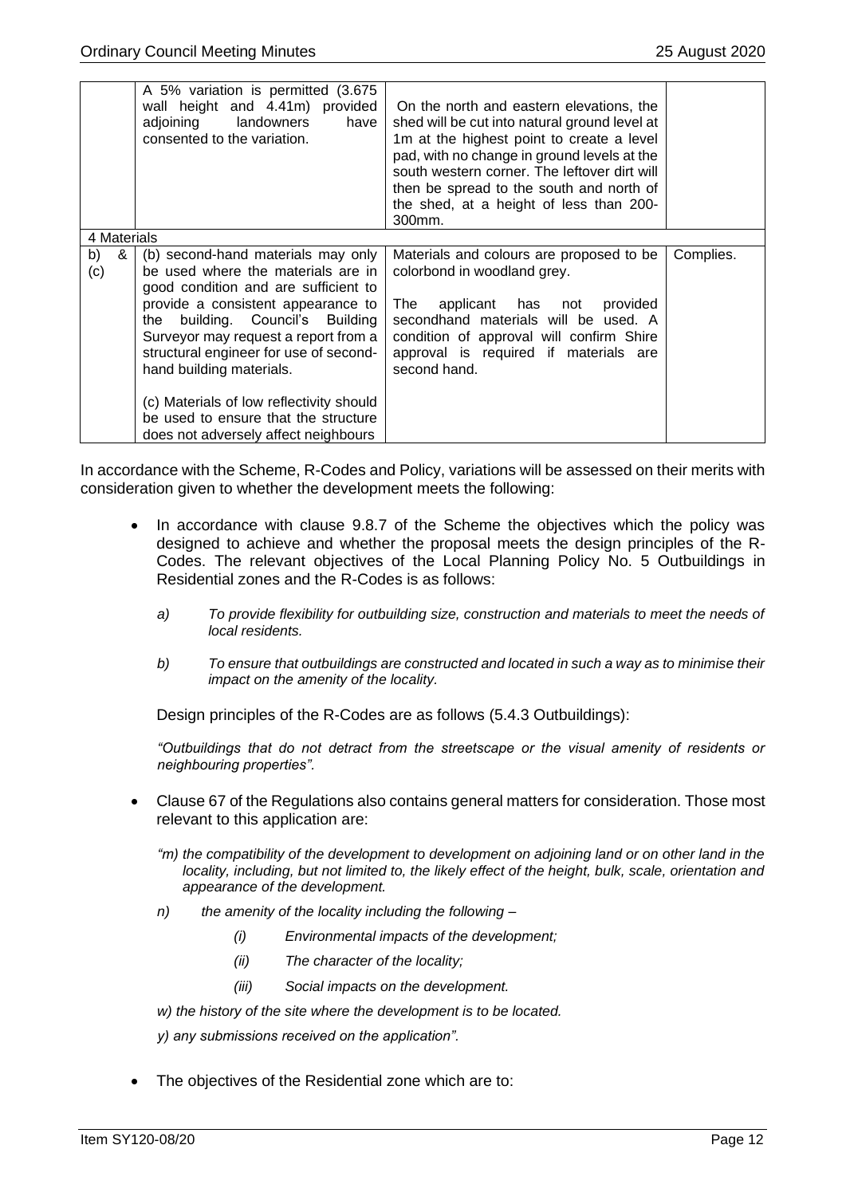|  | A 5% variation is permitted (3.675 wall height and 4.41m) provided adjoining landowners have consented to the variation. | On the north and eastern elevations, the shed will be cut into natural ground level at 1m at the highest point to create a level pad, with no change in ground levels at the south western corner. The leftover dirt will then be spread to the south and north of the shed, at a height of less than 200-300mm. |  |
|---|---|---|---|
| 4 Materials | | | |
| b) & (c) | (b) second-hand materials may only be used where the materials are in good condition and are sufficient to provide a consistent appearance to the building. Council's Building Surveyor may request a report from a structural engineer for use of second-hand building materials.<br><br>(c) Materials of low reflectivity should be used to ensure that the structure does not adversely affect neighbours | Materials and colours are proposed to be colorbond in woodland grey.<br><br>The applicant has not provided secondhand materials will be used. A condition of approval will confirm Shire approval is required if materials are second hand. | Complies. |

In accordance with the Scheme, R-Codes and Policy, variations will be assessed on their merits with consideration given to whether the development meets the following:

- In accordance with clause 9.8.7 of the Scheme the objectives which the policy was designed to achieve and whether the proposal meets the design principles of the R-Codes. The relevant objectives of the Local Planning Policy No. 5 Outbuildings in Residential zones and the R-Codes is as follows:

  *a) To provide flexibility for outbuilding size, construction and materials to meet the needs of local residents.*

  *b) To ensure that outbuildings are constructed and located in such a way as to minimise their impact on the amenity of the locality.*

  Design principles of the R-Codes are as follows (5.4.3 Outbuildings):

  *"Outbuildings that do not detract from the streetscape or the visual amenity of residents or neighbouring properties".*

- Clause 67 of the Regulations also contains general matters for consideration. Those most relevant to this application are:

  *"m) the compatibility of the development to development on adjoining land or on other land in the locality, including, but not limited to, the likely effect of the height, bulk, scale, orientation and appearance of the development.*

  *n) the amenity of the locality including the following –*

  *(i) Environmental impacts of the development;*

  *(ii) The character of the locality;*

  *(iii) Social impacts on the development.*

  *w) the history of the site where the development is to be located.*

  *y) any submissions received on the application".*

- The objectives of the Residential zone which are to: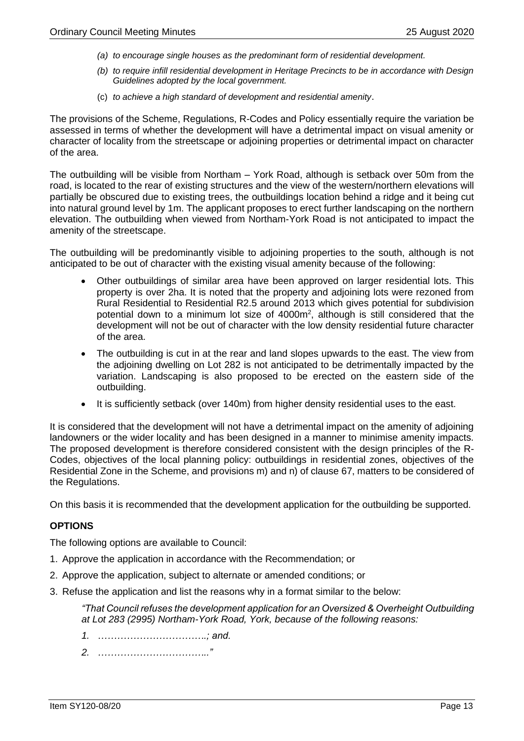*(a) to encourage single houses as the predominant form of residential development.*

*(b) to require infill residential development in Heritage Precincts to be in accordance with Design Guidelines adopted by the local government.*

(c) *to achieve a high standard of development and residential amenity*.

The provisions of the Scheme, Regulations, R-Codes and Policy essentially require the variation be assessed in terms of whether the development will have a detrimental impact on visual amenity or character of locality from the streetscape or adjoining properties or detrimental impact on character of the area.

The outbuilding will be visible from Northam – York Road, although is setback over 50m from the road, is located to the rear of existing structures and the view of the western/northern elevations will partially be obscured due to existing trees, the outbuildings location behind a ridge and it being cut into natural ground level by 1m. The applicant proposes to erect further landscaping on the northern elevation. The outbuilding when viewed from Northam-York Road is not anticipated to impact the amenity of the streetscape.

The outbuilding will be predominantly visible to adjoining properties to the south, although is not anticipated to be out of character with the existing visual amenity because of the following:

- Other outbuildings of similar area have been approved on larger residential lots. This property is over 2ha. It is noted that the property and adjoining lots were rezoned from Rural Residential to Residential R2.5 around 2013 which gives potential for subdivision potential down to a minimum lot size of 4000m$^2$, although is still considered that the development will not be out of character with the low density residential future character of the area.
- The outbuilding is cut in at the rear and land slopes upwards to the east. The view from the adjoining dwelling on Lot 282 is not anticipated to be detrimentally impacted by the variation. Landscaping is also proposed to be erected on the eastern side of the outbuilding.
- It is sufficiently setback (over 140m) from higher density residential uses to the east.

It is considered that the development will not have a detrimental impact on the amenity of adjoining landowners or the wider locality and has been designed in a manner to minimise amenity impacts. The proposed development is therefore considered consistent with the design principles of the R-Codes, objectives of the local planning policy: outbuildings in residential zones, objectives of the Residential Zone in the Scheme, and provisions m) and n) of clause 67, matters to be considered of the Regulations.

On this basis it is recommended that the development application for the outbuilding be supported.

## OPTIONS

The following options are available to Council:

1. Approve the application in accordance with the Recommendation; or
2. Approve the application, subject to alternate or amended conditions; or
3. Refuse the application and list the reasons why in a format similar to the below:

   *"That Council refuses the development application for an Oversized & Overheight Outbuilding at Lot 283 (2995) Northam-York Road, York, because of the following reasons:*

   *1. ……………………………; and.*

   *2. ……………………………."*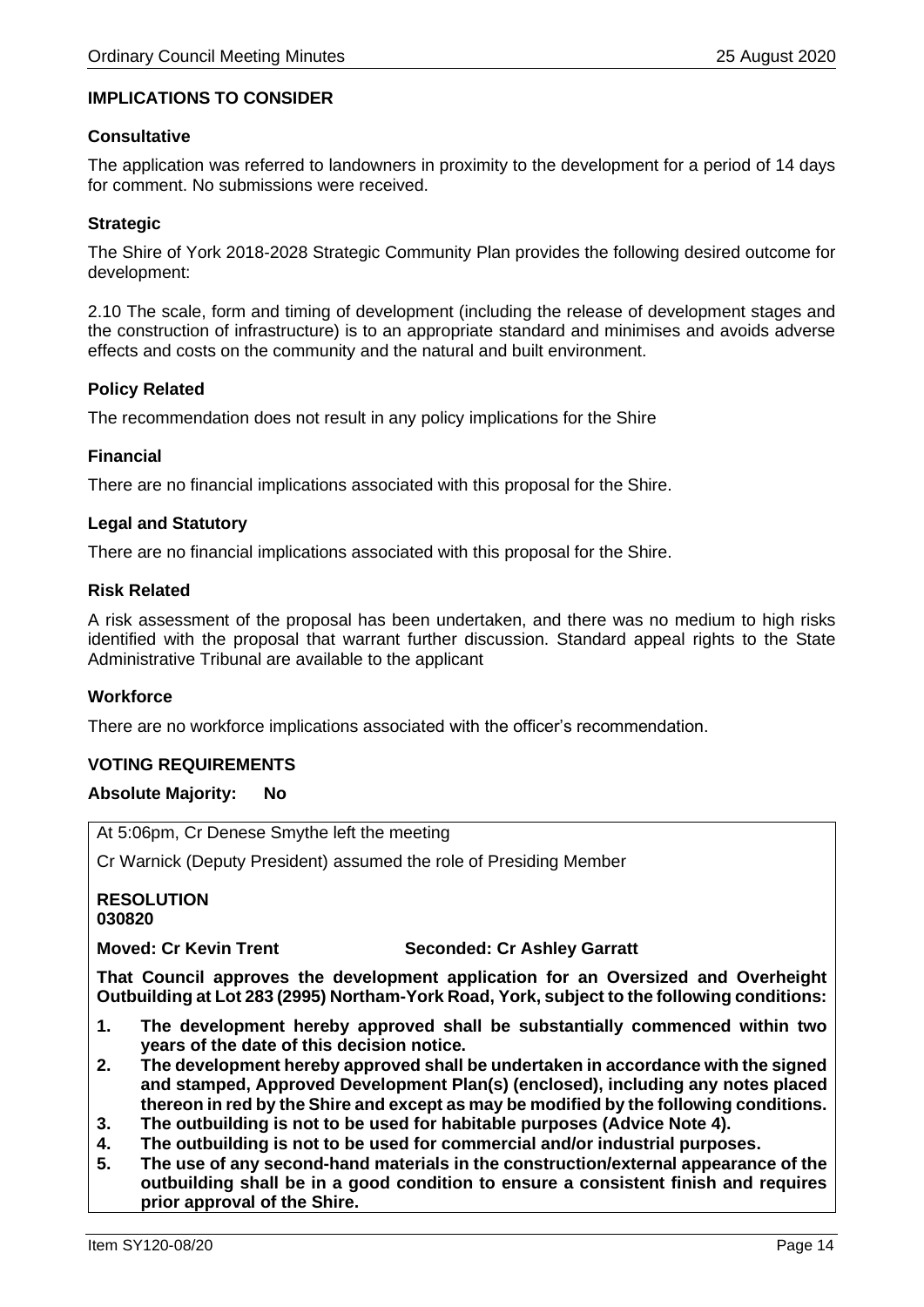### IMPLICATIONS TO CONSIDER

#### Consultative

The application was referred to landowners in proximity to the development for a period of 14 days for comment. No submissions were received.

#### Strategic

The Shire of York 2018-2028 Strategic Community Plan provides the following desired outcome for development:

2.10 The scale, form and timing of development (including the release of development stages and the construction of infrastructure) is to an appropriate standard and minimises and avoids adverse effects and costs on the community and the natural and built environment.

#### Policy Related

The recommendation does not result in any policy implications for the Shire

#### Financial

There are no financial implications associated with this proposal for the Shire.

#### Legal and Statutory

There are no financial implications associated with this proposal for the Shire.

#### Risk Related

A risk assessment of the proposal has been undertaken, and there was no medium to high risks identified with the proposal that warrant further discussion. Standard appeal rights to the State Administrative Tribunal are available to the applicant

#### Workforce

There are no workforce implications associated with the officer's recommendation.

### VOTING REQUIREMENTS

**Absolute Majority: No**

At 5:06pm, Cr Denese Smythe left the meeting

Cr Warnick (Deputy President) assumed the role of Presiding Member

**RESOLUTION**
**030820**

**Moved: Cr Kevin Trent** **Seconded: Cr Ashley Garratt**

**That Council approves the development application for an Oversized and Overheight Outbuilding at Lot 283 (2995) Northam-York Road, York, subject to the following conditions:**

1. **The development hereby approved shall be substantially commenced within two years of the date of this decision notice.**
2. **The development hereby approved shall be undertaken in accordance with the signed and stamped, Approved Development Plan(s) (enclosed), including any notes placed thereon in red by the Shire and except as may be modified by the following conditions.**
3. **The outbuilding is not to be used for habitable purposes (Advice Note 4).**
4. **The outbuilding is not to be used for commercial and/or industrial purposes.**
5. **The use of any second-hand materials in the construction/external appearance of the outbuilding shall be in a good condition to ensure a consistent finish and requires prior approval of the Shire.**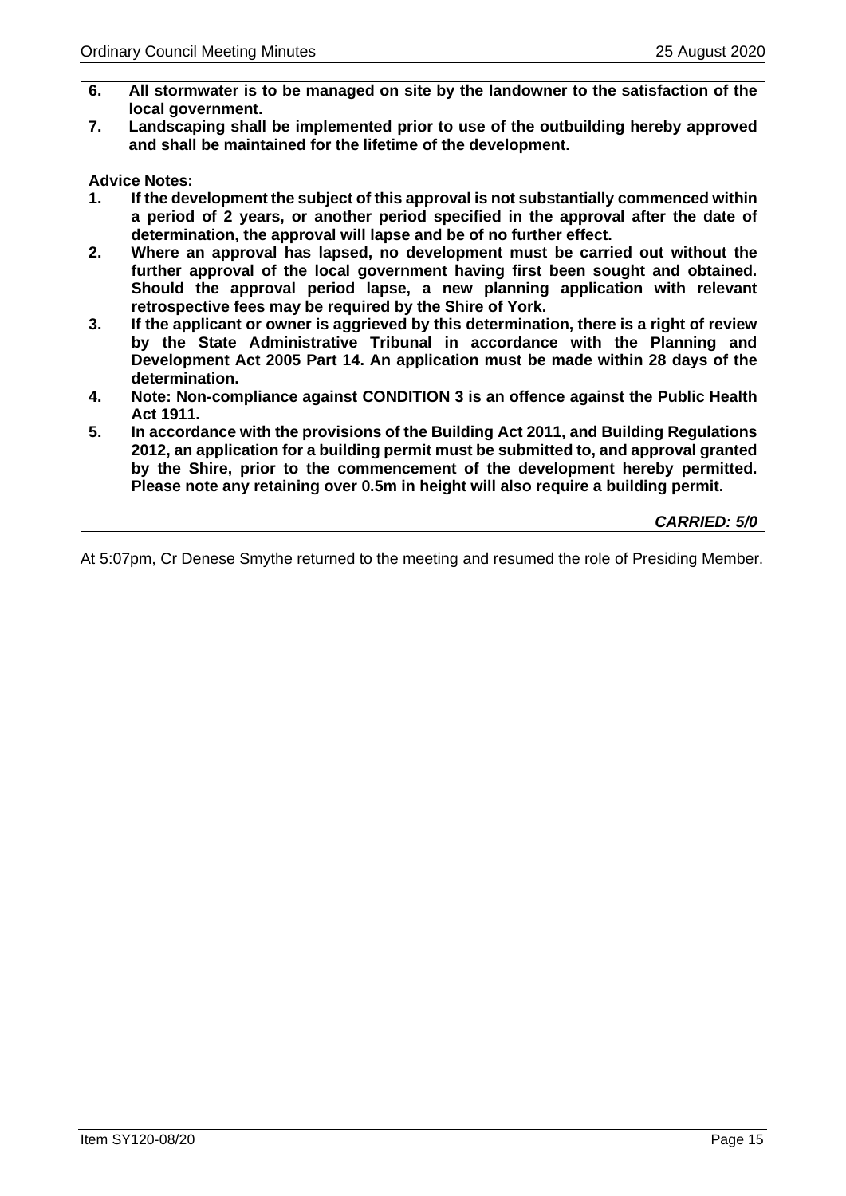**6. All stormwater is to be managed on site by the landowner to the satisfaction of the local government.**

**7. Landscaping shall be implemented prior to use of the outbuilding hereby approved and shall be maintained for the lifetime of the development.**

**Advice Notes:**

**1. If the development the subject of this approval is not substantially commenced within a period of 2 years, or another period specified in the approval after the date of determination, the approval will lapse and be of no further effect.**

**2. Where an approval has lapsed, no development must be carried out without the further approval of the local government having first been sought and obtained. Should the approval period lapse, a new planning application with relevant retrospective fees may be required by the Shire of York.**

**3. If the applicant or owner is aggrieved by this determination, there is a right of review by the State Administrative Tribunal in accordance with the Planning and Development Act 2005 Part 14. An application must be made within 28 days of the determination.**

**4. Note: Non-compliance against CONDITION 3 is an offence against the Public Health Act 1911.**

**5. In accordance with the provisions of the Building Act 2011, and Building Regulations 2012, an application for a building permit must be submitted to, and approval granted by the Shire, prior to the commencement of the development hereby permitted. Please note any retaining over 0.5m in height will also require a building permit.**

***CARRIED: 5/0***

At 5:07pm, Cr Denese Smythe returned to the meeting and resumed the role of Presiding Member.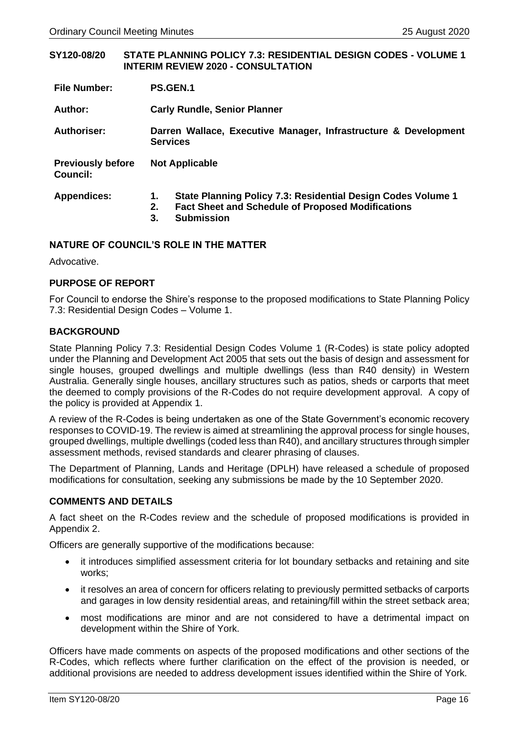## SY120-08/20 STATE PLANNING POLICY 7.3: RESIDENTIAL DESIGN CODES - VOLUME 1 INTERIM REVIEW 2020 - CONSULTATION

| | |
|---|---|
| **File Number:** | **PS.GEN.1** |
| **Author:** | **Carly Rundle, Senior Planner** |
| **Authoriser:** | **Darren Wallace, Executive Manager, Infrastructure & Development Services** |
| **Previously before Council:** | **Not Applicable** |
| **Appendices:** | **1. State Planning Policy 7.3: Residential Design Codes Volume 1**<br>**2. Fact Sheet and Schedule of Proposed Modifications**<br>**3. Submission** |

### NATURE OF COUNCIL'S ROLE IN THE MATTER

Advocative.

### PURPOSE OF REPORT

For Council to endorse the Shire's response to the proposed modifications to State Planning Policy 7.3: Residential Design Codes – Volume 1.

### BACKGROUND

State Planning Policy 7.3: Residential Design Codes Volume 1 (R-Codes) is state policy adopted under the Planning and Development Act 2005 that sets out the basis of design and assessment for single houses, grouped dwellings and multiple dwellings (less than R40 density) in Western Australia. Generally single houses, ancillary structures such as patios, sheds or carports that meet the deemed to comply provisions of the R-Codes do not require development approval. A copy of the policy is provided at Appendix 1.

A review of the R-Codes is being undertaken as one of the State Government's economic recovery responses to COVID-19. The review is aimed at streamlining the approval process for single houses, grouped dwellings, multiple dwellings (coded less than R40), and ancillary structures through simpler assessment methods, revised standards and clearer phrasing of clauses.

The Department of Planning, Lands and Heritage (DPLH) have released a schedule of proposed modifications for consultation, seeking any submissions be made by the 10 September 2020.

### COMMENTS AND DETAILS

A fact sheet on the R-Codes review and the schedule of proposed modifications is provided in Appendix 2.

Officers are generally supportive of the modifications because:

- it introduces simplified assessment criteria for lot boundary setbacks and retaining and site works;
- it resolves an area of concern for officers relating to previously permitted setbacks of carports and garages in low density residential areas, and retaining/fill within the street setback area;
- most modifications are minor and are not considered to have a detrimental impact on development within the Shire of York.

Officers have made comments on aspects of the proposed modifications and other sections of the R-Codes, which reflects where further clarification on the effect of the provision is needed, or additional provisions are needed to address development issues identified within the Shire of York.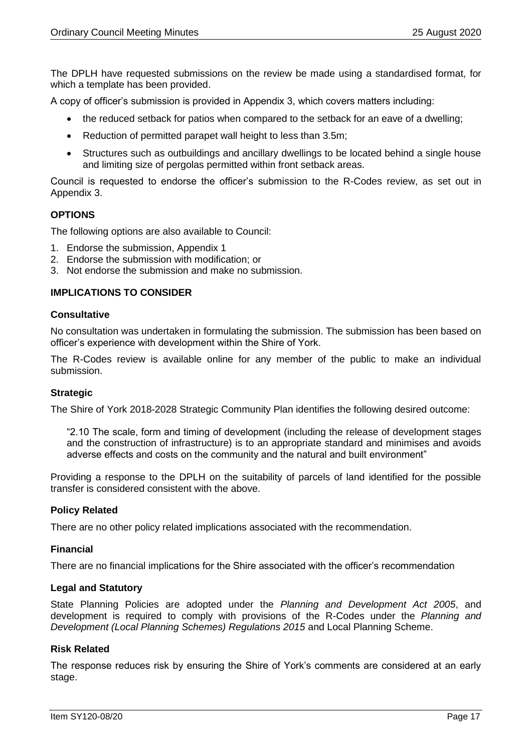The DPLH have requested submissions on the review be made using a standardised format, for which a template has been provided.

A copy of officer's submission is provided in Appendix 3, which covers matters including:

- the reduced setback for patios when compared to the setback for an eave of a dwelling;
- Reduction of permitted parapet wall height to less than 3.5m;
- Structures such as outbuildings and ancillary dwellings to be located behind a single house and limiting size of pergolas permitted within front setback areas.

Council is requested to endorse the officer's submission to the R-Codes review, as set out in Appendix 3.

## OPTIONS

The following options are also available to Council:

1. Endorse the submission, Appendix 1
2. Endorse the submission with modification; or
3. Not endorse the submission and make no submission.

## IMPLICATIONS TO CONSIDER

### Consultative

No consultation was undertaken in formulating the submission. The submission has been based on officer's experience with development within the Shire of York.

The R-Codes review is available online for any member of the public to make an individual submission.

### Strategic

The Shire of York 2018-2028 Strategic Community Plan identifies the following desired outcome:

> "2.10 The scale, form and timing of development (including the release of development stages and the construction of infrastructure) is to an appropriate standard and minimises and avoids adverse effects and costs on the community and the natural and built environment"

Providing a response to the DPLH on the suitability of parcels of land identified for the possible transfer is considered consistent with the above.

### Policy Related

There are no other policy related implications associated with the recommendation.

### Financial

There are no financial implications for the Shire associated with the officer's recommendation

### Legal and Statutory

State Planning Policies are adopted under the *Planning and Development Act 2005*, and development is required to comply with provisions of the R-Codes under the *Planning and Development (Local Planning Schemes) Regulations 2015* and Local Planning Scheme.

### Risk Related

The response reduces risk by ensuring the Shire of York's comments are considered at an early stage.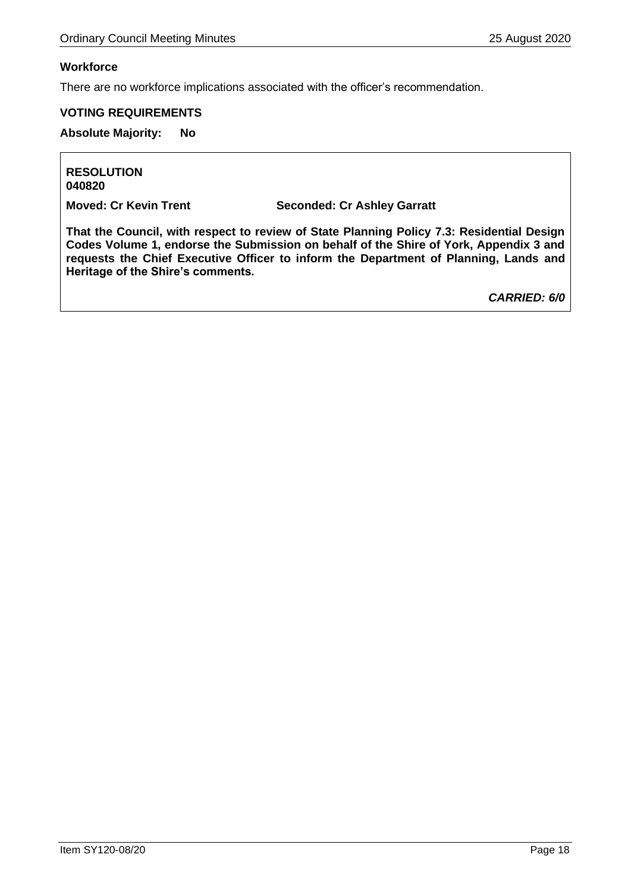**Workforce**

There are no workforce implications associated with the officer's recommendation.

**VOTING REQUIREMENTS**

**Absolute Majority: No**

**RESOLUTION**
**040820**

**Moved: Cr Kevin Trent** **Seconded: Cr Ashley Garratt**

**That the Council, with respect to review of State Planning Policy 7.3: Residential Design Codes Volume 1, endorse the Submission on behalf of the Shire of York, Appendix 3 and requests the Chief Executive Officer to inform the Department of Planning, Lands and Heritage of the Shire's comments.**

***CARRIED: 6/0***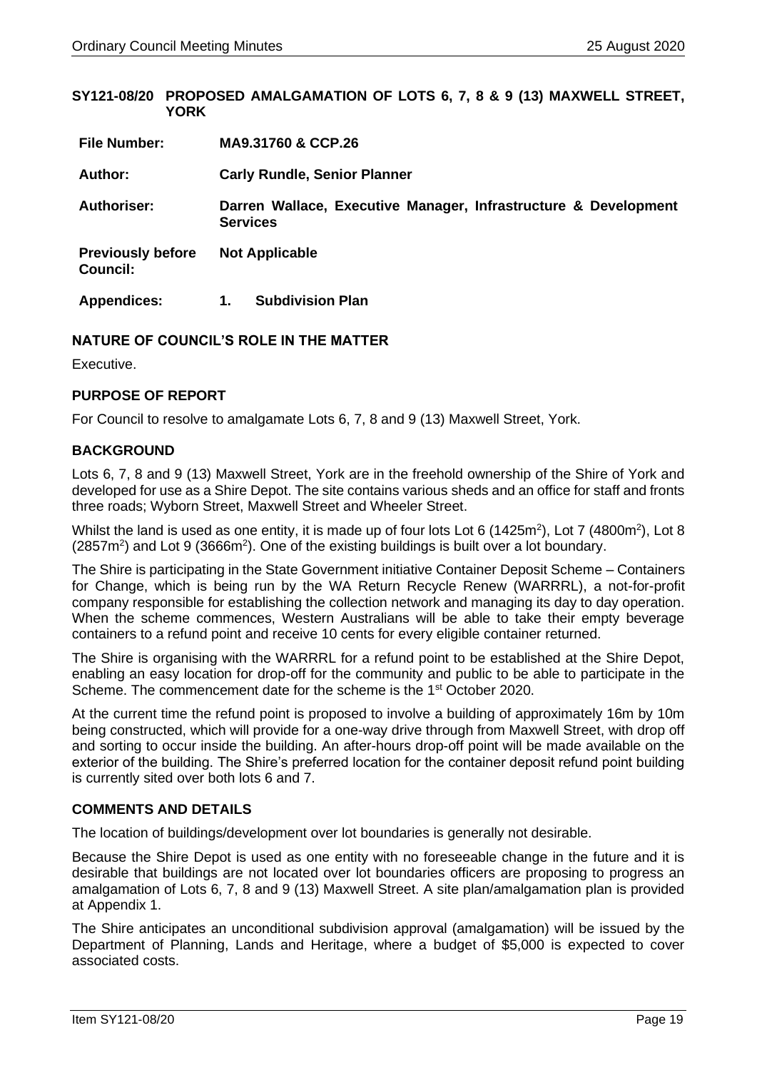**SY121-08/20 PROPOSED AMALGAMATION OF LOTS 6, 7, 8 & 9 (13) MAXWELL STREET, YORK**

| | |
|---|---|
| **File Number:** | **MA9.31760 & CCP.26** |
| **Author:** | **Carly Rundle, Senior Planner** |
| **Authoriser:** | **Darren Wallace, Executive Manager, Infrastructure & Development Services** |
| **Previously before Council:** | **Not Applicable** |
| **Appendices:** | **1. Subdivision Plan** |

## NATURE OF COUNCIL'S ROLE IN THE MATTER

Executive.

## PURPOSE OF REPORT

For Council to resolve to amalgamate Lots 6, 7, 8 and 9 (13) Maxwell Street, York.

## BACKGROUND

Lots 6, 7, 8 and 9 (13) Maxwell Street, York are in the freehold ownership of the Shire of York and developed for use as a Shire Depot. The site contains various sheds and an office for staff and fronts three roads; Wyborn Street, Maxwell Street and Wheeler Street.

Whilst the land is used as one entity, it is made up of four lots Lot 6 (1425m$^2$), Lot 7 (4800m$^2$), Lot 8 (2857m$^2$) and Lot 9 (3666m$^2$). One of the existing buildings is built over a lot boundary.

The Shire is participating in the State Government initiative Container Deposit Scheme – Containers for Change, which is being run by the WA Return Recycle Renew (WARRRL), a not-for-profit company responsible for establishing the collection network and managing its day to day operation. When the scheme commences, Western Australians will be able to take their empty beverage containers to a refund point and receive 10 cents for every eligible container returned.

The Shire is organising with the WARRRL for a refund point to be established at the Shire Depot, enabling an easy location for drop-off for the community and public to be able to participate in the Scheme. The commencement date for the scheme is the 1st October 2020.

At the current time the refund point is proposed to involve a building of approximately 16m by 10m being constructed, which will provide for a one-way drive through from Maxwell Street, with drop off and sorting to occur inside the building. An after-hours drop-off point will be made available on the exterior of the building. The Shire's preferred location for the container deposit refund point building is currently sited over both lots 6 and 7.

## COMMENTS AND DETAILS

The location of buildings/development over lot boundaries is generally not desirable.

Because the Shire Depot is used as one entity with no foreseeable change in the future and it is desirable that buildings are not located over lot boundaries officers are proposing to progress an amalgamation of Lots 6, 7, 8 and 9 (13) Maxwell Street. A site plan/amalgamation plan is provided at Appendix 1.

The Shire anticipates an unconditional subdivision approval (amalgamation) will be issued by the Department of Planning, Lands and Heritage, where a budget of $5,000 is expected to cover associated costs.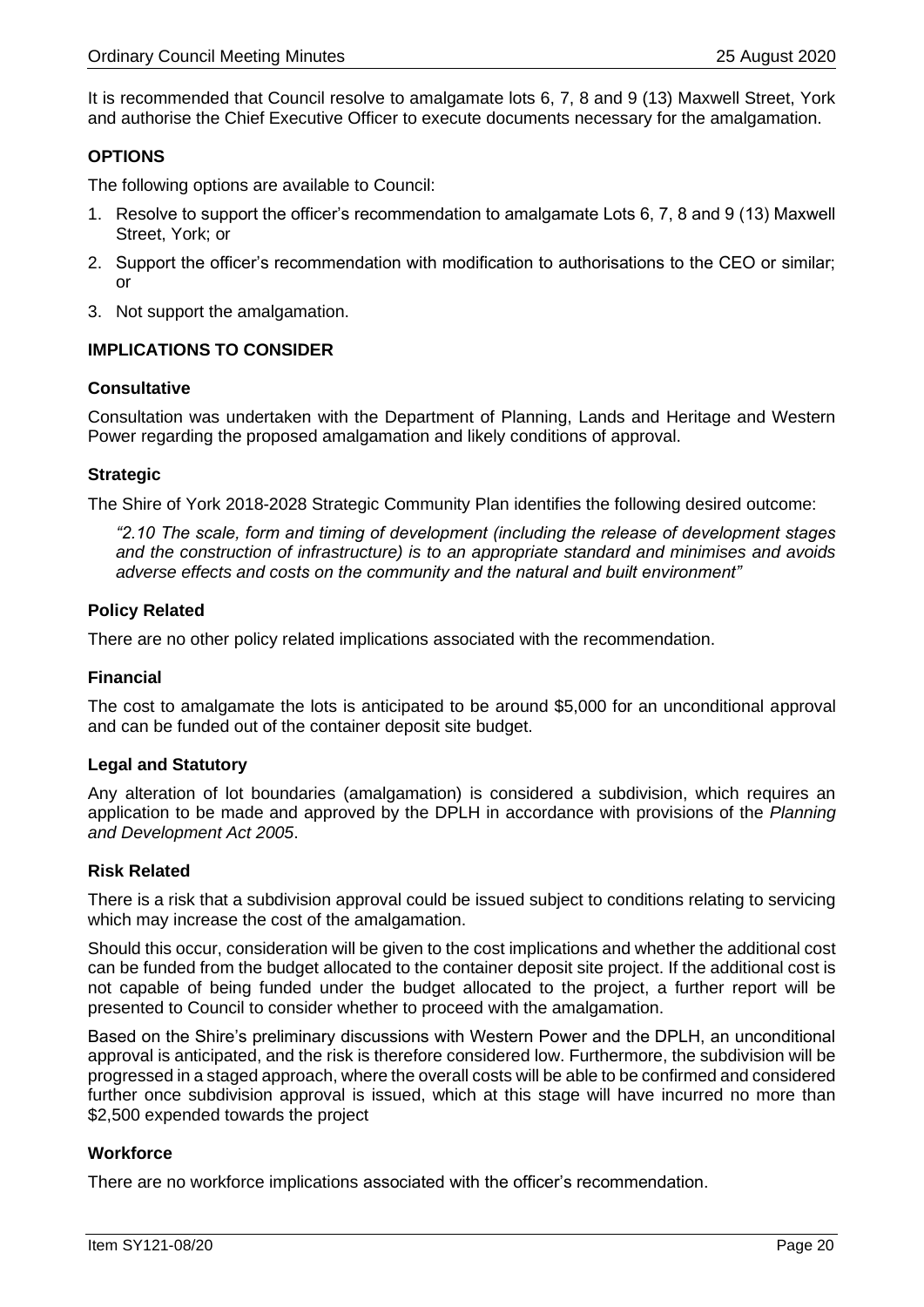It is recommended that Council resolve to amalgamate lots 6, 7, 8 and 9 (13) Maxwell Street, York and authorise the Chief Executive Officer to execute documents necessary for the amalgamation.

### OPTIONS

The following options are available to Council:

1. Resolve to support the officer's recommendation to amalgamate Lots 6, 7, 8 and 9 (13) Maxwell Street, York; or
2. Support the officer's recommendation with modification to authorisations to the CEO or similar; or
3. Not support the amalgamation.

### IMPLICATIONS TO CONSIDER

#### Consultative

Consultation was undertaken with the Department of Planning, Lands and Heritage and Western Power regarding the proposed amalgamation and likely conditions of approval.

#### Strategic

The Shire of York 2018-2028 Strategic Community Plan identifies the following desired outcome:

> *"2.10 The scale, form and timing of development (including the release of development stages and the construction of infrastructure) is to an appropriate standard and minimises and avoids adverse effects and costs on the community and the natural and built environment"*

#### Policy Related

There are no other policy related implications associated with the recommendation.

#### Financial

The cost to amalgamate the lots is anticipated to be around $5,000 for an unconditional approval and can be funded out of the container deposit site budget.

#### Legal and Statutory

Any alteration of lot boundaries (amalgamation) is considered a subdivision, which requires an application to be made and approved by the DPLH in accordance with provisions of the *Planning and Development Act 2005*.

#### Risk Related

There is a risk that a subdivision approval could be issued subject to conditions relating to servicing which may increase the cost of the amalgamation.

Should this occur, consideration will be given to the cost implications and whether the additional cost can be funded from the budget allocated to the container deposit site project. If the additional cost is not capable of being funded under the budget allocated to the project, a further report will be presented to Council to consider whether to proceed with the amalgamation.

Based on the Shire's preliminary discussions with Western Power and the DPLH, an unconditional approval is anticipated, and the risk is therefore considered low. Furthermore, the subdivision will be progressed in a staged approach, where the overall costs will be able to be confirmed and considered further once subdivision approval is issued, which at this stage will have incurred no more than $2,500 expended towards the project

#### Workforce

There are no workforce implications associated with the officer's recommendation.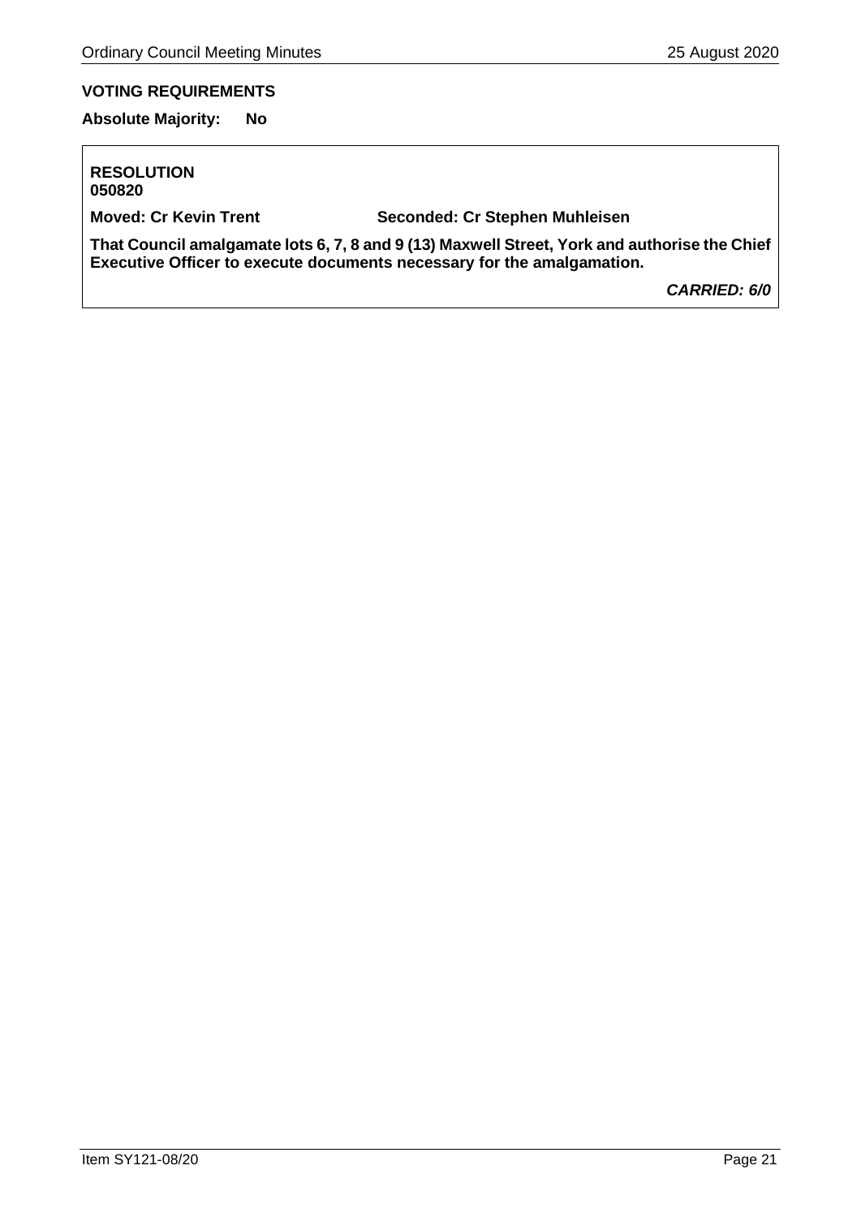**VOTING REQUIREMENTS**

**Absolute Majority: No**

**RESOLUTION**
**050820**

**Moved: Cr Kevin Trent** **Seconded: Cr Stephen Muhleisen**

**That Council amalgamate lots 6, 7, 8 and 9 (13) Maxwell Street, York and authorise the Chief Executive Officer to execute documents necessary for the amalgamation.**

***CARRIED: 6/0***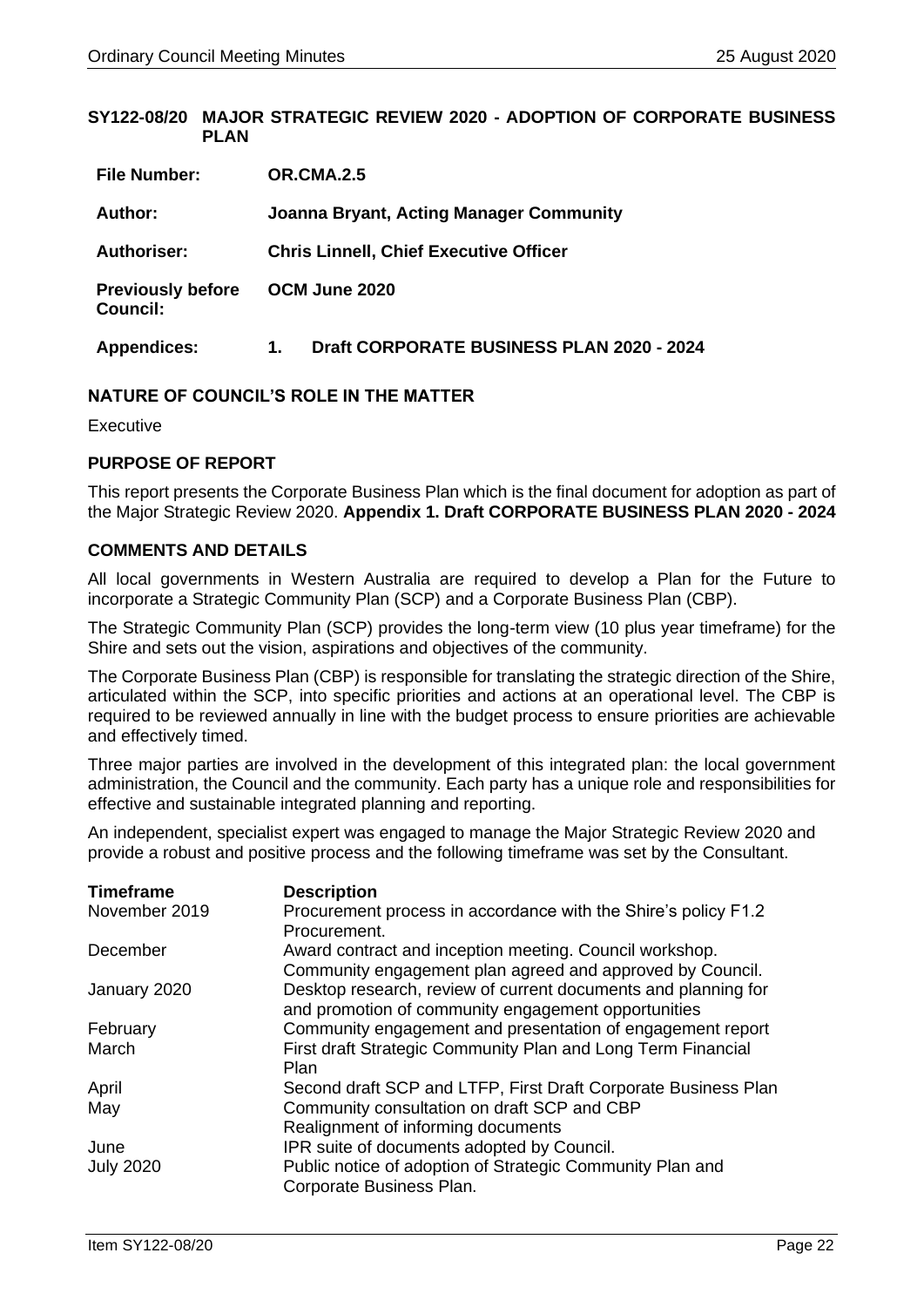## SY122-08/20 MAJOR STRATEGIC REVIEW 2020 - ADOPTION OF CORPORATE BUSINESS PLAN

| | |
|---|---|
| **File Number:** | **OR.CMA.2.5** |
| **Author:** | **Joanna Bryant, Acting Manager Community** |
| **Authoriser:** | **Chris Linnell, Chief Executive Officer** |
| **Previously before Council:** | **OCM June 2020** |
| **Appendices:** | **1. Draft CORPORATE BUSINESS PLAN 2020 - 2024** |

### NATURE OF COUNCIL'S ROLE IN THE MATTER

Executive

### PURPOSE OF REPORT

This report presents the Corporate Business Plan which is the final document for adoption as part of the Major Strategic Review 2020. **Appendix 1. Draft CORPORATE BUSINESS PLAN 2020 - 2024**

### COMMENTS AND DETAILS

All local governments in Western Australia are required to develop a Plan for the Future to incorporate a Strategic Community Plan (SCP) and a Corporate Business Plan (CBP).

The Strategic Community Plan (SCP) provides the long-term view (10 plus year timeframe) for the Shire and sets out the vision, aspirations and objectives of the community.

The Corporate Business Plan (CBP) is responsible for translating the strategic direction of the Shire, articulated within the SCP, into specific priorities and actions at an operational level. The CBP is required to be reviewed annually in line with the budget process to ensure priorities are achievable and effectively timed.

Three major parties are involved in the development of this integrated plan: the local government administration, the Council and the community. Each party has a unique role and responsibilities for effective and sustainable integrated planning and reporting.

An independent, specialist expert was engaged to manage the Major Strategic Review 2020 and provide a robust and positive process and the following timeframe was set by the Consultant.

| **Timeframe** | **Description** |
|---|---|
| November 2019 | Procurement process in accordance with the Shire's policy F1.2 Procurement. |
| December | Award contract and inception meeting. Council workshop. Community engagement plan agreed and approved by Council. |
| January 2020 | Desktop research, review of current documents and planning for and promotion of community engagement opportunities |
| February | Community engagement and presentation of engagement report |
| March | First draft Strategic Community Plan and Long Term Financial Plan |
| April | Second draft SCP and LTFP, First Draft Corporate Business Plan |
| May | Community consultation on draft SCP and CBP<br>Realignment of informing documents |
| June | IPR suite of documents adopted by Council. |
| July 2020 | Public notice of adoption of Strategic Community Plan and Corporate Business Plan. |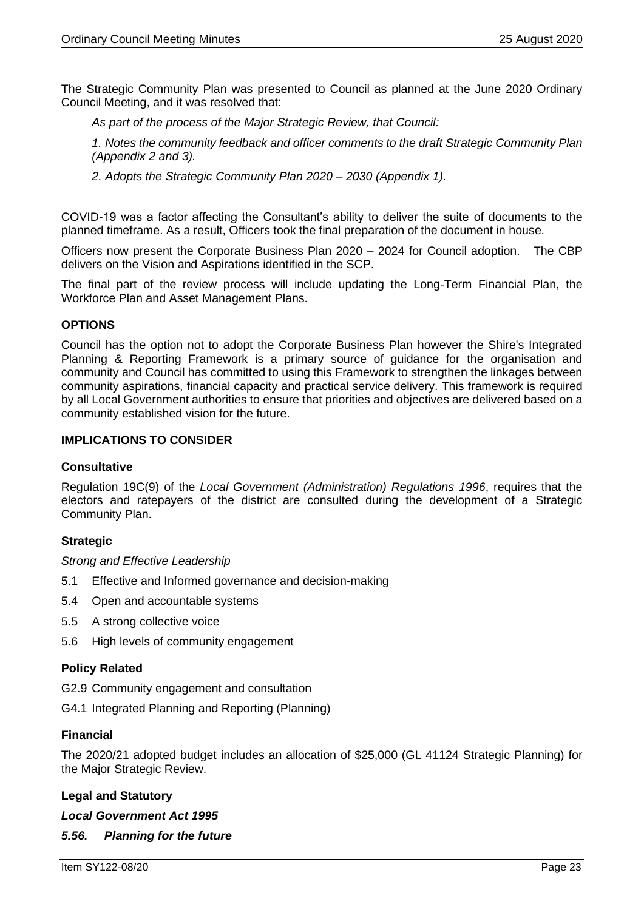The Strategic Community Plan was presented to Council as planned at the June 2020 Ordinary Council Meeting, and it was resolved that:

*As part of the process of the Major Strategic Review, that Council:*

*1. Notes the community feedback and officer comments to the draft Strategic Community Plan (Appendix 2 and 3).*

*2. Adopts the Strategic Community Plan 2020 – 2030 (Appendix 1).*

COVID-19 was a factor affecting the Consultant's ability to deliver the suite of documents to the planned timeframe. As a result, Officers took the final preparation of the document in house.

Officers now present the Corporate Business Plan 2020 – 2024 for Council adoption. The CBP delivers on the Vision and Aspirations identified in the SCP.

The final part of the review process will include updating the Long-Term Financial Plan, the Workforce Plan and Asset Management Plans.

**OPTIONS**

Council has the option not to adopt the Corporate Business Plan however the Shire's Integrated Planning & Reporting Framework is a primary source of guidance for the organisation and community and Council has committed to using this Framework to strengthen the linkages between community aspirations, financial capacity and practical service delivery. This framework is required by all Local Government authorities to ensure that priorities and objectives are delivered based on a community established vision for the future.

**IMPLICATIONS TO CONSIDER**

**Consultative**

Regulation 19C(9) of the *Local Government (Administration) Regulations 1996*, requires that the electors and ratepayers of the district are consulted during the development of a Strategic Community Plan.

**Strategic**

*Strong and Effective Leadership*

5.1 Effective and Informed governance and decision-making

5.4 Open and accountable systems

5.5 A strong collective voice

5.6 High levels of community engagement

**Policy Related**

G2.9 Community engagement and consultation

G4.1 Integrated Planning and Reporting (Planning)

**Financial**

The 2020/21 adopted budget includes an allocation of $25,000 (GL 41124 Strategic Planning) for the Major Strategic Review.

**Legal and Statutory**

***Local Government Act 1995***

***5.56. Planning for the future***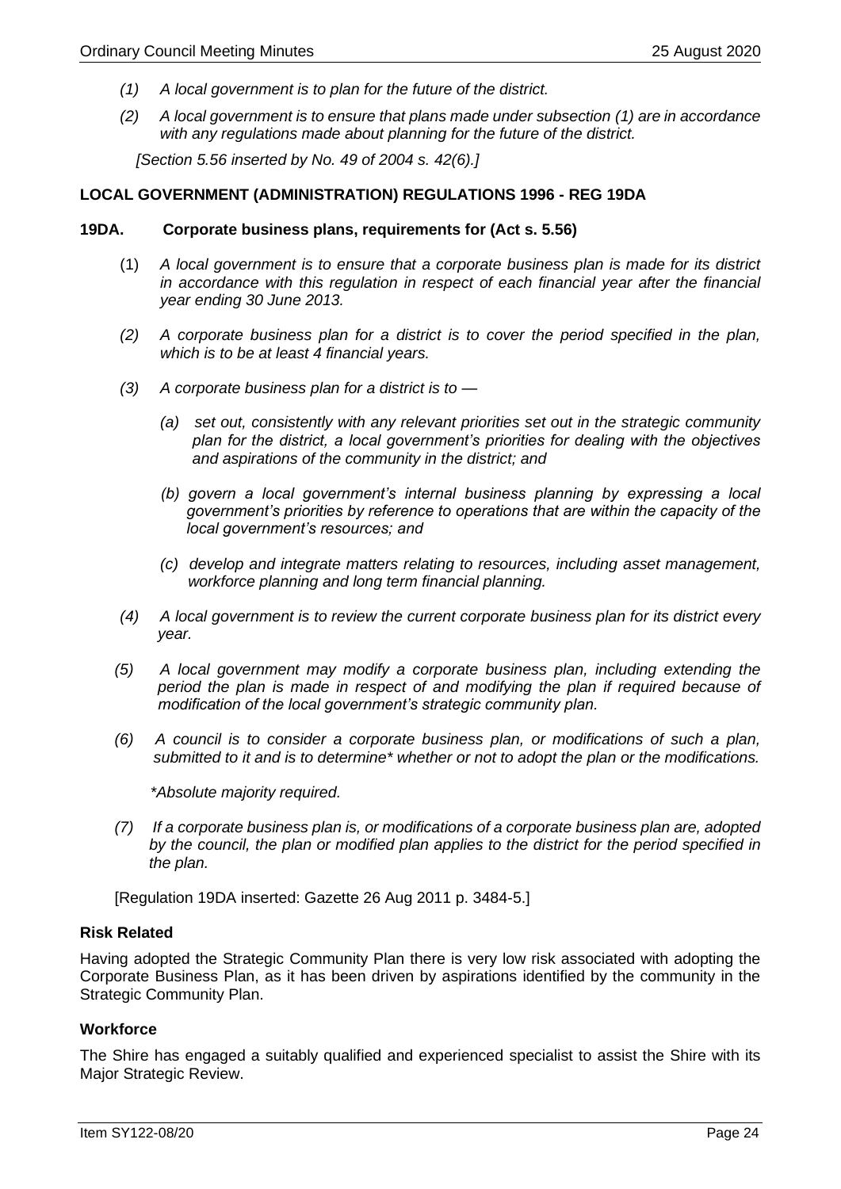*(1) A local government is to plan for the future of the district.*

*(2) A local government is to ensure that plans made under subsection (1) are in accordance with any regulations made about planning for the future of the district.*

*[Section 5.56 inserted by No. 49 of 2004 s. 42(6).]*

**LOCAL GOVERNMENT (ADMINISTRATION) REGULATIONS 1996 - REG 19DA**

**19DA. Corporate business plans, requirements for (Act s. 5.56)**

(1) *A local government is to ensure that a corporate business plan is made for its district in accordance with this regulation in respect of each financial year after the financial year ending 30 June 2013.*

*(2) A corporate business plan for a district is to cover the period specified in the plan, which is to be at least 4 financial years.*

*(3) A corporate business plan for a district is to —*

*(a) set out, consistently with any relevant priorities set out in the strategic community plan for the district, a local government's priorities for dealing with the objectives and aspirations of the community in the district; and*

*(b) govern a local government's internal business planning by expressing a local government's priorities by reference to operations that are within the capacity of the local government's resources; and*

*(c) develop and integrate matters relating to resources, including asset management, workforce planning and long term financial planning.*

*(4) A local government is to review the current corporate business plan for its district every year.*

*(5) A local government may modify a corporate business plan, including extending the period the plan is made in respect of and modifying the plan if required because of modification of the local government's strategic community plan.*

*(6) A council is to consider a corporate business plan, or modifications of such a plan, submitted to it and is to determine* whether or not to adopt the plan or the modifications.*

**Absolute majority required.*

*(7) If a corporate business plan is, or modifications of a corporate business plan are, adopted by the council, the plan or modified plan applies to the district for the period specified in the plan.*

[Regulation 19DA inserted: Gazette 26 Aug 2011 p. 3484-5.]

**Risk Related**

Having adopted the Strategic Community Plan there is very low risk associated with adopting the Corporate Business Plan, as it has been driven by aspirations identified by the community in the Strategic Community Plan.

**Workforce**

The Shire has engaged a suitably qualified and experienced specialist to assist the Shire with its Major Strategic Review.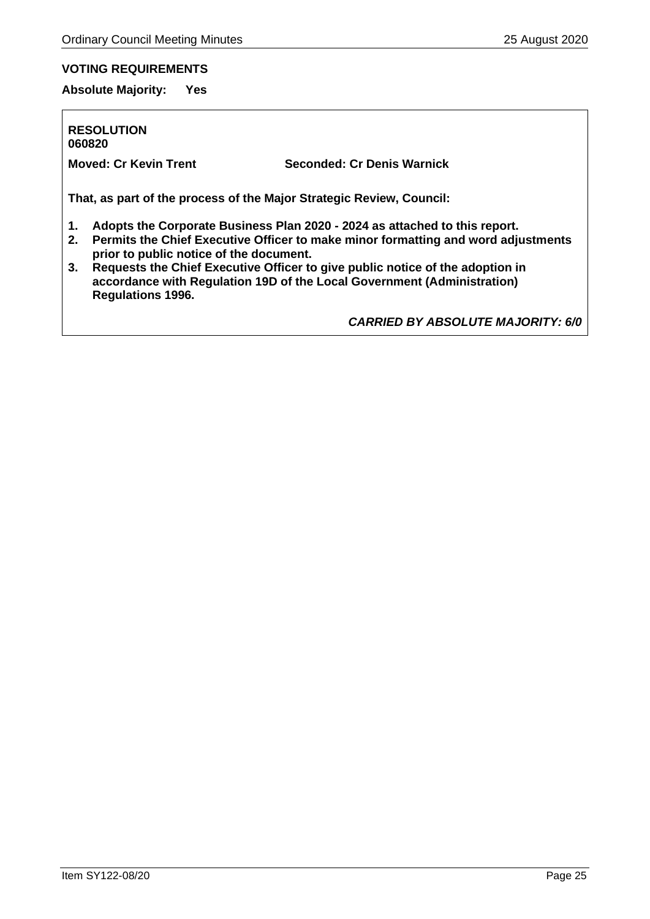**VOTING REQUIREMENTS**

**Absolute Majority: Yes**

**RESOLUTION**
**060820**

**Moved: Cr Kevin Trent** **Seconded: Cr Denis Warnick**

**That, as part of the process of the Major Strategic Review, Council:**

1. **Adopts the Corporate Business Plan 2020 - 2024 as attached to this report.**
2. **Permits the Chief Executive Officer to make minor formatting and word adjustments prior to public notice of the document.**
3. **Requests the Chief Executive Officer to give public notice of the adoption in accordance with Regulation 19D of the Local Government (Administration) Regulations 1996.**

***CARRIED BY ABSOLUTE MAJORITY: 6/0***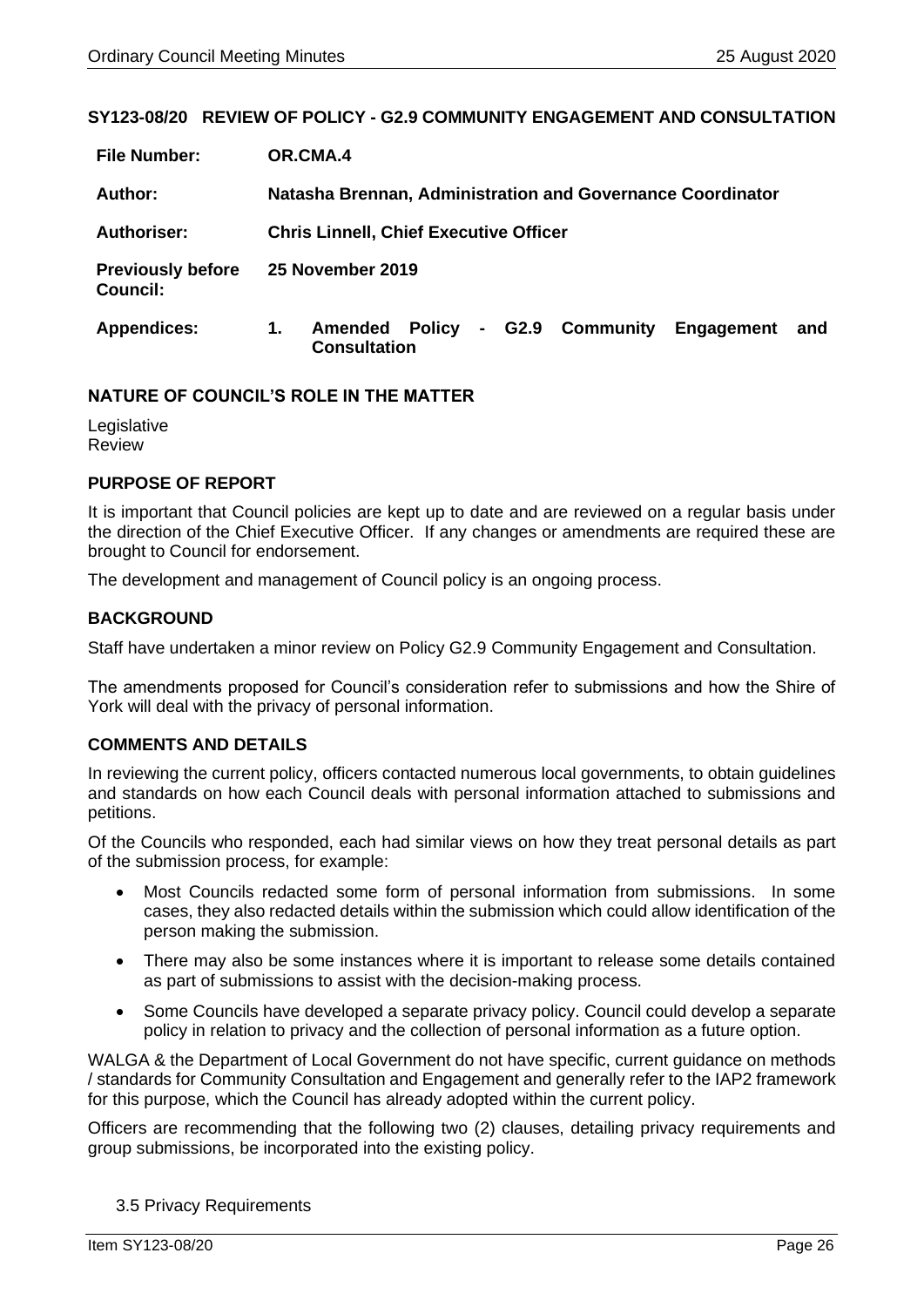## SY123-08/20 REVIEW OF POLICY - G2.9 COMMUNITY ENGAGEMENT AND CONSULTATION

| | |
|---|---|
| **File Number:** | **OR.CMA.4** |
| **Author:** | **Natasha Brennan, Administration and Governance Coordinator** |
| **Authoriser:** | **Chris Linnell, Chief Executive Officer** |
| **Previously before Council:** | **25 November 2019** |
| **Appendices:** | **1. Amended Policy - G2.9 Community Engagement and Consultation** |

### NATURE OF COUNCIL'S ROLE IN THE MATTER

Legislative
Review

### PURPOSE OF REPORT

It is important that Council policies are kept up to date and are reviewed on a regular basis under the direction of the Chief Executive Officer. If any changes or amendments are required these are brought to Council for endorsement.

The development and management of Council policy is an ongoing process.

### BACKGROUND

Staff have undertaken a minor review on Policy G2.9 Community Engagement and Consultation.

The amendments proposed for Council's consideration refer to submissions and how the Shire of York will deal with the privacy of personal information.

### COMMENTS AND DETAILS

In reviewing the current policy, officers contacted numerous local governments, to obtain guidelines and standards on how each Council deals with personal information attached to submissions and petitions.

Of the Councils who responded, each had similar views on how they treat personal details as part of the submission process, for example:

- Most Councils redacted some form of personal information from submissions. In some cases, they also redacted details within the submission which could allow identification of the person making the submission.
- There may also be some instances where it is important to release some details contained as part of submissions to assist with the decision-making process.
- Some Councils have developed a separate privacy policy. Council could develop a separate policy in relation to privacy and the collection of personal information as a future option.

WALGA & the Department of Local Government do not have specific, current guidance on methods / standards for Community Consultation and Engagement and generally refer to the IAP2 framework for this purpose, which the Council has already adopted within the current policy.

Officers are recommending that the following two (2) clauses, detailing privacy requirements and group submissions, be incorporated into the existing policy.

3.5 Privacy Requirements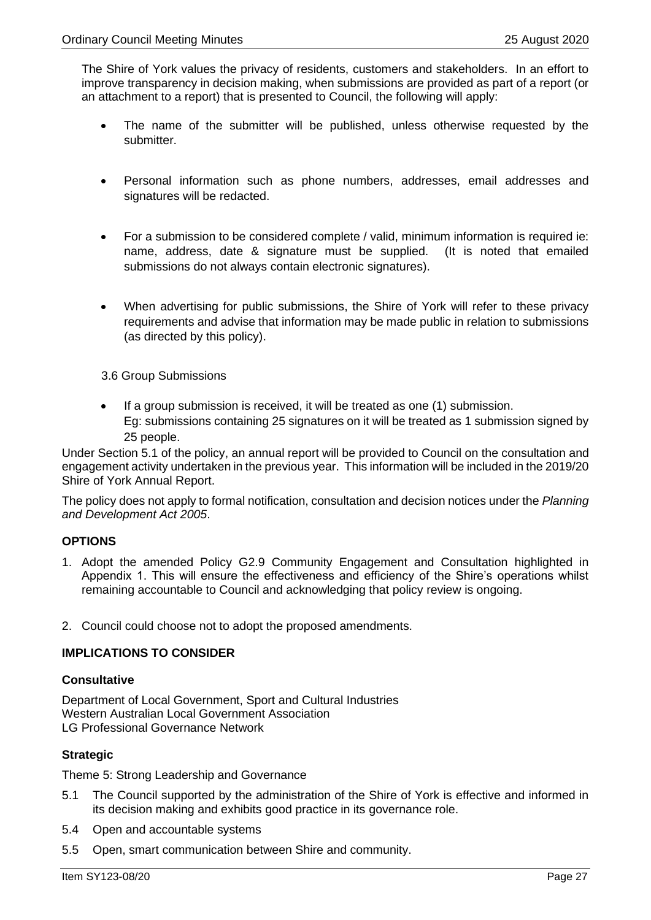The Shire of York values the privacy of residents, customers and stakeholders. In an effort to improve transparency in decision making, when submissions are provided as part of a report (or an attachment to a report) that is presented to Council, the following will apply:

- The name of the submitter will be published, unless otherwise requested by the submitter.
- Personal information such as phone numbers, addresses, email addresses and signatures will be redacted.
- For a submission to be considered complete / valid, minimum information is required ie: name, address, date & signature must be supplied. (It is noted that emailed submissions do not always contain electronic signatures).
- When advertising for public submissions, the Shire of York will refer to these privacy requirements and advise that information may be made public in relation to submissions (as directed by this policy).

3.6 Group Submissions

- If a group submission is received, it will be treated as one (1) submission. Eg: submissions containing 25 signatures on it will be treated as 1 submission signed by 25 people.

Under Section 5.1 of the policy, an annual report will be provided to Council on the consultation and engagement activity undertaken in the previous year. This information will be included in the 2019/20 Shire of York Annual Report.

The policy does not apply to formal notification, consultation and decision notices under the *Planning and Development Act 2005*.

**OPTIONS**

1. Adopt the amended Policy G2.9 Community Engagement and Consultation highlighted in Appendix 1. This will ensure the effectiveness and efficiency of the Shire's operations whilst remaining accountable to Council and acknowledging that policy review is ongoing.
2. Council could choose not to adopt the proposed amendments.

**IMPLICATIONS TO CONSIDER**

**Consultative**

Department of Local Government, Sport and Cultural Industries
Western Australian Local Government Association
LG Professional Governance Network

**Strategic**

Theme 5: Strong Leadership and Governance

5.1 The Council supported by the administration of the Shire of York is effective and informed in its decision making and exhibits good practice in its governance role.

5.4 Open and accountable systems

5.5 Open, smart communication between Shire and community.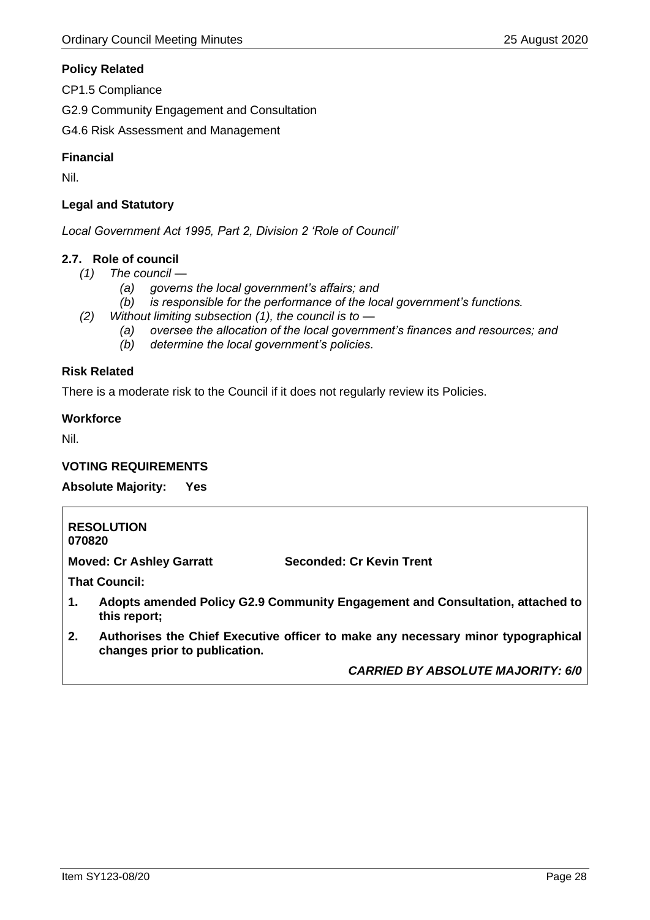**Policy Related**

CP1.5 Compliance

G2.9 Community Engagement and Consultation

G4.6 Risk Assessment and Management

**Financial**

Nil.

**Legal and Statutory**

*Local Government Act 1995, Part 2, Division 2 'Role of Council'*

**2.7. Role of council**

*(1) The council —*

*(a) governs the local government's affairs; and*

*(b) is responsible for the performance of the local government's functions.*

*(2) Without limiting subsection (1), the council is to —*

*(a) oversee the allocation of the local government's finances and resources; and*

*(b) determine the local government's policies.*

**Risk Related**

There is a moderate risk to the Council if it does not regularly review its Policies.

**Workforce**

Nil.

**VOTING REQUIREMENTS**

**Absolute Majority: Yes**

**RESOLUTION**
**070820**

**Moved: Cr Ashley Garratt** **Seconded: Cr Kevin Trent**

**That Council:**

1. **Adopts amended Policy G2.9 Community Engagement and Consultation, attached to this report;**
2. **Authorises the Chief Executive officer to make any necessary minor typographical changes prior to publication.**

***CARRIED BY ABSOLUTE MAJORITY: 6/0***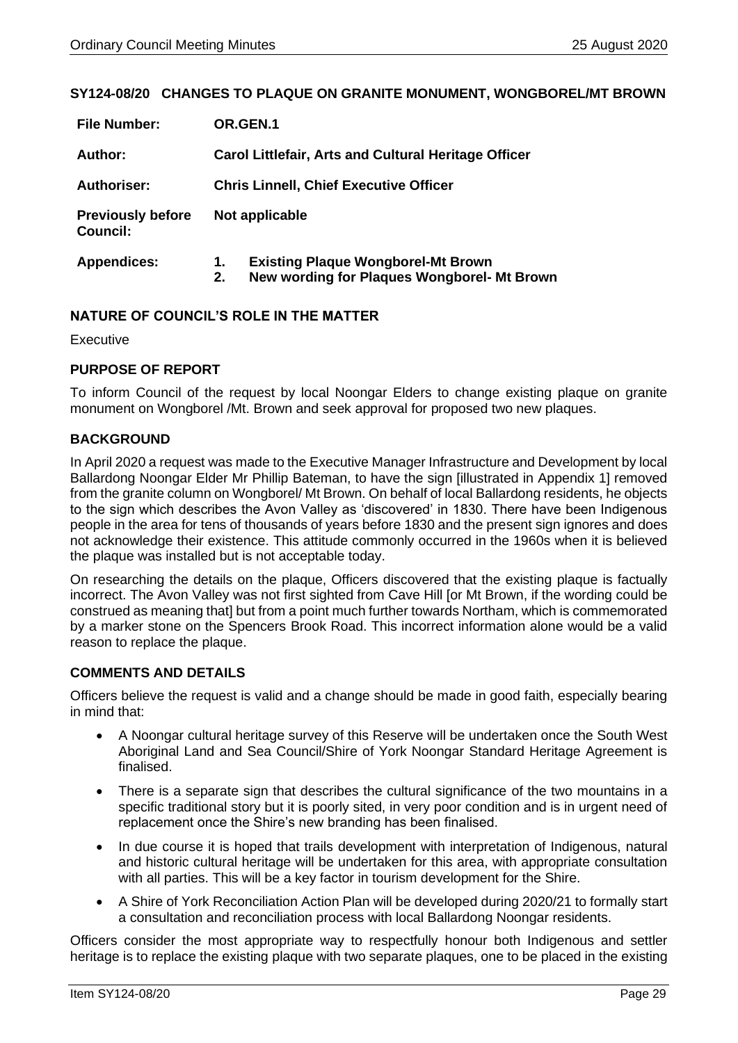## SY124-08/20 CHANGES TO PLAQUE ON GRANITE MONUMENT, WONGBOREL/MT BROWN

| | |
|---|---|
| **File Number:** | **OR.GEN.1** |
| **Author:** | **Carol Littlefair, Arts and Cultural Heritage Officer** |
| **Authoriser:** | **Chris Linnell, Chief Executive Officer** |
| **Previously before Council:** | **Not applicable** |
| **Appendices:** | **1. Existing Plaque Wongborel-Mt Brown**<br>**2. New wording for Plaques Wongborel- Mt Brown** |

### NATURE OF COUNCIL'S ROLE IN THE MATTER

Executive

### PURPOSE OF REPORT

To inform Council of the request by local Noongar Elders to change existing plaque on granite monument on Wongborel /Mt. Brown and seek approval for proposed two new plaques.

### BACKGROUND

In April 2020 a request was made to the Executive Manager Infrastructure and Development by local Ballardong Noongar Elder Mr Phillip Bateman, to have the sign [illustrated in Appendix 1] removed from the granite column on Wongborel/ Mt Brown. On behalf of local Ballardong residents, he objects to the sign which describes the Avon Valley as 'discovered' in 1830. There have been Indigenous people in the area for tens of thousands of years before 1830 and the present sign ignores and does not acknowledge their existence. This attitude commonly occurred in the 1960s when it is believed the plaque was installed but is not acceptable today.

On researching the details on the plaque, Officers discovered that the existing plaque is factually incorrect. The Avon Valley was not first sighted from Cave Hill [or Mt Brown, if the wording could be construed as meaning that] but from a point much further towards Northam, which is commemorated by a marker stone on the Spencers Brook Road. This incorrect information alone would be a valid reason to replace the plaque.

### COMMENTS AND DETAILS

Officers believe the request is valid and a change should be made in good faith, especially bearing in mind that:

- A Noongar cultural heritage survey of this Reserve will be undertaken once the South West Aboriginal Land and Sea Council/Shire of York Noongar Standard Heritage Agreement is finalised.
- There is a separate sign that describes the cultural significance of the two mountains in a specific traditional story but it is poorly sited, in very poor condition and is in urgent need of replacement once the Shire's new branding has been finalised.
- In due course it is hoped that trails development with interpretation of Indigenous, natural and historic cultural heritage will be undertaken for this area, with appropriate consultation with all parties. This will be a key factor in tourism development for the Shire.
- A Shire of York Reconciliation Action Plan will be developed during 2020/21 to formally start a consultation and reconciliation process with local Ballardong Noongar residents.

Officers consider the most appropriate way to respectfully honour both Indigenous and settler heritage is to replace the existing plaque with two separate plaques, one to be placed in the existing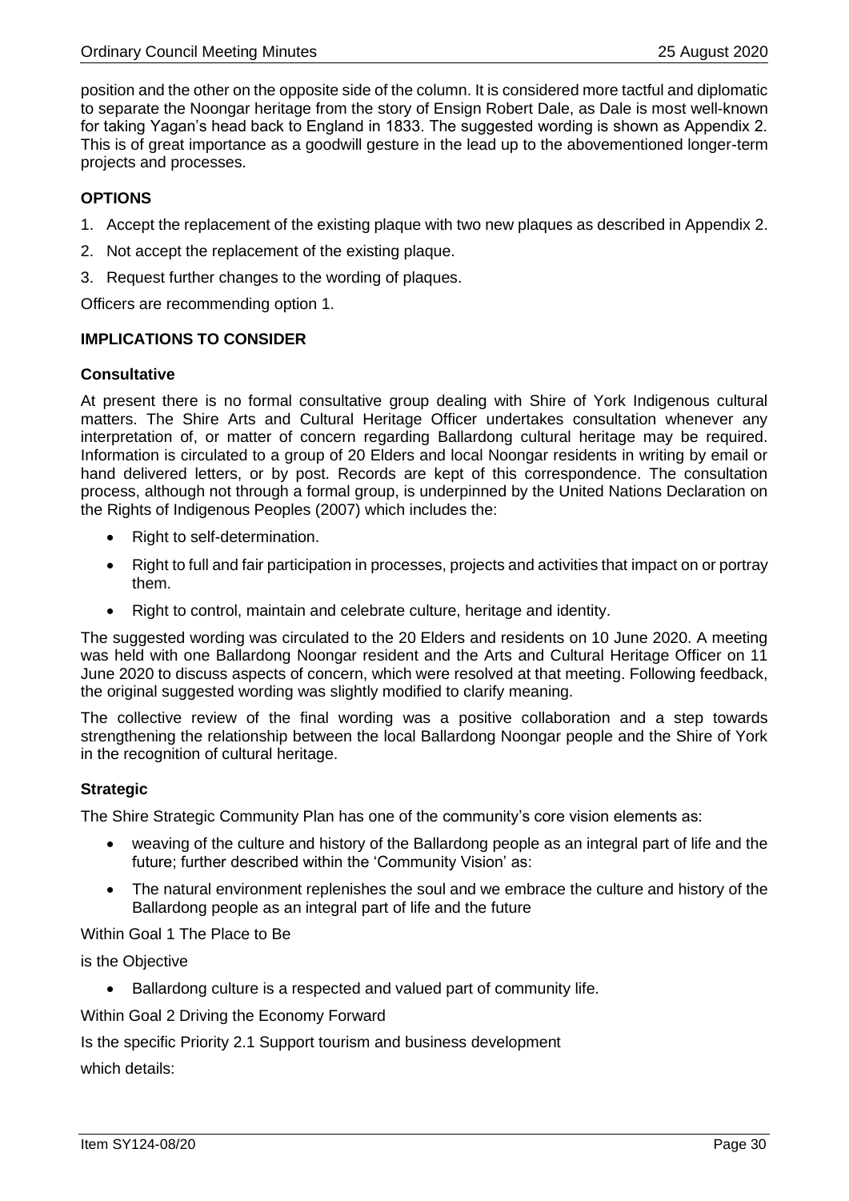position and the other on the opposite side of the column. It is considered more tactful and diplomatic to separate the Noongar heritage from the story of Ensign Robert Dale, as Dale is most well-known for taking Yagan's head back to England in 1833. The suggested wording is shown as Appendix 2. This is of great importance as a goodwill gesture in the lead up to the abovementioned longer-term projects and processes.

## OPTIONS

1. Accept the replacement of the existing plaque with two new plaques as described in Appendix 2.
2. Not accept the replacement of the existing plaque.
3. Request further changes to the wording of plaques.

Officers are recommending option 1.

## IMPLICATIONS TO CONSIDER

### Consultative

At present there is no formal consultative group dealing with Shire of York Indigenous cultural matters. The Shire Arts and Cultural Heritage Officer undertakes consultation whenever any interpretation of, or matter of concern regarding Ballardong cultural heritage may be required. Information is circulated to a group of 20 Elders and local Noongar residents in writing by email or hand delivered letters, or by post. Records are kept of this correspondence. The consultation process, although not through a formal group, is underpinned by the United Nations Declaration on the Rights of Indigenous Peoples (2007) which includes the:

- Right to self-determination.
- Right to full and fair participation in processes, projects and activities that impact on or portray them.
- Right to control, maintain and celebrate culture, heritage and identity.

The suggested wording was circulated to the 20 Elders and residents on 10 June 2020. A meeting was held with one Ballardong Noongar resident and the Arts and Cultural Heritage Officer on 11 June 2020 to discuss aspects of concern, which were resolved at that meeting. Following feedback, the original suggested wording was slightly modified to clarify meaning.

The collective review of the final wording was a positive collaboration and a step towards strengthening the relationship between the local Ballardong Noongar people and the Shire of York in the recognition of cultural heritage.

### Strategic

The Shire Strategic Community Plan has one of the community's core vision elements as:

- weaving of the culture and history of the Ballardong people as an integral part of life and the future; further described within the 'Community Vision' as:
- The natural environment replenishes the soul and we embrace the culture and history of the Ballardong people as an integral part of life and the future

Within Goal 1 The Place to Be

is the Objective

- Ballardong culture is a respected and valued part of community life.

Within Goal 2 Driving the Economy Forward

Is the specific Priority 2.1 Support tourism and business development

which details: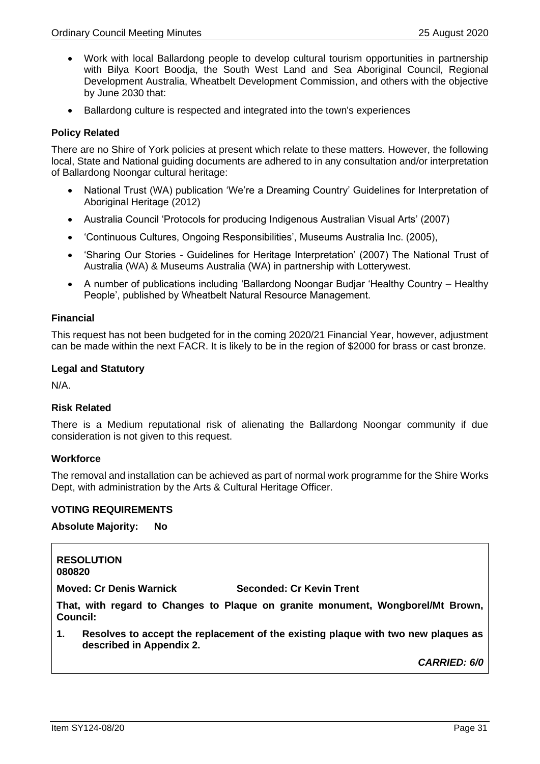- Work with local Ballardong people to develop cultural tourism opportunities in partnership with Bilya Koort Boodja, the South West Land and Sea Aboriginal Council, Regional Development Australia, Wheatbelt Development Commission, and others with the objective by June 2030 that:
- Ballardong culture is respected and integrated into the town's experiences

### Policy Related

There are no Shire of York policies at present which relate to these matters. However, the following local, State and National guiding documents are adhered to in any consultation and/or interpretation of Ballardong Noongar cultural heritage:

- National Trust (WA) publication 'We're a Dreaming Country' Guidelines for Interpretation of Aboriginal Heritage (2012)
- Australia Council 'Protocols for producing Indigenous Australian Visual Arts' (2007)
- 'Continuous Cultures, Ongoing Responsibilities', Museums Australia Inc. (2005),
- 'Sharing Our Stories - Guidelines for Heritage Interpretation' (2007) The National Trust of Australia (WA) & Museums Australia (WA) in partnership with Lotterywest.
- A number of publications including 'Ballardong Noongar Budjar 'Healthy Country – Healthy People', published by Wheatbelt Natural Resource Management.

### Financial

This request has not been budgeted for in the coming 2020/21 Financial Year, however, adjustment can be made within the next FACR. It is likely to be in the region of $2000 for brass or cast bronze.

### Legal and Statutory

N/A.

### Risk Related

There is a Medium reputational risk of alienating the Ballardong Noongar community if due consideration is not given to this request.

### Workforce

The removal and installation can be achieved as part of normal work programme for the Shire Works Dept, with administration by the Arts & Cultural Heritage Officer.

### VOTING REQUIREMENTS

**Absolute Majority: No**

**RESOLUTION**
**080820**

**Moved: Cr Denis Warnick** **Seconded: Cr Kevin Trent**

**That, with regard to Changes to Plaque on granite monument, Wongborel/Mt Brown, Council:**

**1. Resolves to accept the replacement of the existing plaque with two new plaques as described in Appendix 2.**

***CARRIED: 6/0***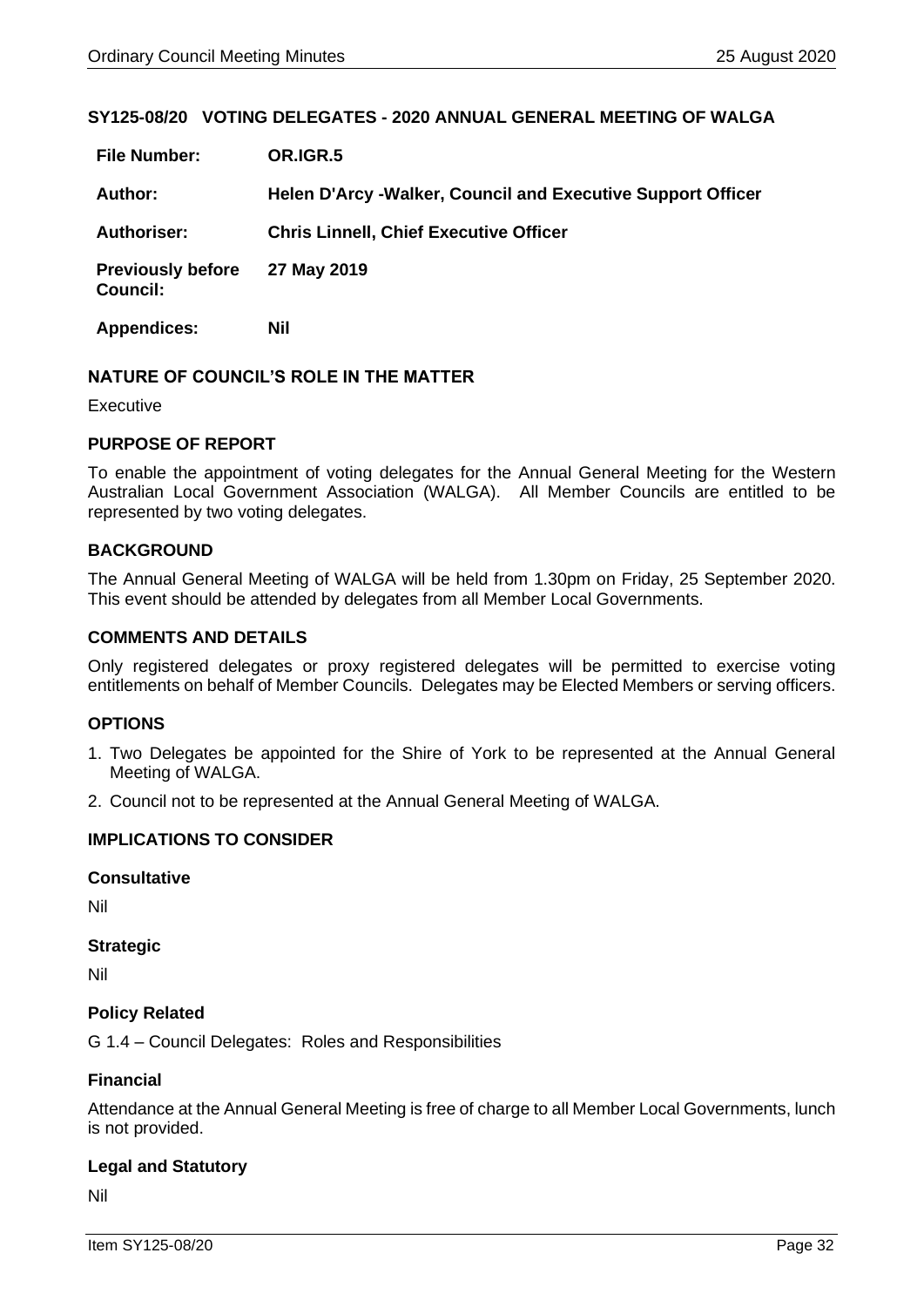## SY125-08/20 VOTING DELEGATES - 2020 ANNUAL GENERAL MEETING OF WALGA

| | |
|---|---|
| **File Number:** | **OR.IGR.5** |
| **Author:** | **Helen D'Arcy -Walker, Council and Executive Support Officer** |
| **Authoriser:** | **Chris Linnell, Chief Executive Officer** |
| **Previously before Council:** | **27 May 2019** |
| **Appendices:** | **Nil** |

### NATURE OF COUNCIL'S ROLE IN THE MATTER

Executive

### PURPOSE OF REPORT

To enable the appointment of voting delegates for the Annual General Meeting for the Western Australian Local Government Association (WALGA). All Member Councils are entitled to be represented by two voting delegates.

### BACKGROUND

The Annual General Meeting of WALGA will be held from 1.30pm on Friday, 25 September 2020. This event should be attended by delegates from all Member Local Governments.

### COMMENTS AND DETAILS

Only registered delegates or proxy registered delegates will be permitted to exercise voting entitlements on behalf of Member Councils. Delegates may be Elected Members or serving officers.

### OPTIONS

1. Two Delegates be appointed for the Shire of York to be represented at the Annual General Meeting of WALGA.
2. Council not to be represented at the Annual General Meeting of WALGA.

### IMPLICATIONS TO CONSIDER

#### Consultative

Nil

#### Strategic

Nil

#### Policy Related

G 1.4 – Council Delegates: Roles and Responsibilities

#### Financial

Attendance at the Annual General Meeting is free of charge to all Member Local Governments, lunch is not provided.

#### Legal and Statutory

Nil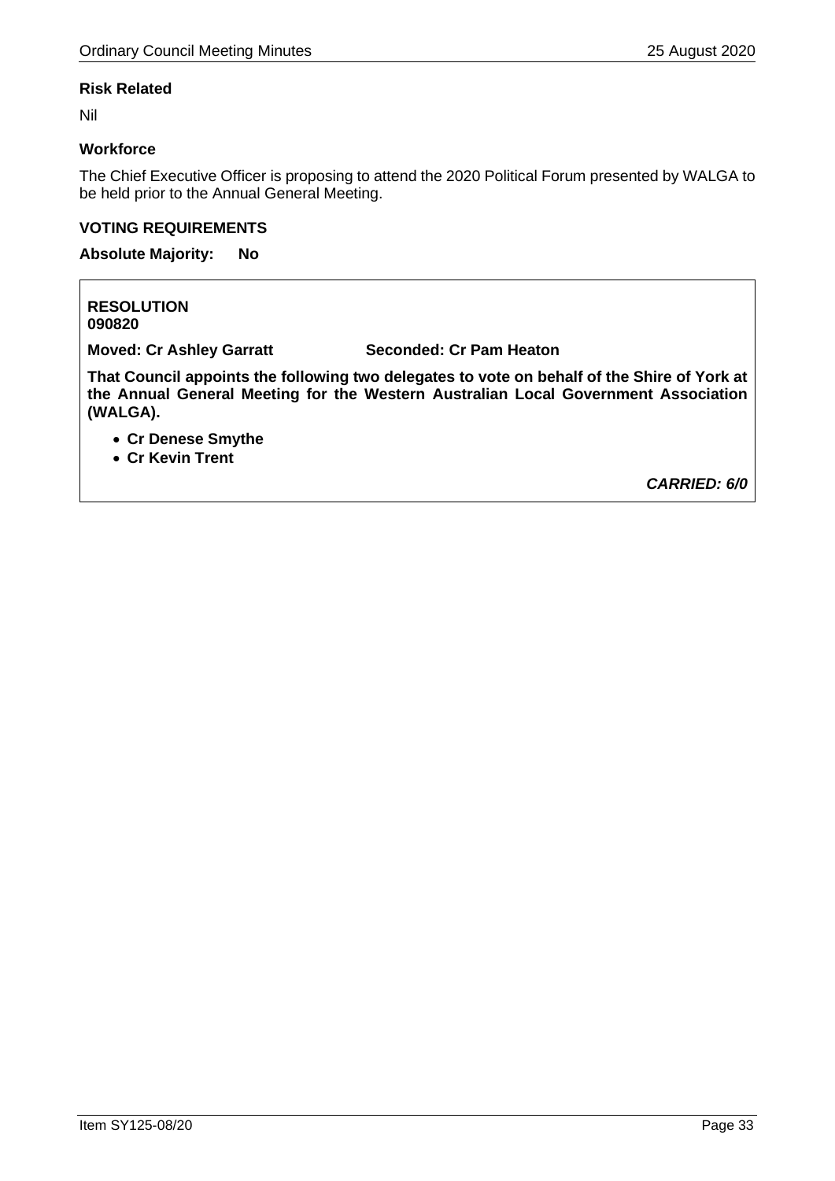**Risk Related**

Nil

**Workforce**

The Chief Executive Officer is proposing to attend the 2020 Political Forum presented by WALGA to be held prior to the Annual General Meeting.

**VOTING REQUIREMENTS**

**Absolute Majority: No**

**RESOLUTION**
**090820**

**Moved: Cr Ashley Garratt** **Seconded: Cr Pam Heaton**

**That Council appoints the following two delegates to vote on behalf of the Shire of York at the Annual General Meeting for the Western Australian Local Government Association (WALGA).**

- **Cr Denese Smythe**
- **Cr Kevin Trent**

***CARRIED: 6/0***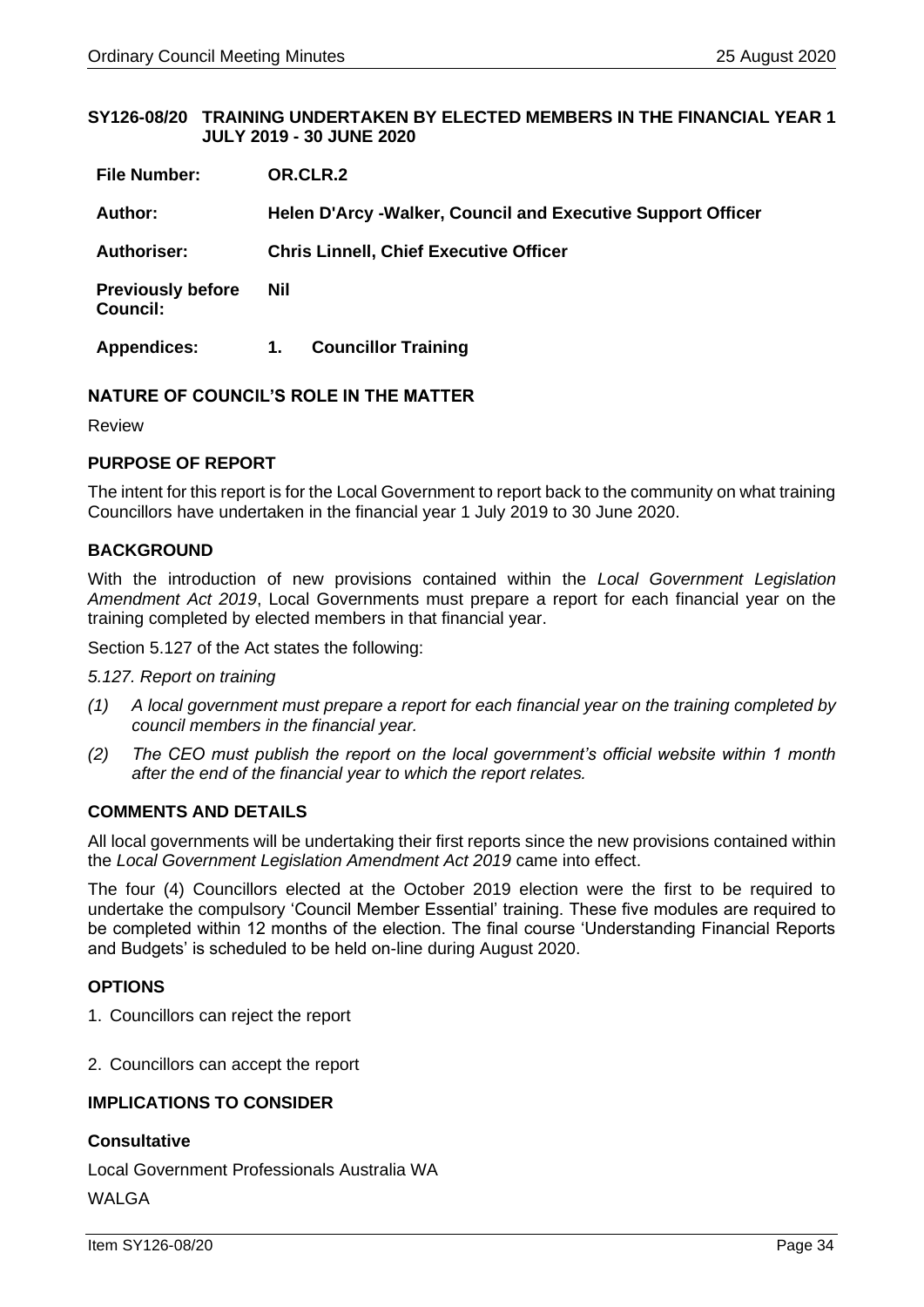## SY126-08/20 TRAINING UNDERTAKEN BY ELECTED MEMBERS IN THE FINANCIAL YEAR 1 JULY 2019 - 30 JUNE 2020

| | |
|---|---|
| **File Number:** | **OR.CLR.2** |
| **Author:** | **Helen D'Arcy -Walker, Council and Executive Support Officer** |
| **Authoriser:** | **Chris Linnell, Chief Executive Officer** |
| **Previously before Council:** | **Nil** |
| **Appendices:** | **1. Councillor Training** |

### NATURE OF COUNCIL'S ROLE IN THE MATTER

Review

### PURPOSE OF REPORT

The intent for this report is for the Local Government to report back to the community on what training Councillors have undertaken in the financial year 1 July 2019 to 30 June 2020.

### BACKGROUND

With the introduction of new provisions contained within the *Local Government Legislation Amendment Act 2019*, Local Governments must prepare a report for each financial year on the training completed by elected members in that financial year.

Section 5.127 of the Act states the following:

*5.127. Report on training*

*(1) A local government must prepare a report for each financial year on the training completed by council members in the financial year.*

*(2) The CEO must publish the report on the local government's official website within 1 month after the end of the financial year to which the report relates.*

### COMMENTS AND DETAILS

All local governments will be undertaking their first reports since the new provisions contained within the *Local Government Legislation Amendment Act 2019* came into effect.

The four (4) Councillors elected at the October 2019 election were the first to be required to undertake the compulsory 'Council Member Essential' training. These five modules are required to be completed within 12 months of the election. The final course 'Understanding Financial Reports and Budgets' is scheduled to be held on-line during August 2020.

### OPTIONS

1. Councillors can reject the report

2. Councillors can accept the report

### IMPLICATIONS TO CONSIDER

#### Consultative

Local Government Professionals Australia WA

WALGA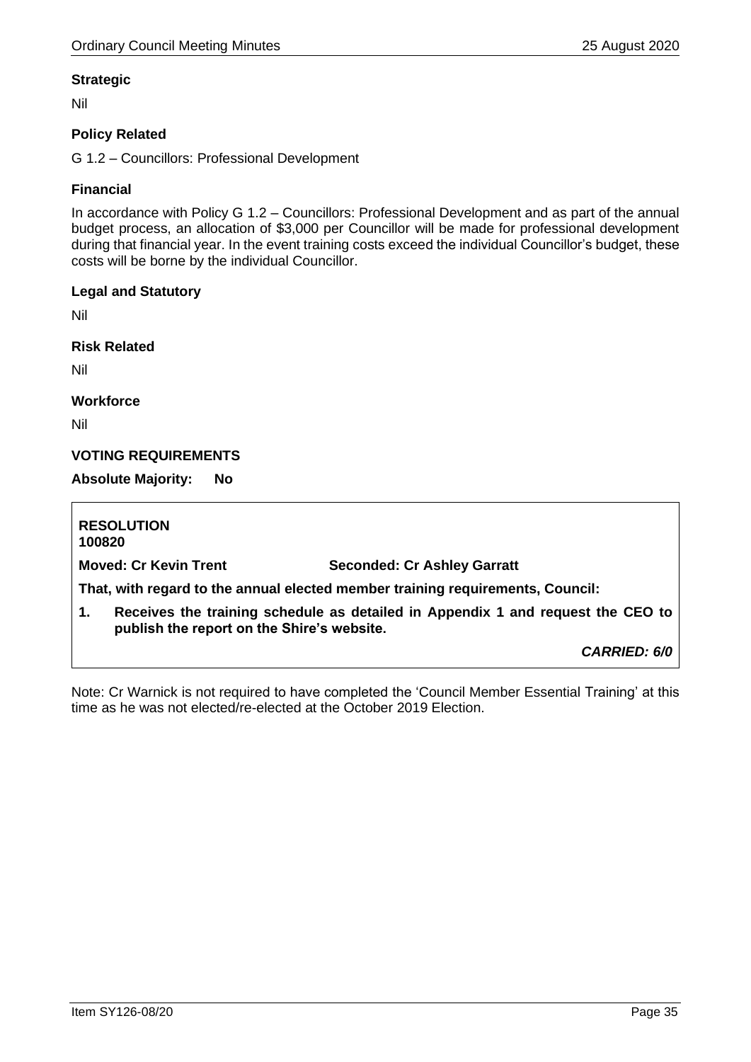### Strategic

Nil

### Policy Related

G 1.2 – Councillors: Professional Development

### Financial

In accordance with Policy G 1.2 – Councillors: Professional Development and as part of the annual budget process, an allocation of $3,000 per Councillor will be made for professional development during that financial year. In the event training costs exceed the individual Councillor's budget, these costs will be borne by the individual Councillor.

### Legal and Statutory

Nil

### Risk Related

Nil

### Workforce

Nil

## VOTING REQUIREMENTS

**Absolute Majority: No**

**RESOLUTION**
**100820**

**Moved: Cr Kevin Trent** **Seconded: Cr Ashley Garratt**

**That, with regard to the annual elected member training requirements, Council:**

**1. Receives the training schedule as detailed in Appendix 1 and request the CEO to publish the report on the Shire's website.**

***CARRIED: 6/0***

Note: Cr Warnick is not required to have completed the 'Council Member Essential Training' at this time as he was not elected/re-elected at the October 2019 Election.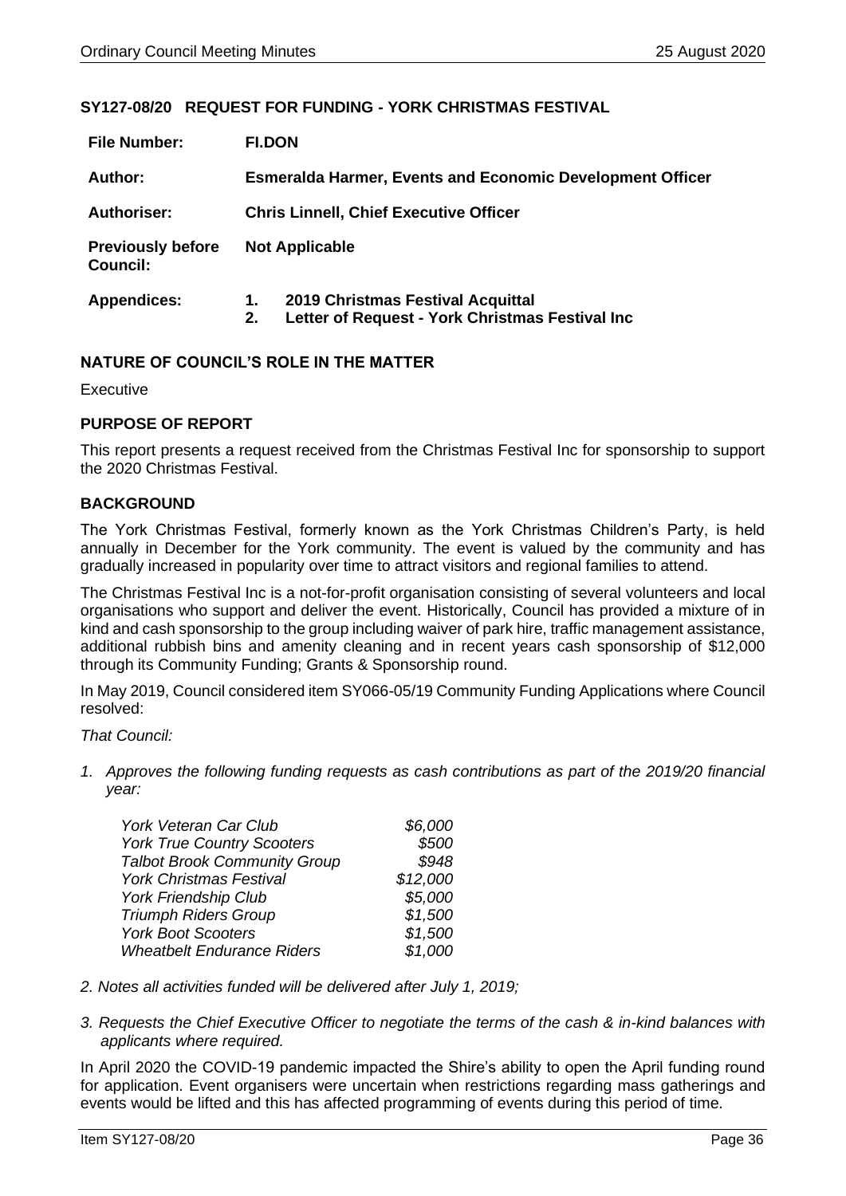## SY127-08/20 REQUEST FOR FUNDING - YORK CHRISTMAS FESTIVAL

| | |
|---|---|
| **File Number:** | **FI.DON** |
| **Author:** | **Esmeralda Harmer, Events and Economic Development Officer** |
| **Authoriser:** | **Chris Linnell, Chief Executive Officer** |
| **Previously before Council:** | **Not Applicable** |
| **Appendices:** | **1. 2019 Christmas Festival Acquittal**<br>**2. Letter of Request - York Christmas Festival Inc** |

### NATURE OF COUNCIL'S ROLE IN THE MATTER

Executive

### PURPOSE OF REPORT

This report presents a request received from the Christmas Festival Inc for sponsorship to support the 2020 Christmas Festival.

### BACKGROUND

The York Christmas Festival, formerly known as the York Christmas Children's Party, is held annually in December for the York community. The event is valued by the community and has gradually increased in popularity over time to attract visitors and regional families to attend.

The Christmas Festival Inc is a not-for-profit organisation consisting of several volunteers and local organisations who support and deliver the event. Historically, Council has provided a mixture of in kind and cash sponsorship to the group including waiver of park hire, traffic management assistance, additional rubbish bins and amenity cleaning and in recent years cash sponsorship of $12,000 through its Community Funding; Grants & Sponsorship round.

In May 2019, Council considered item SY066-05/19 Community Funding Applications where Council resolved:

*That Council:*

1. *Approves the following funding requests as cash contributions as part of the 2019/20 financial year:*

| | |
|---|---:|
| *York Veteran Car Club* | *$6,000* |
| *York True Country Scooters* | *$500* |
| *Talbot Brook Community Group* | *$948* |
| *York Christmas Festival* | *$12,000* |
| *York Friendship Club* | *$5,000* |
| *Triumph Riders Group* | *$1,500* |
| *York Boot Scooters* | *$1,500* |
| *Wheatbelt Endurance Riders* | *$1,000* |

2. *Notes all activities funded will be delivered after July 1, 2019;*

3. *Requests the Chief Executive Officer to negotiate the terms of the cash & in-kind balances with applicants where required.*

In April 2020 the COVID-19 pandemic impacted the Shire's ability to open the April funding round for application. Event organisers were uncertain when restrictions regarding mass gatherings and events would be lifted and this has affected programming of events during this period of time.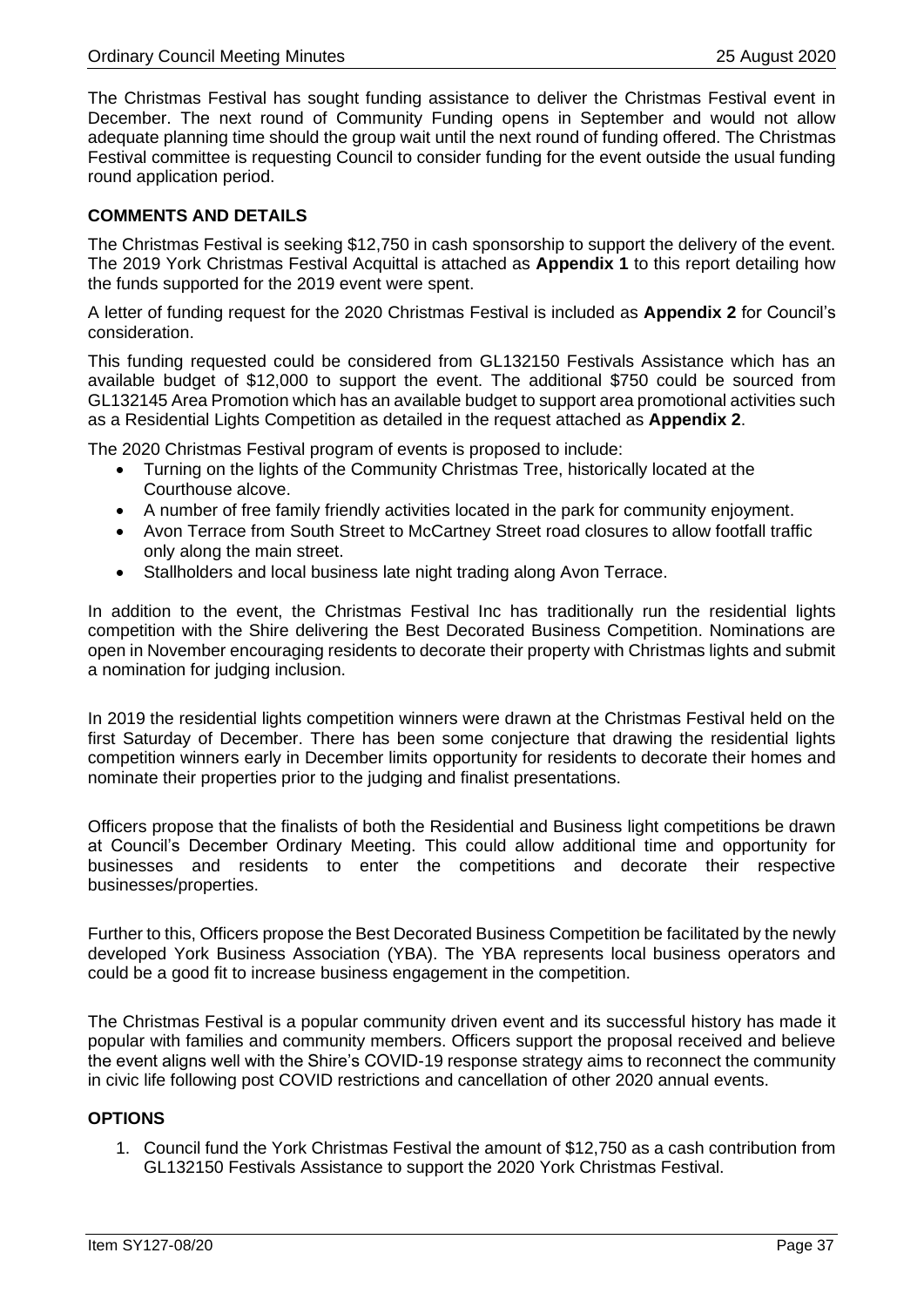The Christmas Festival has sought funding assistance to deliver the Christmas Festival event in December. The next round of Community Funding opens in September and would not allow adequate planning time should the group wait until the next round of funding offered. The Christmas Festival committee is requesting Council to consider funding for the event outside the usual funding round application period.

## COMMENTS AND DETAILS

The Christmas Festival is seeking $12,750 in cash sponsorship to support the delivery of the event. The 2019 York Christmas Festival Acquittal is attached as **Appendix 1** to this report detailing how the funds supported for the 2019 event were spent.

A letter of funding request for the 2020 Christmas Festival is included as **Appendix 2** for Council's consideration.

This funding requested could be considered from GL132150 Festivals Assistance which has an available budget of $12,000 to support the event. The additional $750 could be sourced from GL132145 Area Promotion which has an available budget to support area promotional activities such as a Residential Lights Competition as detailed in the request attached as **Appendix 2**.

The 2020 Christmas Festival program of events is proposed to include:

- Turning on the lights of the Community Christmas Tree, historically located at the Courthouse alcove.
- A number of free family friendly activities located in the park for community enjoyment.
- Avon Terrace from South Street to McCartney Street road closures to allow footfall traffic only along the main street.
- Stallholders and local business late night trading along Avon Terrace.

In addition to the event, the Christmas Festival Inc has traditionally run the residential lights competition with the Shire delivering the Best Decorated Business Competition. Nominations are open in November encouraging residents to decorate their property with Christmas lights and submit a nomination for judging inclusion.

In 2019 the residential lights competition winners were drawn at the Christmas Festival held on the first Saturday of December. There has been some conjecture that drawing the residential lights competition winners early in December limits opportunity for residents to decorate their homes and nominate their properties prior to the judging and finalist presentations.

Officers propose that the finalists of both the Residential and Business light competitions be drawn at Council's December Ordinary Meeting. This could allow additional time and opportunity for businesses and residents to enter the competitions and decorate their respective businesses/properties.

Further to this, Officers propose the Best Decorated Business Competition be facilitated by the newly developed York Business Association (YBA). The YBA represents local business operators and could be a good fit to increase business engagement in the competition.

The Christmas Festival is a popular community driven event and its successful history has made it popular with families and community members. Officers support the proposal received and believe the event aligns well with the Shire's COVID-19 response strategy aims to reconnect the community in civic life following post COVID restrictions and cancellation of other 2020 annual events.

## OPTIONS

1. Council fund the York Christmas Festival the amount of $12,750 as a cash contribution from GL132150 Festivals Assistance to support the 2020 York Christmas Festival.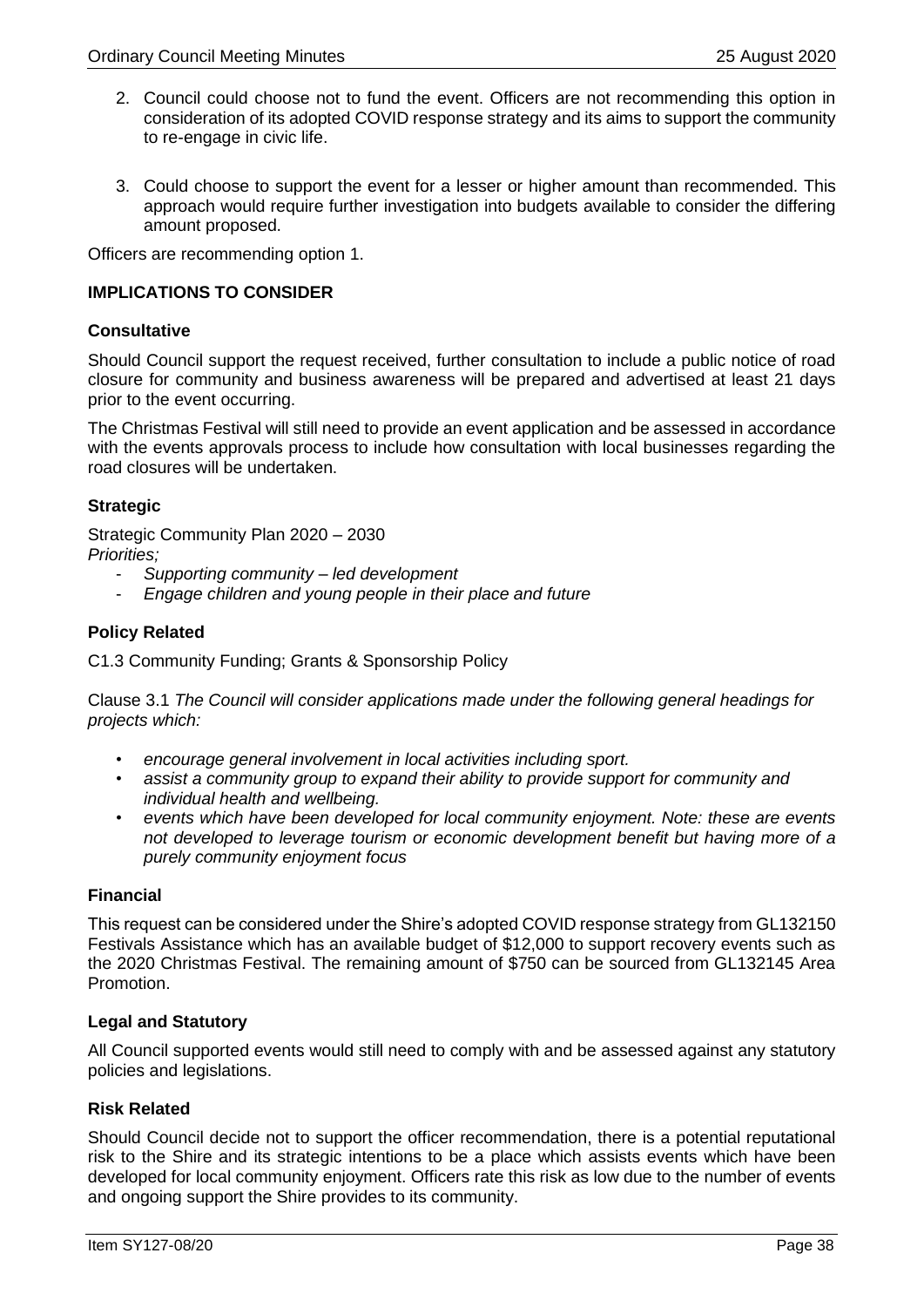2. Council could choose not to fund the event. Officers are not recommending this option in consideration of its adopted COVID response strategy and its aims to support the community to re-engage in civic life.

3. Could choose to support the event for a lesser or higher amount than recommended. This approach would require further investigation into budgets available to consider the differing amount proposed.

Officers are recommending option 1.

### IMPLICATIONS TO CONSIDER

#### Consultative

Should Council support the request received, further consultation to include a public notice of road closure for community and business awareness will be prepared and advertised at least 21 days prior to the event occurring.

The Christmas Festival will still need to provide an event application and be assessed in accordance with the events approvals process to include how consultation with local businesses regarding the road closures will be undertaken.

#### Strategic

Strategic Community Plan 2020 – 2030
*Priorities;*

- *Supporting community – led development*
- *Engage children and young people in their place and future*

#### Policy Related

C1.3 Community Funding; Grants & Sponsorship Policy

Clause 3.1 *The Council will consider applications made under the following general headings for projects which:*

- *encourage general involvement in local activities including sport.*
- *assist a community group to expand their ability to provide support for community and individual health and wellbeing.*
- *events which have been developed for local community enjoyment. Note: these are events not developed to leverage tourism or economic development benefit but having more of a purely community enjoyment focus*

#### Financial

This request can be considered under the Shire's adopted COVID response strategy from GL132150 Festivals Assistance which has an available budget of $12,000 to support recovery events such as the 2020 Christmas Festival. The remaining amount of $750 can be sourced from GL132145 Area Promotion.

#### Legal and Statutory

All Council supported events would still need to comply with and be assessed against any statutory policies and legislations.

#### Risk Related

Should Council decide not to support the officer recommendation, there is a potential reputational risk to the Shire and its strategic intentions to be a place which assists events which have been developed for local community enjoyment. Officers rate this risk as low due to the number of events and ongoing support the Shire provides to its community.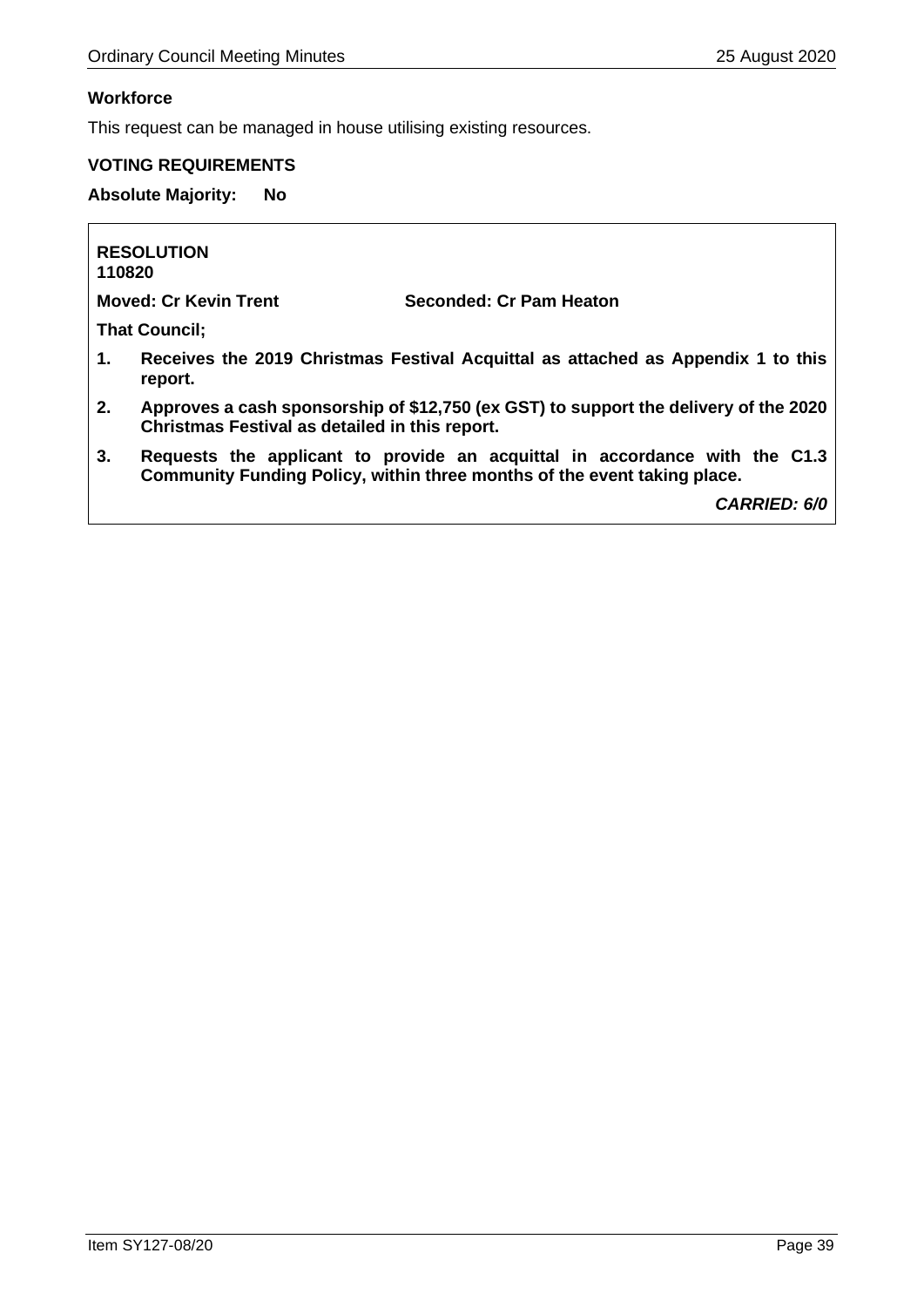**Workforce**

This request can be managed in house utilising existing resources.

**VOTING REQUIREMENTS**

**Absolute Majority: No**

**RESOLUTION**
**110820**

**Moved: Cr Kevin Trent** **Seconded: Cr Pam Heaton**

**That Council;**

1. **Receives the 2019 Christmas Festival Acquittal as attached as Appendix 1 to this report.**
2. **Approves a cash sponsorship of $12,750 (ex GST) to support the delivery of the 2020 Christmas Festival as detailed in this report.**
3. **Requests the applicant to provide an acquittal in accordance with the C1.3 Community Funding Policy, within three months of the event taking place.**

***CARRIED: 6/0***

Item SY127-08/20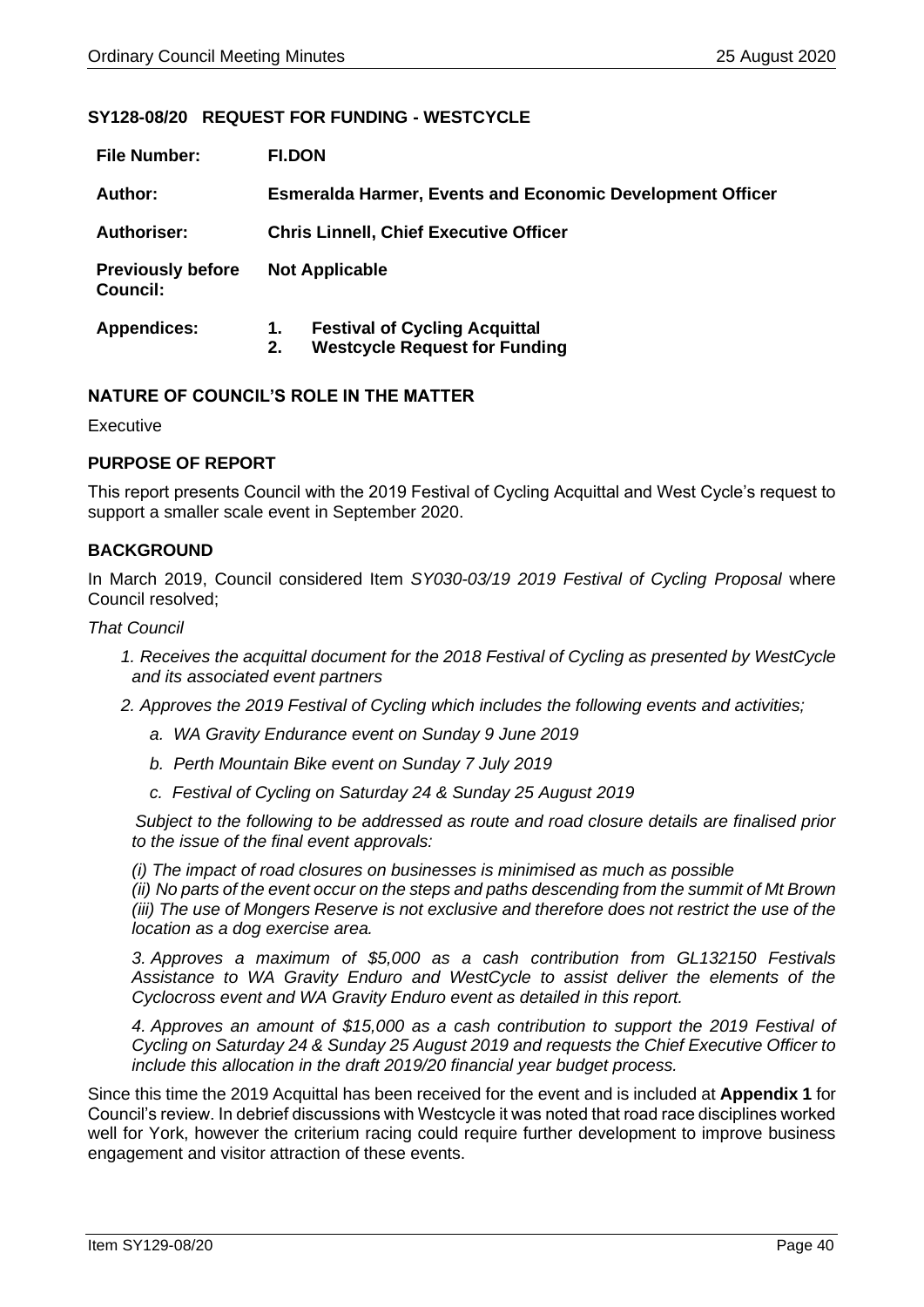## SY128-08/20 REQUEST FOR FUNDING - WESTCYCLE

| **File Number:** | **FI.DON** |
|---|---|
| **Author:** | **Esmeralda Harmer, Events and Economic Development Officer** |
| **Authoriser:** | **Chris Linnell, Chief Executive Officer** |
| **Previously before Council:** | **Not Applicable** |
| **Appendices:** | **1. Festival of Cycling Acquittal**<br>**2. Westcycle Request for Funding** |

### NATURE OF COUNCIL'S ROLE IN THE MATTER

Executive

### PURPOSE OF REPORT

This report presents Council with the 2019 Festival of Cycling Acquittal and West Cycle's request to support a smaller scale event in September 2020.

### BACKGROUND

In March 2019, Council considered Item *SY030-03/19 2019 Festival of Cycling Proposal* where Council resolved;

*That Council*

1. *Receives the acquittal document for the 2018 Festival of Cycling as presented by WestCycle and its associated event partners*
2. *Approves the 2019 Festival of Cycling which includes the following events and activities;*
   a. *WA Gravity Endurance event on Sunday 9 June 2019*
   b. *Perth Mountain Bike event on Sunday 7 July 2019*
   c. *Festival of Cycling on Saturday 24 & Sunday 25 August 2019*

   *Subject to the following to be addressed as route and road closure details are finalised prior to the issue of the final event approvals:*

   *(i) The impact of road closures on businesses is minimised as much as possible*
   *(ii) No parts of the event occur on the steps and paths descending from the summit of Mt Brown*
   *(iii) The use of Mongers Reserve is not exclusive and therefore does not restrict the use of the location as a dog exercise area.*

3. *Approves a maximum of $5,000 as a cash contribution from GL132150 Festivals Assistance to WA Gravity Enduro and WestCycle to assist deliver the elements of the Cyclocross event and WA Gravity Enduro event as detailed in this report.*
4. *Approves an amount of $15,000 as a cash contribution to support the 2019 Festival of Cycling on Saturday 24 & Sunday 25 August 2019 and requests the Chief Executive Officer to include this allocation in the draft 2019/20 financial year budget process.*

Since this time the 2019 Acquittal has been received for the event and is included at **Appendix 1** for Council's review. In debrief discussions with Westcycle it was noted that road race disciplines worked well for York, however the criterium racing could require further development to improve business engagement and visitor attraction of these events.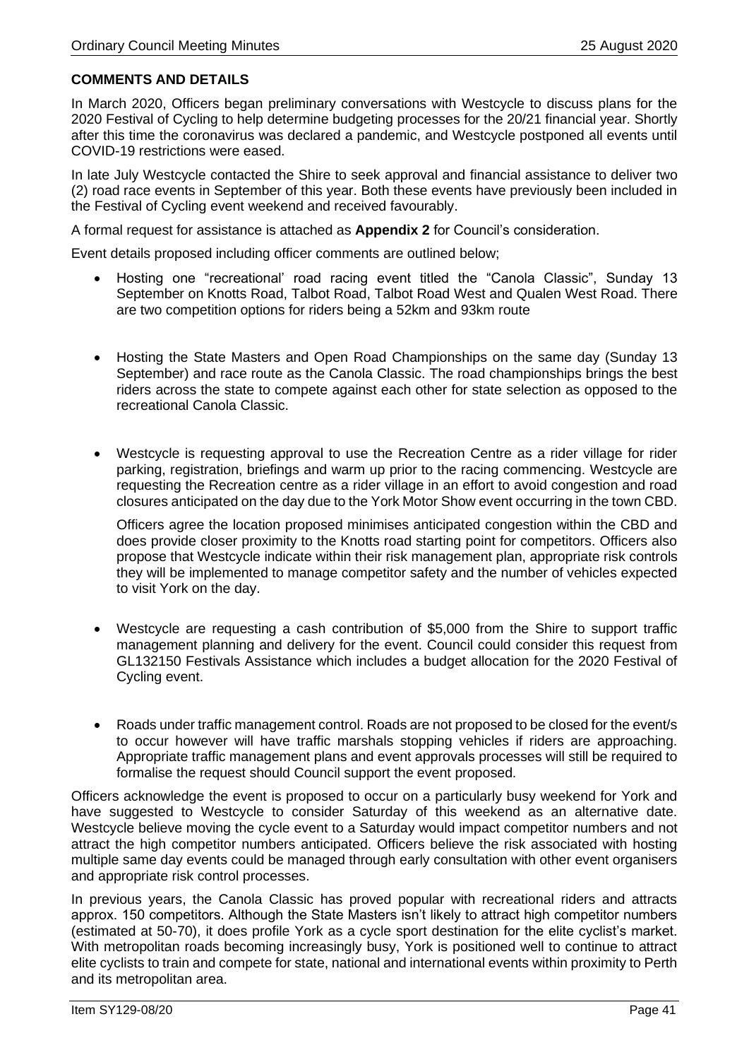**COMMENTS AND DETAILS**

In March 2020, Officers began preliminary conversations with Westcycle to discuss plans for the 2020 Festival of Cycling to help determine budgeting processes for the 20/21 financial year. Shortly after this time the coronavirus was declared a pandemic, and Westcycle postponed all events until COVID-19 restrictions were eased.

In late July Westcycle contacted the Shire to seek approval and financial assistance to deliver two (2) road race events in September of this year. Both these events have previously been included in the Festival of Cycling event weekend and received favourably.

A formal request for assistance is attached as **Appendix 2** for Council's consideration.

Event details proposed including officer comments are outlined below;

- Hosting one "recreational' road racing event titled the "Canola Classic", Sunday 13 September on Knotts Road, Talbot Road, Talbot Road West and Qualen West Road. There are two competition options for riders being a 52km and 93km route

- Hosting the State Masters and Open Road Championships on the same day (Sunday 13 September) and race route as the Canola Classic. The road championships brings the best riders across the state to compete against each other for state selection as opposed to the recreational Canola Classic.

- Westcycle is requesting approval to use the Recreation Centre as a rider village for rider parking, registration, briefings and warm up prior to the racing commencing. Westcycle are requesting the Recreation centre as a rider village in an effort to avoid congestion and road closures anticipated on the day due to the York Motor Show event occurring in the town CBD.

  Officers agree the location proposed minimises anticipated congestion within the CBD and does provide closer proximity to the Knotts road starting point for competitors. Officers also propose that Westcycle indicate within their risk management plan, appropriate risk controls they will be implemented to manage competitor safety and the number of vehicles expected to visit York on the day.

- Westcycle are requesting a cash contribution of $5,000 from the Shire to support traffic management planning and delivery for the event. Council could consider this request from GL132150 Festivals Assistance which includes a budget allocation for the 2020 Festival of Cycling event.

- Roads under traffic management control. Roads are not proposed to be closed for the event/s to occur however will have traffic marshals stopping vehicles if riders are approaching. Appropriate traffic management plans and event approvals processes will still be required to formalise the request should Council support the event proposed.

Officers acknowledge the event is proposed to occur on a particularly busy weekend for York and have suggested to Westcycle to consider Saturday of this weekend as an alternative date. Westcycle believe moving the cycle event to a Saturday would impact competitor numbers and not attract the high competitor numbers anticipated. Officers believe the risk associated with hosting multiple same day events could be managed through early consultation with other event organisers and appropriate risk control processes.

In previous years, the Canola Classic has proved popular with recreational riders and attracts approx. 150 competitors. Although the State Masters isn't likely to attract high competitor numbers (estimated at 50-70), it does profile York as a cycle sport destination for the elite cyclist's market. With metropolitan roads becoming increasingly busy, York is positioned well to continue to attract elite cyclists to train and compete for state, national and international events within proximity to Perth and its metropolitan area.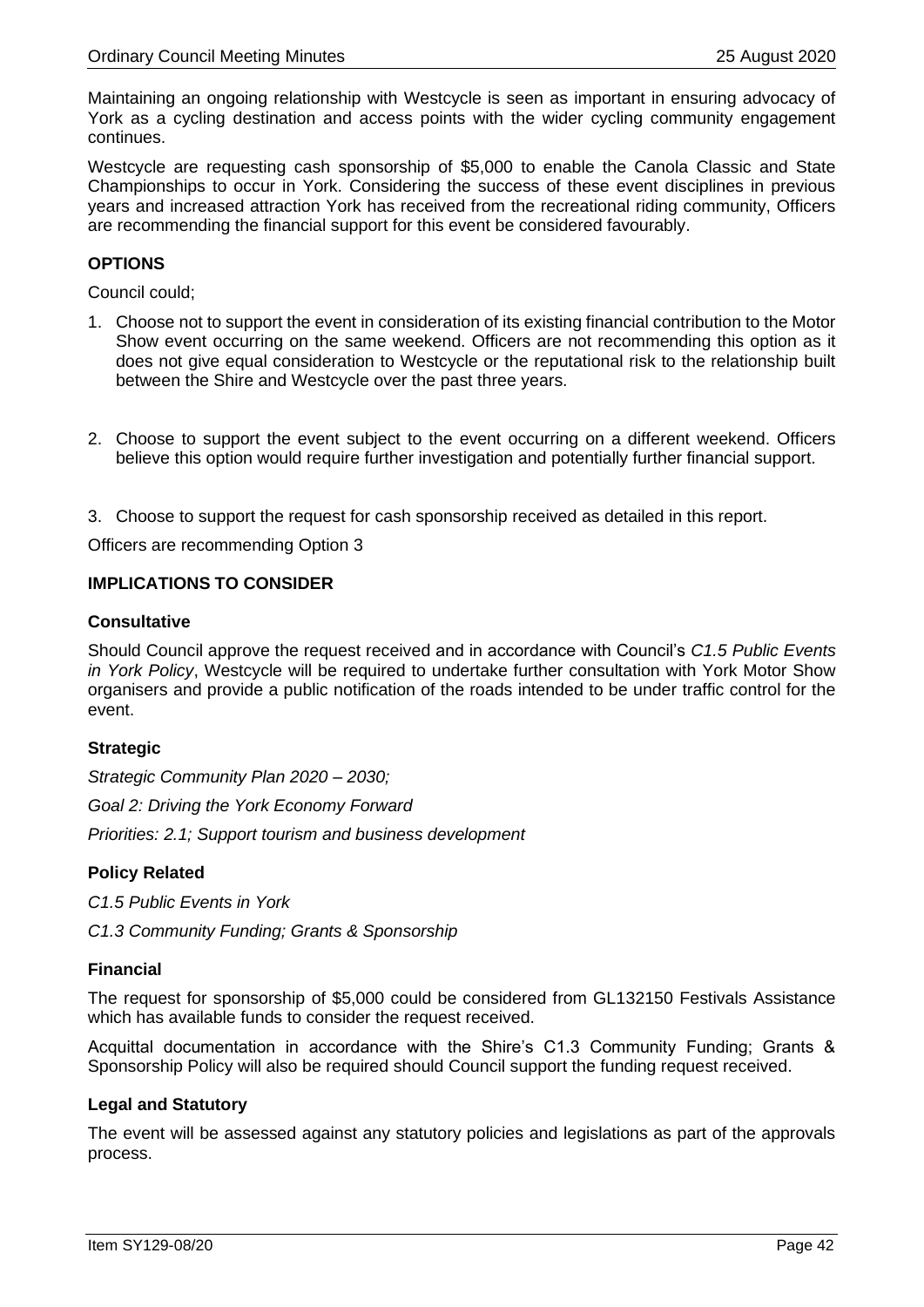Maintaining an ongoing relationship with Westcycle is seen as important in ensuring advocacy of York as a cycling destination and access points with the wider cycling community engagement continues.

Westcycle are requesting cash sponsorship of $5,000 to enable the Canola Classic and State Championships to occur in York. Considering the success of these event disciplines in previous years and increased attraction York has received from the recreational riding community, Officers are recommending the financial support for this event be considered favourably.

### OPTIONS

Council could;

1. Choose not to support the event in consideration of its existing financial contribution to the Motor Show event occurring on the same weekend. Officers are not recommending this option as it does not give equal consideration to Westcycle or the reputational risk to the relationship built between the Shire and Westcycle over the past three years.

2. Choose to support the event subject to the event occurring on a different weekend. Officers believe this option would require further investigation and potentially further financial support.

3. Choose to support the request for cash sponsorship received as detailed in this report.

Officers are recommending Option 3

### IMPLICATIONS TO CONSIDER

#### Consultative

Should Council approve the request received and in accordance with Council's *C1.5 Public Events in York Policy*, Westcycle will be required to undertake further consultation with York Motor Show organisers and provide a public notification of the roads intended to be under traffic control for the event.

#### Strategic

*Strategic Community Plan 2020 – 2030;*

*Goal 2: Driving the York Economy Forward*

*Priorities: 2.1; Support tourism and business development*

#### Policy Related

*C1.5 Public Events in York*

*C1.3 Community Funding; Grants & Sponsorship*

#### Financial

The request for sponsorship of $5,000 could be considered from GL132150 Festivals Assistance which has available funds to consider the request received.

Acquittal documentation in accordance with the Shire's C1.3 Community Funding; Grants & Sponsorship Policy will also be required should Council support the funding request received.

#### Legal and Statutory

The event will be assessed against any statutory policies and legislations as part of the approvals process.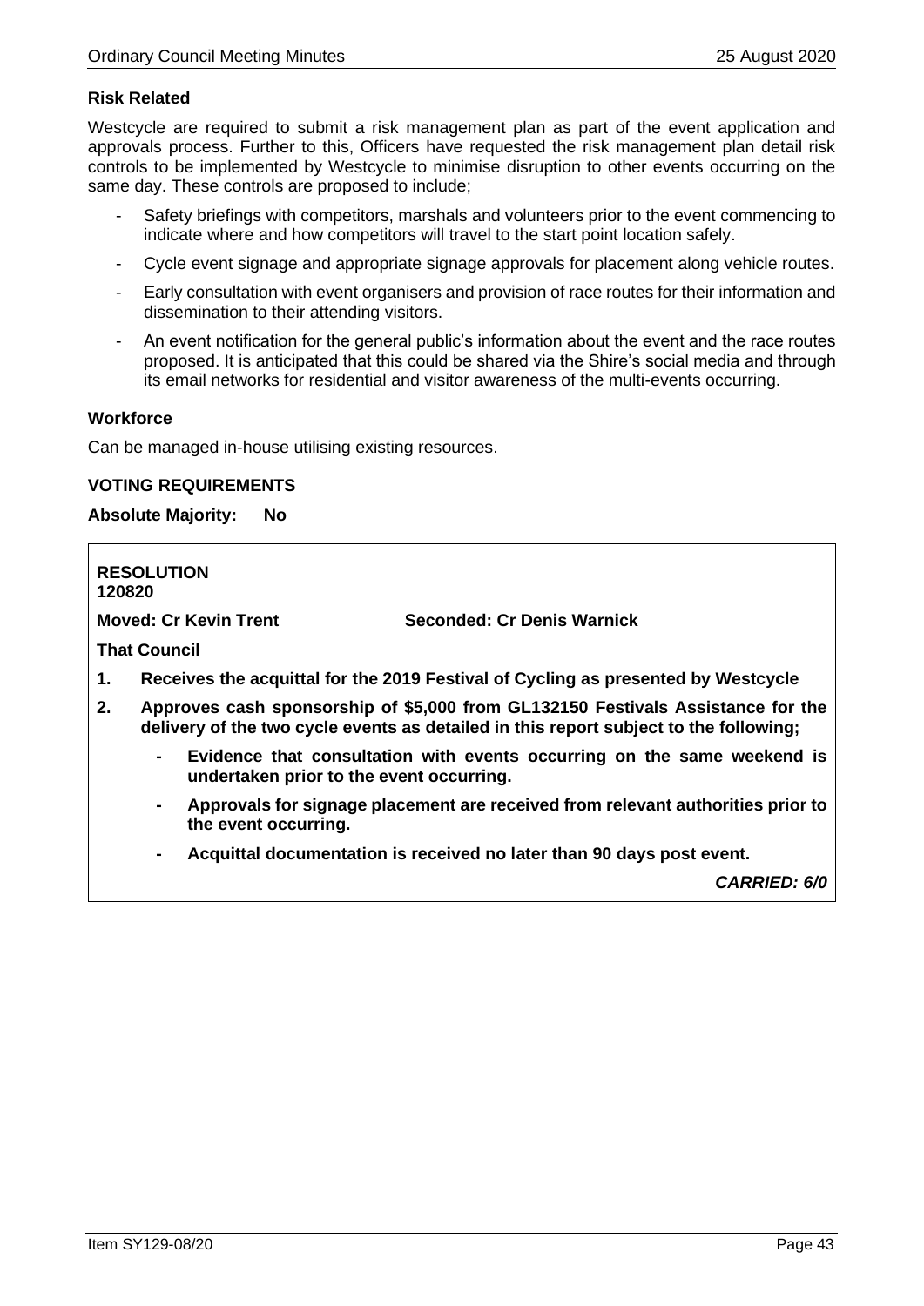**Risk Related**

Westcycle are required to submit a risk management plan as part of the event application and approvals process. Further to this, Officers have requested the risk management plan detail risk controls to be implemented by Westcycle to minimise disruption to other events occurring on the same day. These controls are proposed to include;

- Safety briefings with competitors, marshals and volunteers prior to the event commencing to indicate where and how competitors will travel to the start point location safely.
- Cycle event signage and appropriate signage approvals for placement along vehicle routes.
- Early consultation with event organisers and provision of race routes for their information and dissemination to their attending visitors.
- An event notification for the general public's information about the event and the race routes proposed. It is anticipated that this could be shared via the Shire's social media and through its email networks for residential and visitor awareness of the multi-events occurring.

**Workforce**

Can be managed in-house utilising existing resources.

**VOTING REQUIREMENTS**

**Absolute Majority: No**

**RESOLUTION**
**120820**

**Moved: Cr Kevin Trent** **Seconded: Cr Denis Warnick**

**That Council**

1. **Receives the acquittal for the 2019 Festival of Cycling as presented by Westcycle**
2. **Approves cash sponsorship of $5,000 from GL132150 Festivals Assistance for the delivery of the two cycle events as detailed in this report subject to the following;**
   - **Evidence that consultation with events occurring on the same weekend is undertaken prior to the event occurring.**
   - **Approvals for signage placement are received from relevant authorities prior to the event occurring.**
   - **Acquittal documentation is received no later than 90 days post event.**

***CARRIED: 6/0***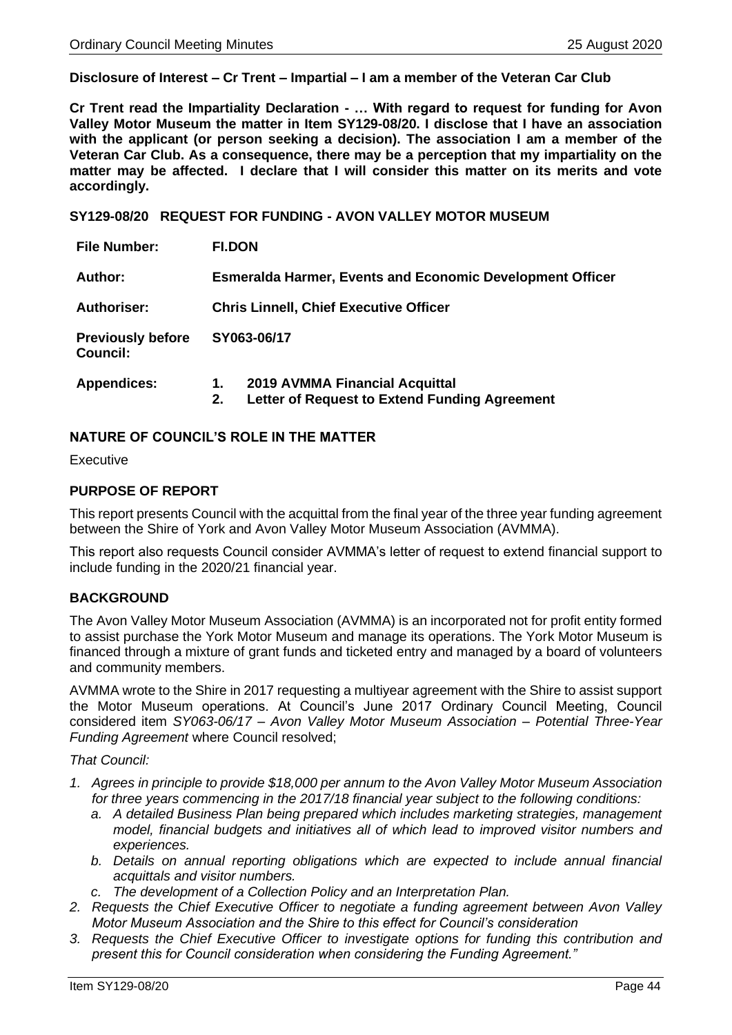**Disclosure of Interest – Cr Trent – Impartial – I am a member of the Veteran Car Club**

**Cr Trent read the Impartiality Declaration - … With regard to request for funding for Avon Valley Motor Museum the matter in Item SY129-08/20. I disclose that I have an association with the applicant (or person seeking a decision). The association I am a member of the Veteran Car Club. As a consequence, there may be a perception that my impartiality on the matter may be affected. I declare that I will consider this matter on its merits and vote accordingly.**

**SY129-08/20 REQUEST FOR FUNDING - AVON VALLEY MOTOR MUSEUM**

| | |
|---|---|
| **File Number:** | **FI.DON** |
| **Author:** | **Esmeralda Harmer, Events and Economic Development Officer** |
| **Authoriser:** | **Chris Linnell, Chief Executive Officer** |
| **Previously before Council:** | **SY063-06/17** |
| **Appendices:** | **1. 2019 AVMMA Financial Acquittal**<br>**2. Letter of Request to Extend Funding Agreement** |

## NATURE OF COUNCIL'S ROLE IN THE MATTER

Executive

## PURPOSE OF REPORT

This report presents Council with the acquittal from the final year of the three year funding agreement between the Shire of York and Avon Valley Motor Museum Association (AVMMA).

This report also requests Council consider AVMMA's letter of request to extend financial support to include funding in the 2020/21 financial year.

## BACKGROUND

The Avon Valley Motor Museum Association (AVMMA) is an incorporated not for profit entity formed to assist purchase the York Motor Museum and manage its operations. The York Motor Museum is financed through a mixture of grant funds and ticketed entry and managed by a board of volunteers and community members.

AVMMA wrote to the Shire in 2017 requesting a multiyear agreement with the Shire to assist support the Motor Museum operations. At Council's June 2017 Ordinary Council Meeting, Council considered item *SY063-06/17 – Avon Valley Motor Museum Association – Potential Three-Year Funding Agreement* where Council resolved;

*That Council:*

1. *Agrees in principle to provide $18,000 per annum to the Avon Valley Motor Museum Association for three years commencing in the 2017/18 financial year subject to the following conditions:*
   a. *A detailed Business Plan being prepared which includes marketing strategies, management model, financial budgets and initiatives all of which lead to improved visitor numbers and experiences.*
   b. *Details on annual reporting obligations which are expected to include annual financial acquittals and visitor numbers.*
   c. *The development of a Collection Policy and an Interpretation Plan.*
2. *Requests the Chief Executive Officer to negotiate a funding agreement between Avon Valley Motor Museum Association and the Shire to this effect for Council's consideration*
3. *Requests the Chief Executive Officer to investigate options for funding this contribution and present this for Council consideration when considering the Funding Agreement."*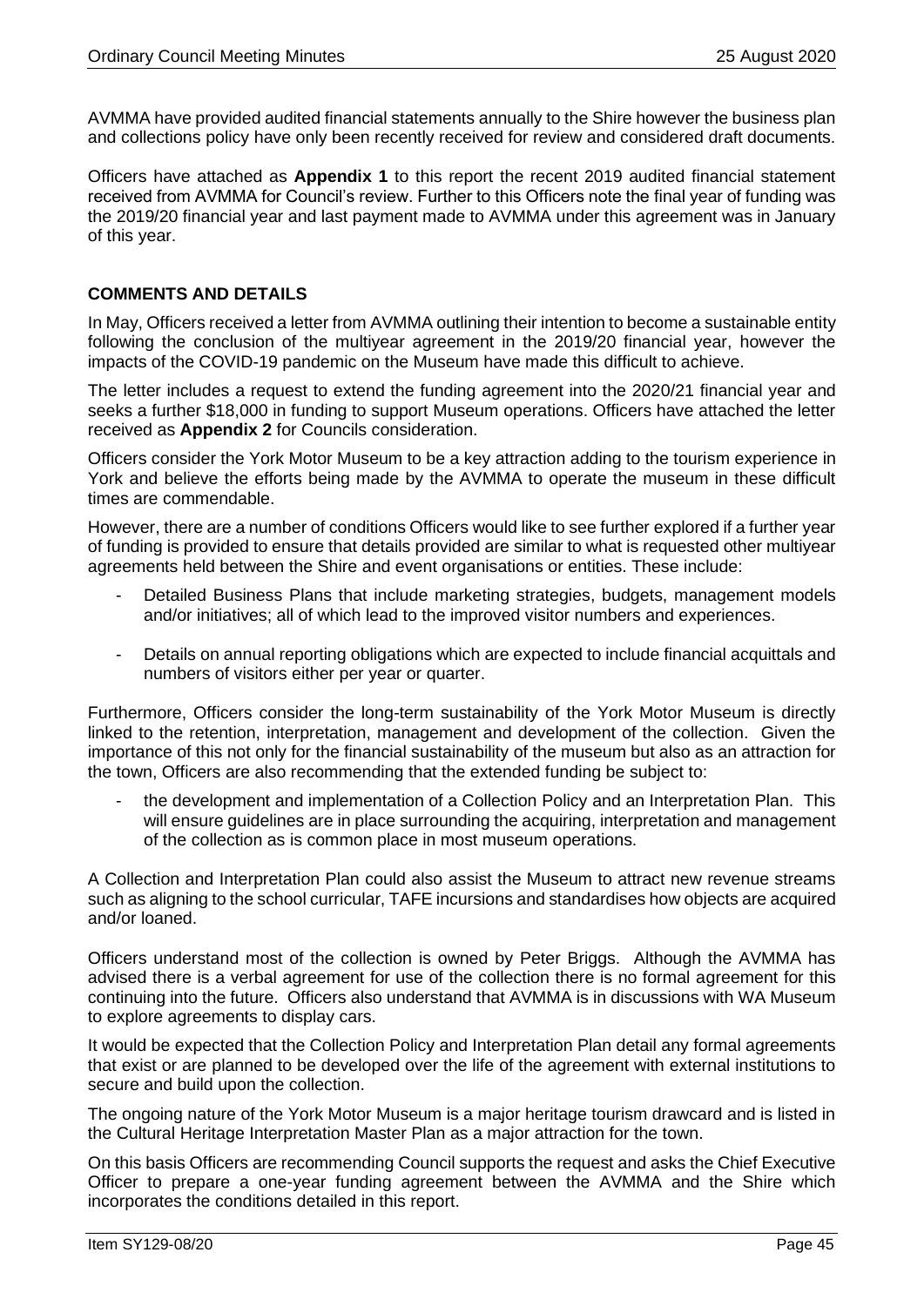AVMMA have provided audited financial statements annually to the Shire however the business plan and collections policy have only been recently received for review and considered draft documents.

Officers have attached as **Appendix 1** to this report the recent 2019 audited financial statement received from AVMMA for Council's review. Further to this Officers note the final year of funding was the 2019/20 financial year and last payment made to AVMMA under this agreement was in January of this year.

## COMMENTS AND DETAILS

In May, Officers received a letter from AVMMA outlining their intention to become a sustainable entity following the conclusion of the multiyear agreement in the 2019/20 financial year, however the impacts of the COVID-19 pandemic on the Museum have made this difficult to achieve.

The letter includes a request to extend the funding agreement into the 2020/21 financial year and seeks a further $18,000 in funding to support Museum operations. Officers have attached the letter received as **Appendix 2** for Councils consideration.

Officers consider the York Motor Museum to be a key attraction adding to the tourism experience in York and believe the efforts being made by the AVMMA to operate the museum in these difficult times are commendable.

However, there are a number of conditions Officers would like to see further explored if a further year of funding is provided to ensure that details provided are similar to what is requested other multiyear agreements held between the Shire and event organisations or entities. These include:

- Detailed Business Plans that include marketing strategies, budgets, management models and/or initiatives; all of which lead to the improved visitor numbers and experiences.

- Details on annual reporting obligations which are expected to include financial acquittals and numbers of visitors either per year or quarter.

Furthermore, Officers consider the long-term sustainability of the York Motor Museum is directly linked to the retention, interpretation, management and development of the collection. Given the importance of this not only for the financial sustainability of the museum but also as an attraction for the town, Officers are also recommending that the extended funding be subject to:

- the development and implementation of a Collection Policy and an Interpretation Plan. This will ensure guidelines are in place surrounding the acquiring, interpretation and management of the collection as is common place in most museum operations.

A Collection and Interpretation Plan could also assist the Museum to attract new revenue streams such as aligning to the school curricular, TAFE incursions and standardises how objects are acquired and/or loaned.

Officers understand most of the collection is owned by Peter Briggs. Although the AVMMA has advised there is a verbal agreement for use of the collection there is no formal agreement for this continuing into the future. Officers also understand that AVMMA is in discussions with WA Museum to explore agreements to display cars.

It would be expected that the Collection Policy and Interpretation Plan detail any formal agreements that exist or are planned to be developed over the life of the agreement with external institutions to secure and build upon the collection.

The ongoing nature of the York Motor Museum is a major heritage tourism drawcard and is listed in the Cultural Heritage Interpretation Master Plan as a major attraction for the town.

On this basis Officers are recommending Council supports the request and asks the Chief Executive Officer to prepare a one-year funding agreement between the AVMMA and the Shire which incorporates the conditions detailed in this report.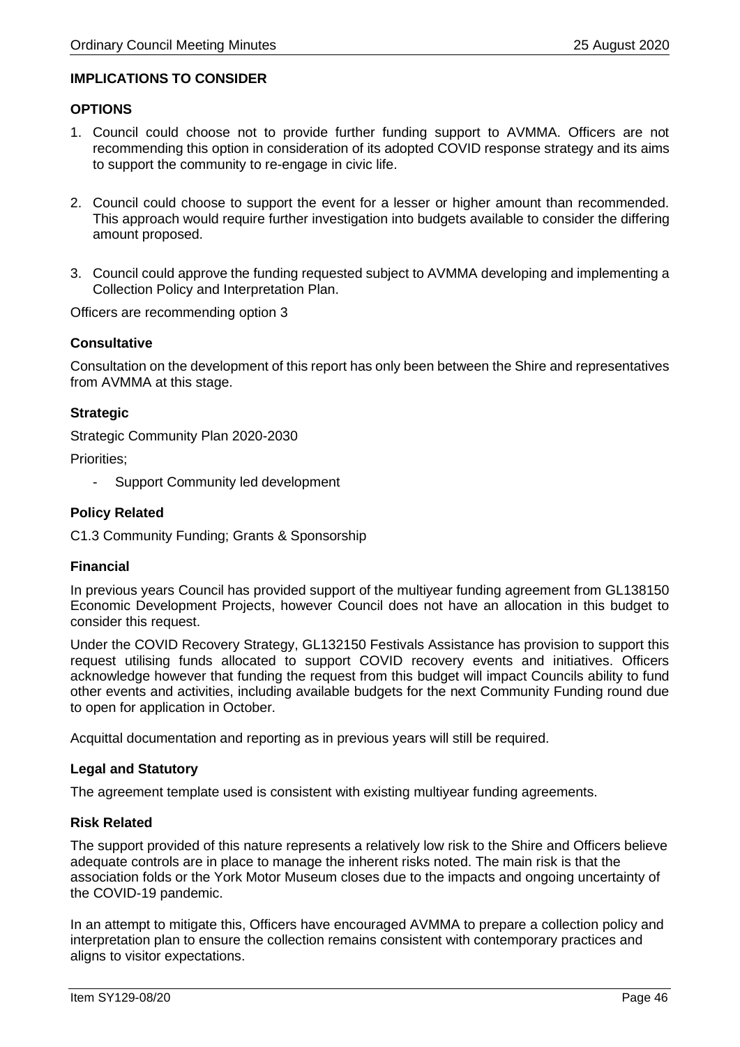**IMPLICATIONS TO CONSIDER**

**OPTIONS**

1. Council could choose not to provide further funding support to AVMMA. Officers are not recommending this option in consideration of its adopted COVID response strategy and its aims to support the community to re-engage in civic life.

2. Council could choose to support the event for a lesser or higher amount than recommended. This approach would require further investigation into budgets available to consider the differing amount proposed.

3. Council could approve the funding requested subject to AVMMA developing and implementing a Collection Policy and Interpretation Plan.

Officers are recommending option 3

**Consultative**

Consultation on the development of this report has only been between the Shire and representatives from AVMMA at this stage.

**Strategic**

Strategic Community Plan 2020-2030

Priorities;

- Support Community led development

**Policy Related**

C1.3 Community Funding; Grants & Sponsorship

**Financial**

In previous years Council has provided support of the multiyear funding agreement from GL138150 Economic Development Projects, however Council does not have an allocation in this budget to consider this request.

Under the COVID Recovery Strategy, GL132150 Festivals Assistance has provision to support this request utilising funds allocated to support COVID recovery events and initiatives. Officers acknowledge however that funding the request from this budget will impact Councils ability to fund other events and activities, including available budgets for the next Community Funding round due to open for application in October.

Acquittal documentation and reporting as in previous years will still be required.

**Legal and Statutory**

The agreement template used is consistent with existing multiyear funding agreements.

**Risk Related**

The support provided of this nature represents a relatively low risk to the Shire and Officers believe adequate controls are in place to manage the inherent risks noted. The main risk is that the association folds or the York Motor Museum closes due to the impacts and ongoing uncertainty of the COVID-19 pandemic.

In an attempt to mitigate this, Officers have encouraged AVMMA to prepare a collection policy and interpretation plan to ensure the collection remains consistent with contemporary practices and aligns to visitor expectations.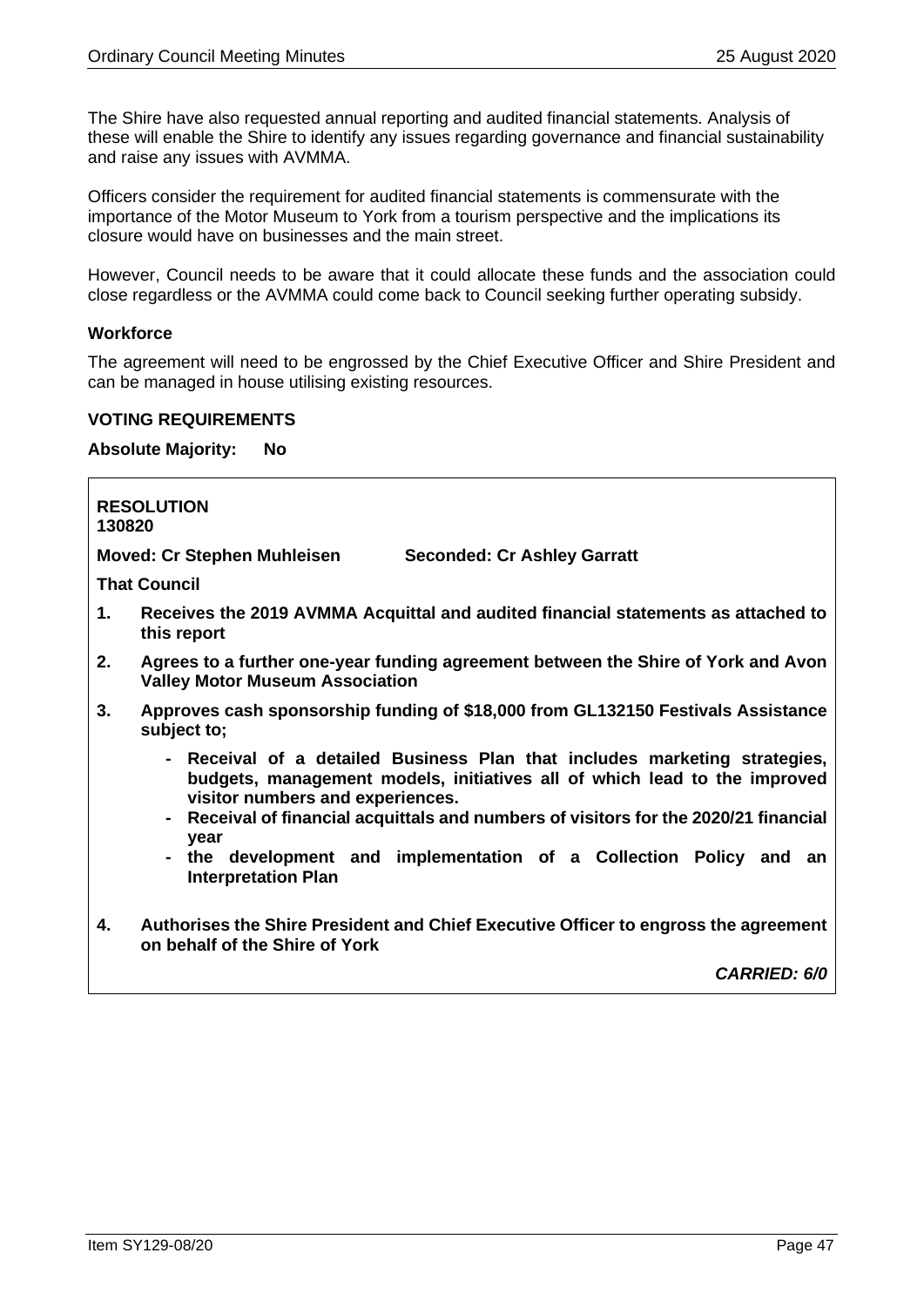The Shire have also requested annual reporting and audited financial statements. Analysis of these will enable the Shire to identify any issues regarding governance and financial sustainability and raise any issues with AVMMA.

Officers consider the requirement for audited financial statements is commensurate with the importance of the Motor Museum to York from a tourism perspective and the implications its closure would have on businesses and the main street.

However, Council needs to be aware that it could allocate these funds and the association could close regardless or the AVMMA could come back to Council seeking further operating subsidy.

**Workforce**

The agreement will need to be engrossed by the Chief Executive Officer and Shire President and can be managed in house utilising existing resources.

**VOTING REQUIREMENTS**

**Absolute Majority: No**

**RESOLUTION**
**130820**

**Moved: Cr Stephen Muhleisen** **Seconded: Cr Ashley Garratt**

**That Council**

1. **Receives the 2019 AVMMA Acquittal and audited financial statements as attached to this report**
2. **Agrees to a further one-year funding agreement between the Shire of York and Avon Valley Motor Museum Association**
3. **Approves cash sponsorship funding of $18,000 from GL132150 Festivals Assistance subject to;**
   - **Receival of a detailed Business Plan that includes marketing strategies, budgets, management models, initiatives all of which lead to the improved visitor numbers and experiences.**
   - **Receival of financial acquittals and numbers of visitors for the 2020/21 financial year**
   - **the development and implementation of a Collection Policy and an Interpretation Plan**
4. **Authorises the Shire President and Chief Executive Officer to engross the agreement on behalf of the Shire of York**

***CARRIED: 6/0***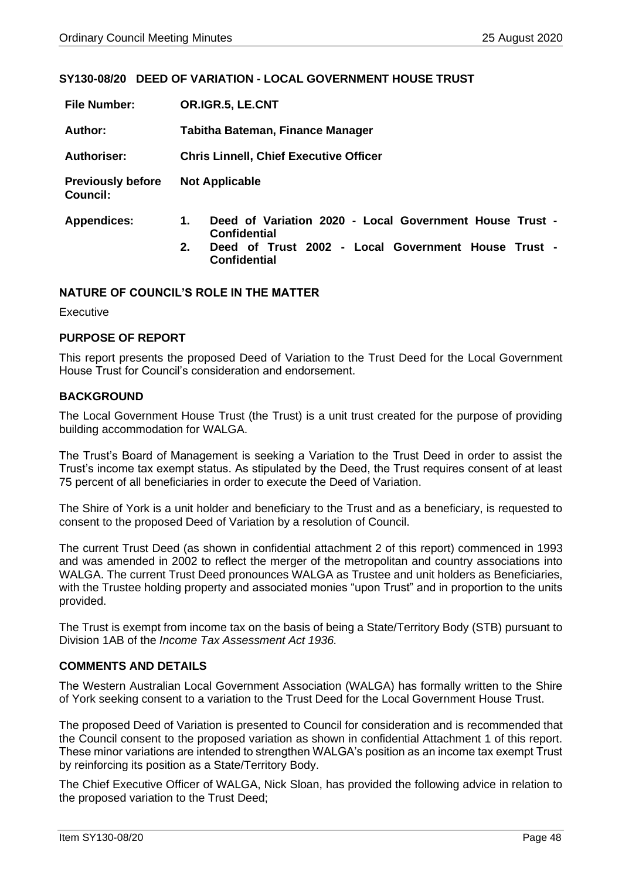## SY130-08/20 DEED OF VARIATION - LOCAL GOVERNMENT HOUSE TRUST

| | |
|---|---|
| **File Number:** | **OR.IGR.5, LE.CNT** |
| **Author:** | **Tabitha Bateman, Finance Manager** |
| **Authoriser:** | **Chris Linnell, Chief Executive Officer** |
| **Previously before Council:** | **Not Applicable** |
| **Appendices:** | **1. Deed of Variation 2020 - Local Government House Trust - Confidential**<br>**2. Deed of Trust 2002 - Local Government House Trust - Confidential** |

### NATURE OF COUNCIL'S ROLE IN THE MATTER

Executive

### PURPOSE OF REPORT

This report presents the proposed Deed of Variation to the Trust Deed for the Local Government House Trust for Council's consideration and endorsement.

### BACKGROUND

The Local Government House Trust (the Trust) is a unit trust created for the purpose of providing building accommodation for WALGA.

The Trust's Board of Management is seeking a Variation to the Trust Deed in order to assist the Trust's income tax exempt status. As stipulated by the Deed, the Trust requires consent of at least 75 percent of all beneficiaries in order to execute the Deed of Variation.

The Shire of York is a unit holder and beneficiary to the Trust and as a beneficiary, is requested to consent to the proposed Deed of Variation by a resolution of Council.

The current Trust Deed (as shown in confidential attachment 2 of this report) commenced in 1993 and was amended in 2002 to reflect the merger of the metropolitan and country associations into WALGA. The current Trust Deed pronounces WALGA as Trustee and unit holders as Beneficiaries, with the Trustee holding property and associated monies "upon Trust" and in proportion to the units provided.

The Trust is exempt from income tax on the basis of being a State/Territory Body (STB) pursuant to Division 1AB of the *Income Tax Assessment Act 1936.*

### COMMENTS AND DETAILS

The Western Australian Local Government Association (WALGA) has formally written to the Shire of York seeking consent to a variation to the Trust Deed for the Local Government House Trust.

The proposed Deed of Variation is presented to Council for consideration and is recommended that the Council consent to the proposed variation as shown in confidential Attachment 1 of this report. These minor variations are intended to strengthen WALGA's position as an income tax exempt Trust by reinforcing its position as a State/Territory Body.

The Chief Executive Officer of WALGA, Nick Sloan, has provided the following advice in relation to the proposed variation to the Trust Deed;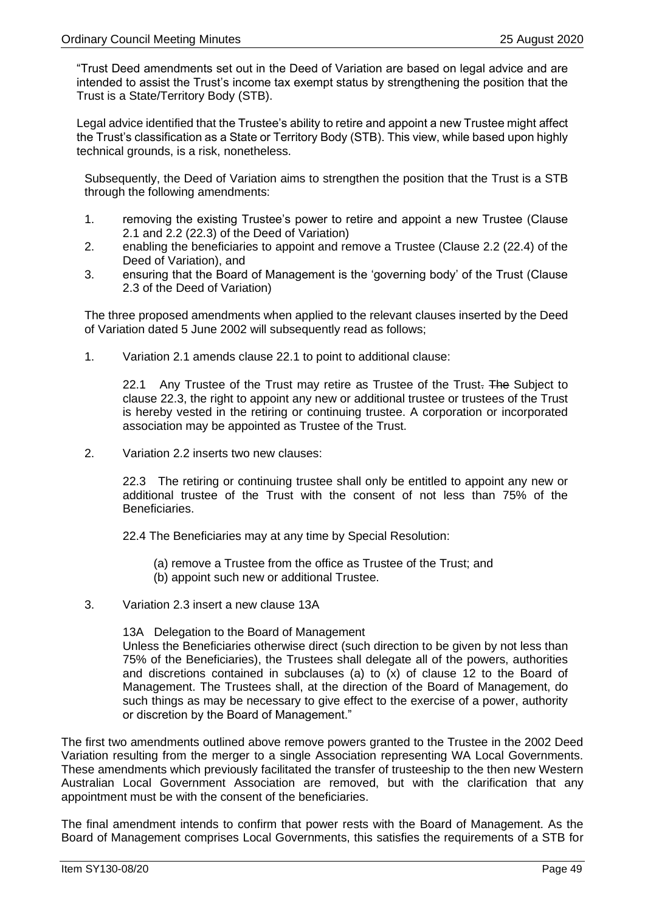"Trust Deed amendments set out in the Deed of Variation are based on legal advice and are intended to assist the Trust's income tax exempt status by strengthening the position that the Trust is a State/Territory Body (STB).

Legal advice identified that the Trustee's ability to retire and appoint a new Trustee might affect the Trust's classification as a State or Territory Body (STB). This view, while based upon highly technical grounds, is a risk, nonetheless.

Subsequently, the Deed of Variation aims to strengthen the position that the Trust is a STB through the following amendments:

1. removing the existing Trustee's power to retire and appoint a new Trustee (Clause 2.1 and 2.2 (22.3) of the Deed of Variation)
2. enabling the beneficiaries to appoint and remove a Trustee (Clause 2.2 (22.4) of the Deed of Variation), and
3. ensuring that the Board of Management is the 'governing body' of the Trust (Clause 2.3 of the Deed of Variation)

The three proposed amendments when applied to the relevant clauses inserted by the Deed of Variation dated 5 June 2002 will subsequently read as follows;

1. Variation 2.1 amends clause 22.1 to point to additional clause:

   22.1 Any Trustee of the Trust may retire as Trustee of the Trust~~.~~ ~~The~~ Subject to clause 22.3, the right to appoint any new or additional trustee or trustees of the Trust is hereby vested in the retiring or continuing trustee. A corporation or incorporated association may be appointed as Trustee of the Trust.

2. Variation 2.2 inserts two new clauses:

   22.3 The retiring or continuing trustee shall only be entitled to appoint any new or additional trustee of the Trust with the consent of not less than 75% of the Beneficiaries.

   22.4 The Beneficiaries may at any time by Special Resolution:

   (a) remove a Trustee from the office as Trustee of the Trust; and
   (b) appoint such new or additional Trustee.

3. Variation 2.3 insert a new clause 13A

   13A Delegation to the Board of Management
   Unless the Beneficiaries otherwise direct (such direction to be given by not less than 75% of the Beneficiaries), the Trustees shall delegate all of the powers, authorities and discretions contained in subclauses (a) to (x) of clause 12 to the Board of Management. The Trustees shall, at the direction of the Board of Management, do such things as may be necessary to give effect to the exercise of a power, authority or discretion by the Board of Management."

The first two amendments outlined above remove powers granted to the Trustee in the 2002 Deed Variation resulting from the merger to a single Association representing WA Local Governments. These amendments which previously facilitated the transfer of trusteeship to the then new Western Australian Local Government Association are removed, but with the clarification that any appointment must be with the consent of the beneficiaries.

The final amendment intends to confirm that power rests with the Board of Management. As the Board of Management comprises Local Governments, this satisfies the requirements of a STB for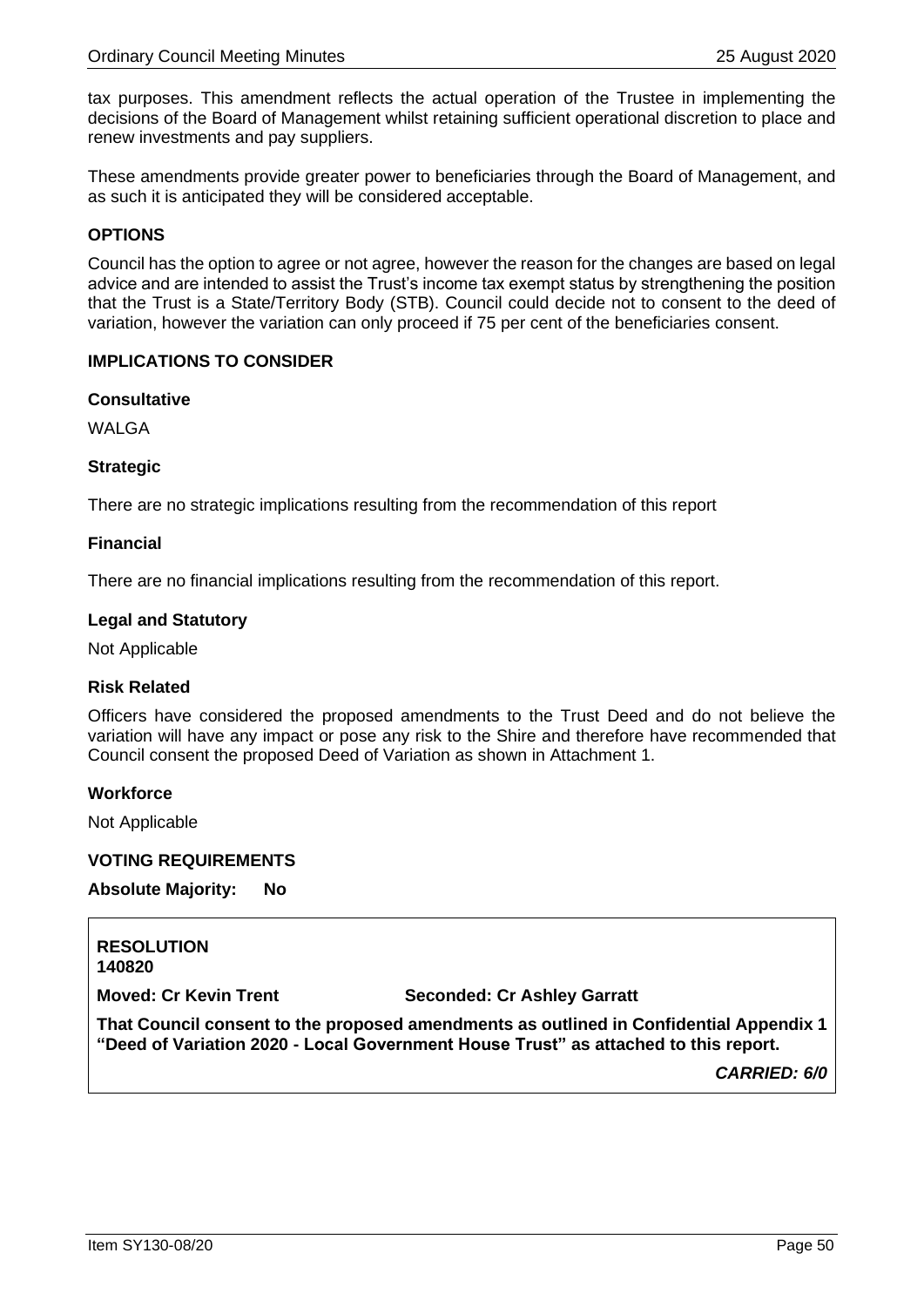tax purposes. This amendment reflects the actual operation of the Trustee in implementing the decisions of the Board of Management whilst retaining sufficient operational discretion to place and renew investments and pay suppliers.

These amendments provide greater power to beneficiaries through the Board of Management, and as such it is anticipated they will be considered acceptable.

## OPTIONS

Council has the option to agree or not agree, however the reason for the changes are based on legal advice and are intended to assist the Trust's income tax exempt status by strengthening the position that the Trust is a State/Territory Body (STB). Council could decide not to consent to the deed of variation, however the variation can only proceed if 75 per cent of the beneficiaries consent.

## IMPLICATIONS TO CONSIDER

### Consultative

WALGA

### Strategic

There are no strategic implications resulting from the recommendation of this report

### Financial

There are no financial implications resulting from the recommendation of this report.

### Legal and Statutory

Not Applicable

### Risk Related

Officers have considered the proposed amendments to the Trust Deed and do not believe the variation will have any impact or pose any risk to the Shire and therefore have recommended that Council consent the proposed Deed of Variation as shown in Attachment 1.

### Workforce

Not Applicable

## VOTING REQUIREMENTS

**Absolute Majority: No**

**RESOLUTION**
**140820**

**Moved: Cr Kevin Trent** **Seconded: Cr Ashley Garratt**

**That Council consent to the proposed amendments as outlined in Confidential Appendix 1 "Deed of Variation 2020 - Local Government House Trust" as attached to this report.**

***CARRIED: 6/0***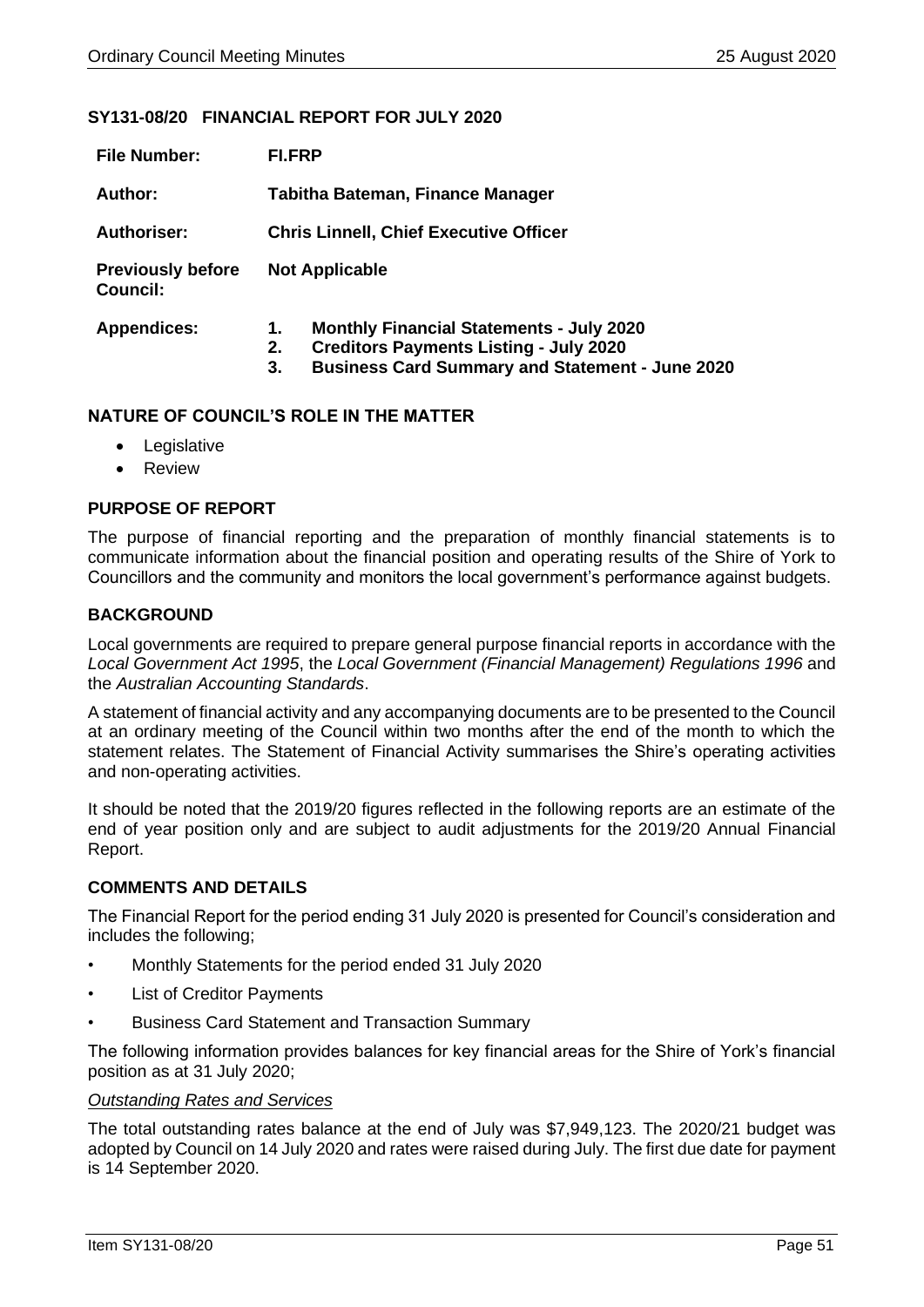## SY131-08/20 FINANCIAL REPORT FOR JULY 2020

| | |
|---|---|
| **File Number:** | **FI.FRP** |
| **Author:** | **Tabitha Bateman, Finance Manager** |
| **Authoriser:** | **Chris Linnell, Chief Executive Officer** |
| **Previously before Council:** | **Not Applicable** |
| **Appendices:** | **1. Monthly Financial Statements - July 2020**<br>**2. Creditors Payments Listing - July 2020**<br>**3. Business Card Summary and Statement - June 2020** |

### NATURE OF COUNCIL'S ROLE IN THE MATTER

- Legislative
- Review

### PURPOSE OF REPORT

The purpose of financial reporting and the preparation of monthly financial statements is to communicate information about the financial position and operating results of the Shire of York to Councillors and the community and monitors the local government's performance against budgets.

### BACKGROUND

Local governments are required to prepare general purpose financial reports in accordance with the *Local Government Act 1995*, the *Local Government (Financial Management) Regulations 1996* and the *Australian Accounting Standards*.

A statement of financial activity and any accompanying documents are to be presented to the Council at an ordinary meeting of the Council within two months after the end of the month to which the statement relates. The Statement of Financial Activity summarises the Shire's operating activities and non-operating activities.

It should be noted that the 2019/20 figures reflected in the following reports are an estimate of the end of year position only and are subject to audit adjustments for the 2019/20 Annual Financial Report.

### COMMENTS AND DETAILS

The Financial Report for the period ending 31 July 2020 is presented for Council's consideration and includes the following;

- Monthly Statements for the period ended 31 July 2020
- List of Creditor Payments
- Business Card Statement and Transaction Summary

The following information provides balances for key financial areas for the Shire of York's financial position as at 31 July 2020;

*Outstanding Rates and Services*

The total outstanding rates balance at the end of July was $7,949,123. The 2020/21 budget was adopted by Council on 14 July 2020 and rates were raised during July. The first due date for payment is 14 September 2020.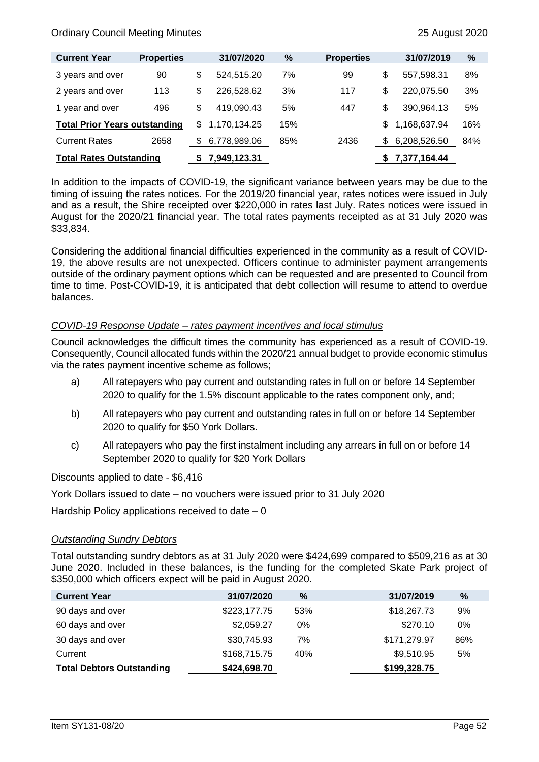| Current Year | Properties | 31/07/2020 | % | Properties | 31/07/2019 | % |
|---|---|---|---|---|---|---|
| 3 years and over | 90 | $ 524,515.20 | 7% | 99 | $ 557,598.31 | 8% |
| 2 years and over | 113 | $ 226,528.62 | 3% | 117 | $ 220,075.50 | 3% |
| 1 year and over | 496 | $ 419,090.43 | 5% | 447 | $ 390,964.13 | 5% |
| **Total Prior Years outstanding** | | $ 1,170,134.25 | 15% | | $ 1,168,637.94 | 16% |
| Current Rates | 2658 | $ 6,778,989.06 | 85% | 2436 | $ 6,208,526.50 | 84% |
| **Total Rates Outstanding** | | **$ 7,949,123.31** | | | **$ 7,377,164.44** | |

In addition to the impacts of COVID-19, the significant variance between years may be due to the timing of issuing the rates notices. For the 2019/20 financial year, rates notices were issued in July and as a result, the Shire receipted over $220,000 in rates last July. Rates notices were issued in August for the 2020/21 financial year. The total rates payments receipted as at 31 July 2020 was $33,834.

Considering the additional financial difficulties experienced in the community as a result of COVID-19, the above results are not unexpected. Officers continue to administer payment arrangements outside of the ordinary payment options which can be requested and are presented to Council from time to time. Post-COVID-19, it is anticipated that debt collection will resume to attend to overdue balances.

*COVID-19 Response Update – rates payment incentives and local stimulus*

Council acknowledges the difficult times the community has experienced as a result of COVID-19. Consequently, Council allocated funds within the 2020/21 annual budget to provide economic stimulus via the rates payment incentive scheme as follows;

a) All ratepayers who pay current and outstanding rates in full on or before 14 September 2020 to qualify for the 1.5% discount applicable to the rates component only, and;

b) All ratepayers who pay current and outstanding rates in full on or before 14 September 2020 to qualify for $50 York Dollars.

c) All ratepayers who pay the first instalment including any arrears in full on or before 14 September 2020 to qualify for $20 York Dollars

Discounts applied to date - $6,416

York Dollars issued to date – no vouchers were issued prior to 31 July 2020

Hardship Policy applications received to date – 0

*Outstanding Sundry Debtors*

Total outstanding sundry debtors as at 31 July 2020 were $424,699 compared to $509,216 as at 30 June 2020. Included in these balances, is the funding for the completed Skate Park project of $350,000 which officers expect will be paid in August 2020.

| Current Year | 31/07/2020 | % | 31/07/2019 | % |
|---|---|---|---|---|
| 90 days and over | $223,177.75 | 53% | $18,267.73 | 9% |
| 60 days and over | $2,059.27 | 0% | $270.10 | 0% |
| 30 days and over | $30,745.93 | 7% | $171,279.97 | 86% |
| Current | $168,715.75 | 40% | $9,510.95 | 5% |
| **Total Debtors Outstanding** | **$424,698.70** | | **$199,328.75** | |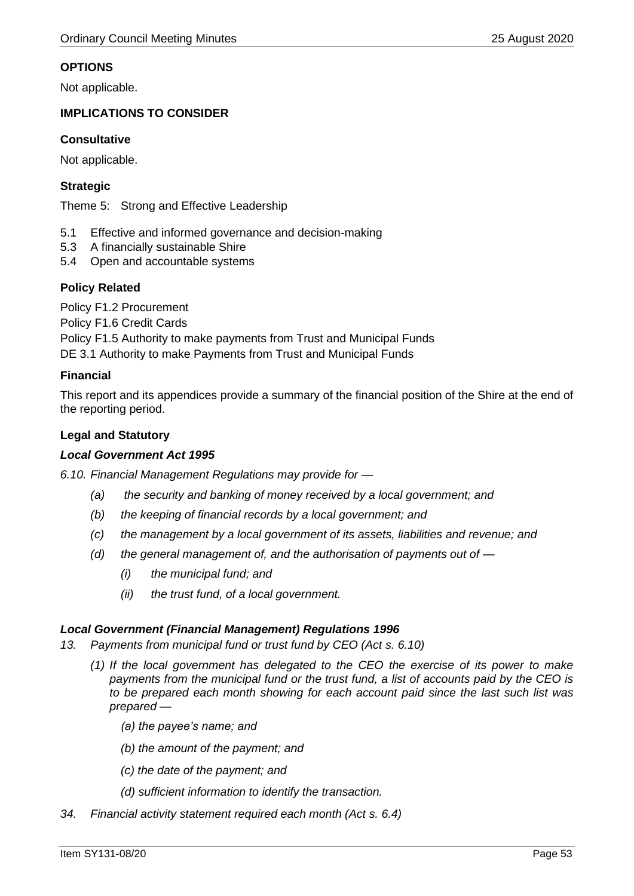**OPTIONS**

Not applicable.

**IMPLICATIONS TO CONSIDER**

**Consultative**

Not applicable.

**Strategic**

Theme 5: Strong and Effective Leadership

- 5.1 Effective and informed governance and decision-making
- 5.3 A financially sustainable Shire
- 5.4 Open and accountable systems

**Policy Related**

Policy F1.2 Procurement
Policy F1.6 Credit Cards
Policy F1.5 Authority to make payments from Trust and Municipal Funds
DE 3.1 Authority to make Payments from Trust and Municipal Funds

**Financial**

This report and its appendices provide a summary of the financial position of the Shire at the end of the reporting period.

**Legal and Statutory**

***Local Government Act 1995***

*6.10. Financial Management Regulations may provide for —*

- *(a) the security and banking of money received by a local government; and*
- *(b) the keeping of financial records by a local government; and*
- *(c) the management by a local government of its assets, liabilities and revenue; and*
- *(d) the general management of, and the authorisation of payments out of —*
  - *(i) the municipal fund; and*
  - *(ii) the trust fund, of a local government.*

***Local Government (Financial Management) Regulations 1996***

*13. Payments from municipal fund or trust fund by CEO (Act s. 6.10)*

*(1) If the local government has delegated to the CEO the exercise of its power to make payments from the municipal fund or the trust fund, a list of accounts paid by the CEO is to be prepared each month showing for each account paid since the last such list was prepared —*

- *(a) the payee's name; and*
- *(b) the amount of the payment; and*
- *(c) the date of the payment; and*
- *(d) sufficient information to identify the transaction.*

*34. Financial activity statement required each month (Act s. 6.4)*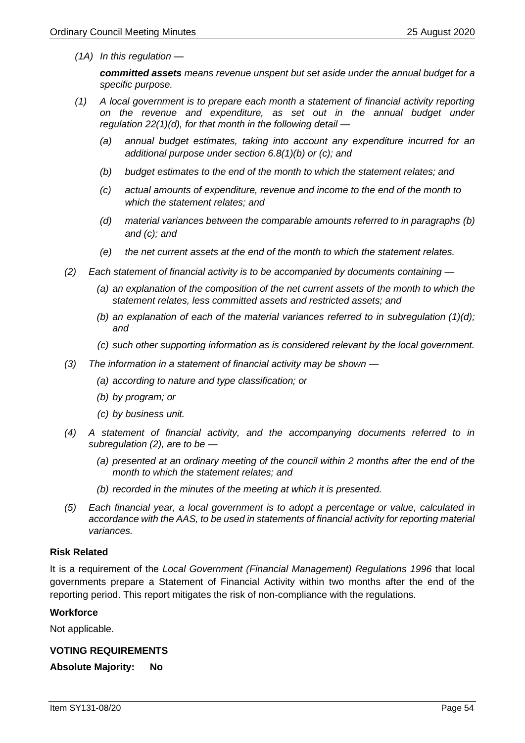*(1A) In this regulation —*

***committed assets*** *means revenue unspent but set aside under the annual budget for a specific purpose.*

*(1) A local government is to prepare each month a statement of financial activity reporting on the revenue and expenditure, as set out in the annual budget under regulation 22(1)(d), for that month in the following detail —*

*(a) annual budget estimates, taking into account any expenditure incurred for an additional purpose under section 6.8(1)(b) or (c); and*

*(b) budget estimates to the end of the month to which the statement relates; and*

*(c) actual amounts of expenditure, revenue and income to the end of the month to which the statement relates; and*

*(d) material variances between the comparable amounts referred to in paragraphs (b) and (c); and*

*(e) the net current assets at the end of the month to which the statement relates.*

*(2) Each statement of financial activity is to be accompanied by documents containing —*

*(a) an explanation of the composition of the net current assets of the month to which the statement relates, less committed assets and restricted assets; and*

*(b) an explanation of each of the material variances referred to in subregulation (1)(d); and*

*(c) such other supporting information as is considered relevant by the local government.*

*(3) The information in a statement of financial activity may be shown —*

*(a) according to nature and type classification; or*

*(b) by program; or*

*(c) by business unit.*

*(4) A statement of financial activity, and the accompanying documents referred to in subregulation (2), are to be —*

*(a) presented at an ordinary meeting of the council within 2 months after the end of the month to which the statement relates; and*

*(b) recorded in the minutes of the meeting at which it is presented.*

*(5) Each financial year, a local government is to adopt a percentage or value, calculated in accordance with the AAS, to be used in statements of financial activity for reporting material variances.*

**Risk Related**

It is a requirement of the *Local Government (Financial Management) Regulations 1996* that local governments prepare a Statement of Financial Activity within two months after the end of the reporting period. This report mitigates the risk of non-compliance with the regulations.

**Workforce**

Not applicable.

**VOTING REQUIREMENTS**

**Absolute Majority: No**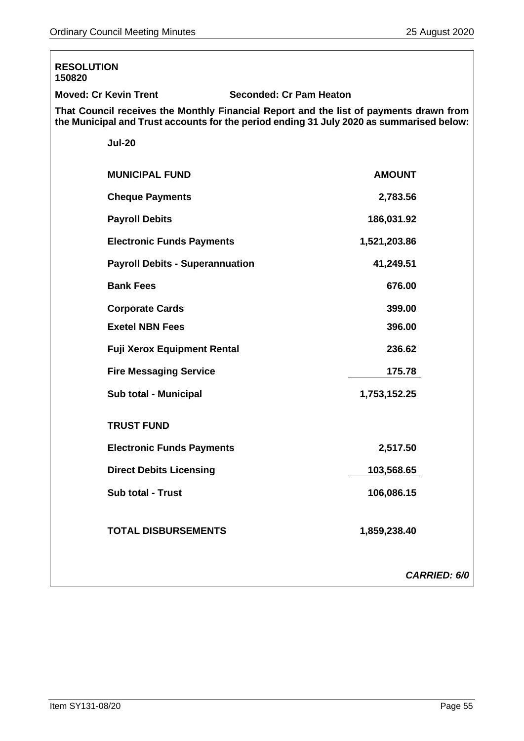**RESOLUTION**
**150820**

**Moved: Cr Kevin Trent** **Seconded: Cr Pam Heaton**

**That Council receives the Monthly Financial Report and the list of payments drawn from the Municipal and Trust accounts for the period ending 31 July 2020 as summarised below:**

**Jul-20**

| **MUNICIPAL FUND** | **AMOUNT** |
|---|---|
| **Cheque Payments** | **2,783.56** |
| **Payroll Debits** | **186,031.92** |
| **Electronic Funds Payments** | **1,521,203.86** |
| **Payroll Debits - Superannuation** | **41,249.51** |
| **Bank Fees** | **676.00** |
| **Corporate Cards** | **399.00** |
| **Exetel NBN Fees** | **396.00** |
| **Fuji Xerox Equipment Rental** | **236.62** |
| **Fire Messaging Service** | **175.78** |
| **Sub total - Municipal** | **1,753,152.25** |
| **TRUST FUND** | |
| **Electronic Funds Payments** | **2,517.50** |
| **Direct Debits Licensing** | **103,568.65** |
| **Sub total - Trust** | **106,086.15** |
| **TOTAL DISBURSEMENTS** | **1,859,238.40** |

***CARRIED: 6/0***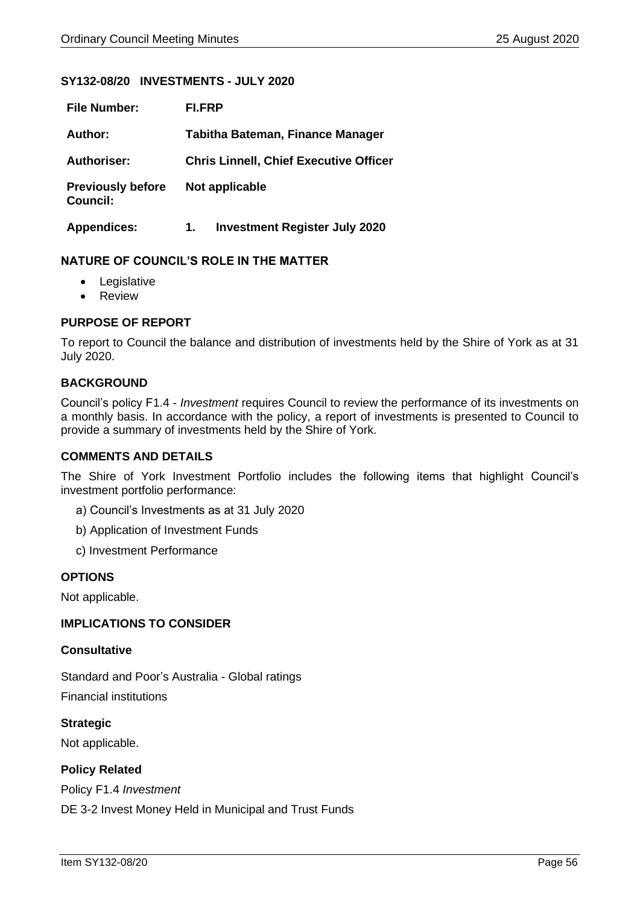### SY132-08/20 INVESTMENTS - JULY 2020

| | |
|---|---|
| **File Number:** | **FI.FRP** |
| **Author:** | **Tabitha Bateman, Finance Manager** |
| **Authoriser:** | **Chris Linnell, Chief Executive Officer** |
| **Previously before Council:** | **Not applicable** |
| **Appendices:** | **1. Investment Register July 2020** |

### NATURE OF COUNCIL'S ROLE IN THE MATTER

- Legislative
- Review

### PURPOSE OF REPORT

To report to Council the balance and distribution of investments held by the Shire of York as at 31 July 2020.

### BACKGROUND

Council's policy F1.4 - *Investment* requires Council to review the performance of its investments on a monthly basis. In accordance with the policy, a report of investments is presented to Council to provide a summary of investments held by the Shire of York.

### COMMENTS AND DETAILS

The Shire of York Investment Portfolio includes the following items that highlight Council's investment portfolio performance:

a) Council's Investments as at 31 July 2020

b) Application of Investment Funds

c) Investment Performance

### OPTIONS

Not applicable.

### IMPLICATIONS TO CONSIDER

#### Consultative

Standard and Poor's Australia - Global ratings

Financial institutions

#### Strategic

Not applicable.

#### Policy Related

Policy F1.4 *Investment*

DE 3-2 Invest Money Held in Municipal and Trust Funds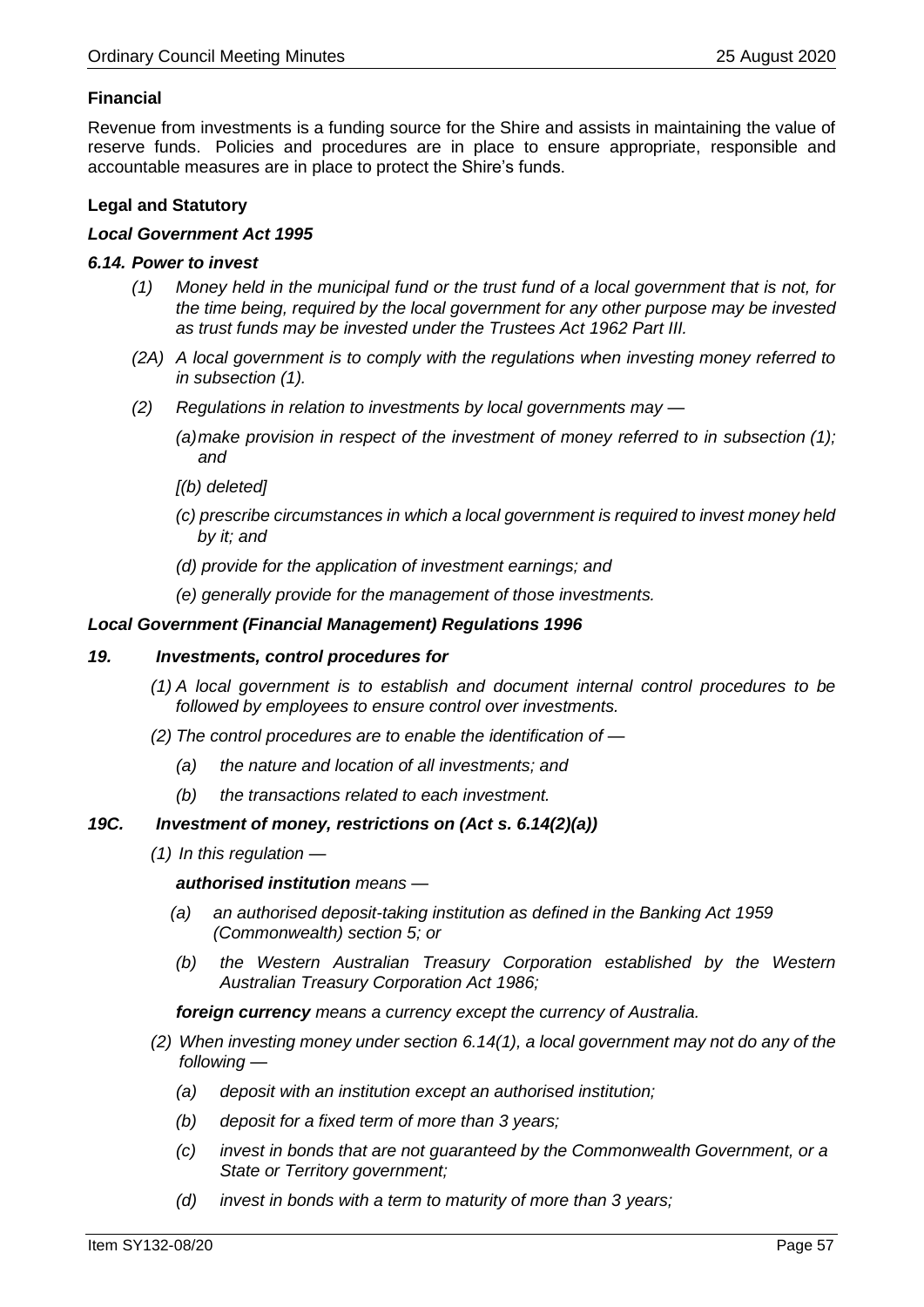**Financial**

Revenue from investments is a funding source for the Shire and assists in maintaining the value of reserve funds. Policies and procedures are in place to ensure appropriate, responsible and accountable measures are in place to protect the Shire's funds.

**Legal and Statutory**

***Local Government Act 1995***

***6.14. Power to invest***

*(1) Money held in the municipal fund or the trust fund of a local government that is not, for the time being, required by the local government for any other purpose may be invested as trust funds may be invested under the Trustees Act 1962 Part III.*

*(2A) A local government is to comply with the regulations when investing money referred to in subsection (1).*

*(2) Regulations in relation to investments by local governments may —*

*(a) make provision in respect of the investment of money referred to in subsection (1); and*

*[(b) deleted]*

*(c) prescribe circumstances in which a local government is required to invest money held by it; and*

*(d) provide for the application of investment earnings; and*

*(e) generally provide for the management of those investments.*

***Local Government (Financial Management) Regulations 1996***

***19. Investments, control procedures for***

*(1) A local government is to establish and document internal control procedures to be followed by employees to ensure control over investments.*

*(2) The control procedures are to enable the identification of —*

*(a) the nature and location of all investments; and*

*(b) the transactions related to each investment.*

***19C. Investment of money, restrictions on (Act s. 6.14(2)(a))***

*(1) In this regulation —*

***authorised institution*** *means —*

*(a) an authorised deposit-taking institution as defined in the Banking Act 1959 (Commonwealth) section 5; or*

*(b) the Western Australian Treasury Corporation established by the Western Australian Treasury Corporation Act 1986;*

***foreign currency*** *means a currency except the currency of Australia.*

*(2) When investing money under section 6.14(1), a local government may not do any of the following —*

*(a) deposit with an institution except an authorised institution;*

*(b) deposit for a fixed term of more than 3 years;*

*(c) invest in bonds that are not guaranteed by the Commonwealth Government, or a State or Territory government;*

*(d) invest in bonds with a term to maturity of more than 3 years;*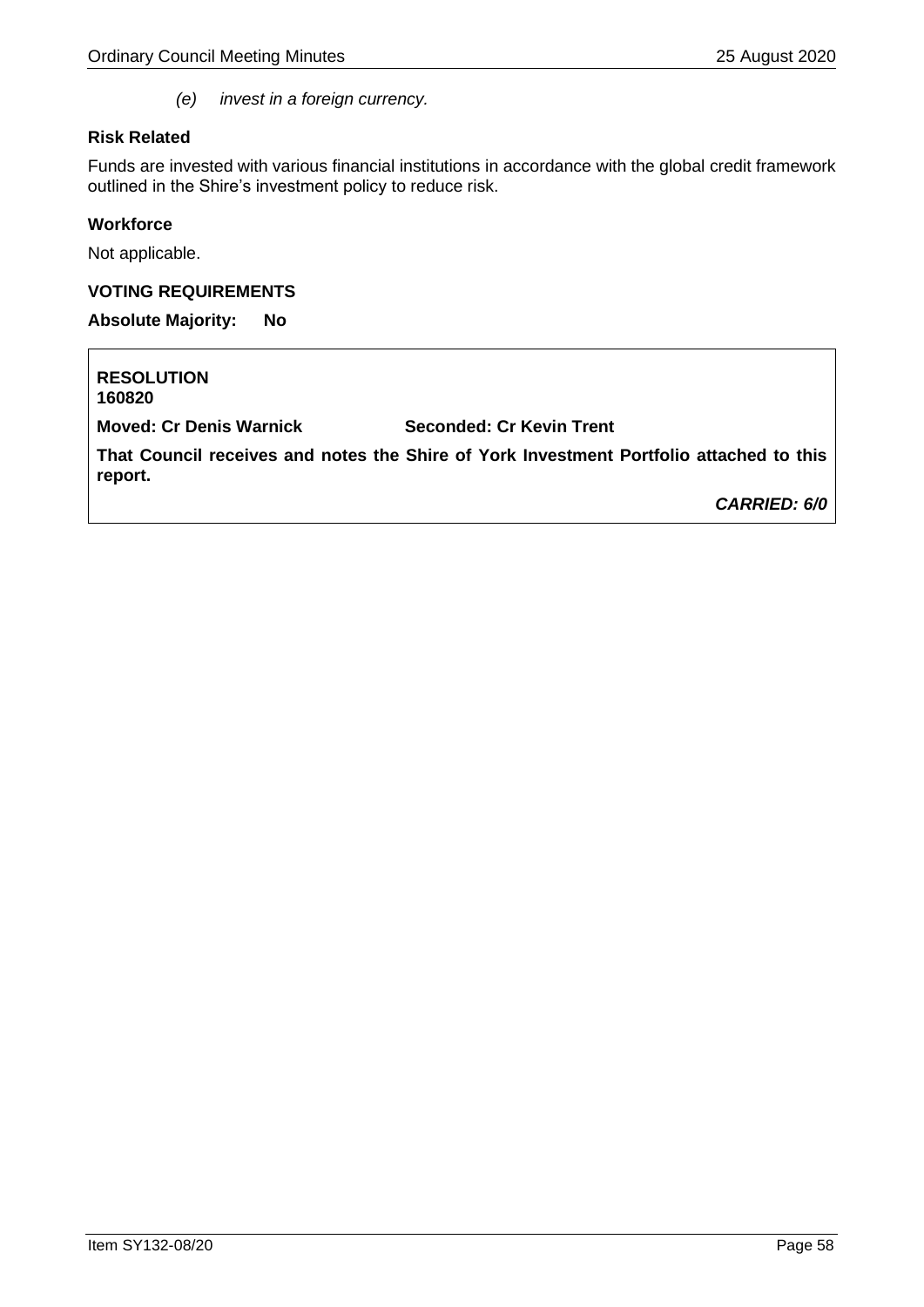(e) *invest in a foreign currency.*

**Risk Related**

Funds are invested with various financial institutions in accordance with the global credit framework outlined in the Shire's investment policy to reduce risk.

**Workforce**

Not applicable.

**VOTING REQUIREMENTS**

**Absolute Majority: No**

**RESOLUTION**
**160820**

**Moved: Cr Denis Warnick** **Seconded: Cr Kevin Trent**

**That Council receives and notes the Shire of York Investment Portfolio attached to this report.**

***CARRIED: 6/0***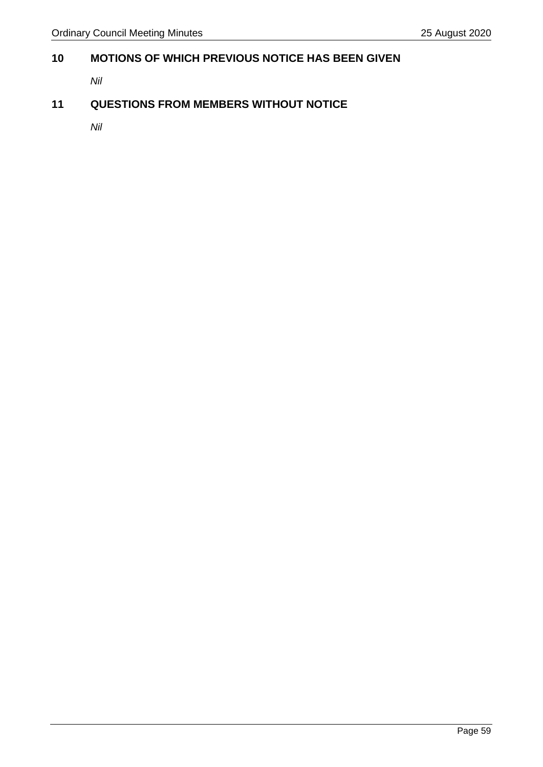## 10 MOTIONS OF WHICH PREVIOUS NOTICE HAS BEEN GIVEN

*Nil*

## 11 QUESTIONS FROM MEMBERS WITHOUT NOTICE

*Nil*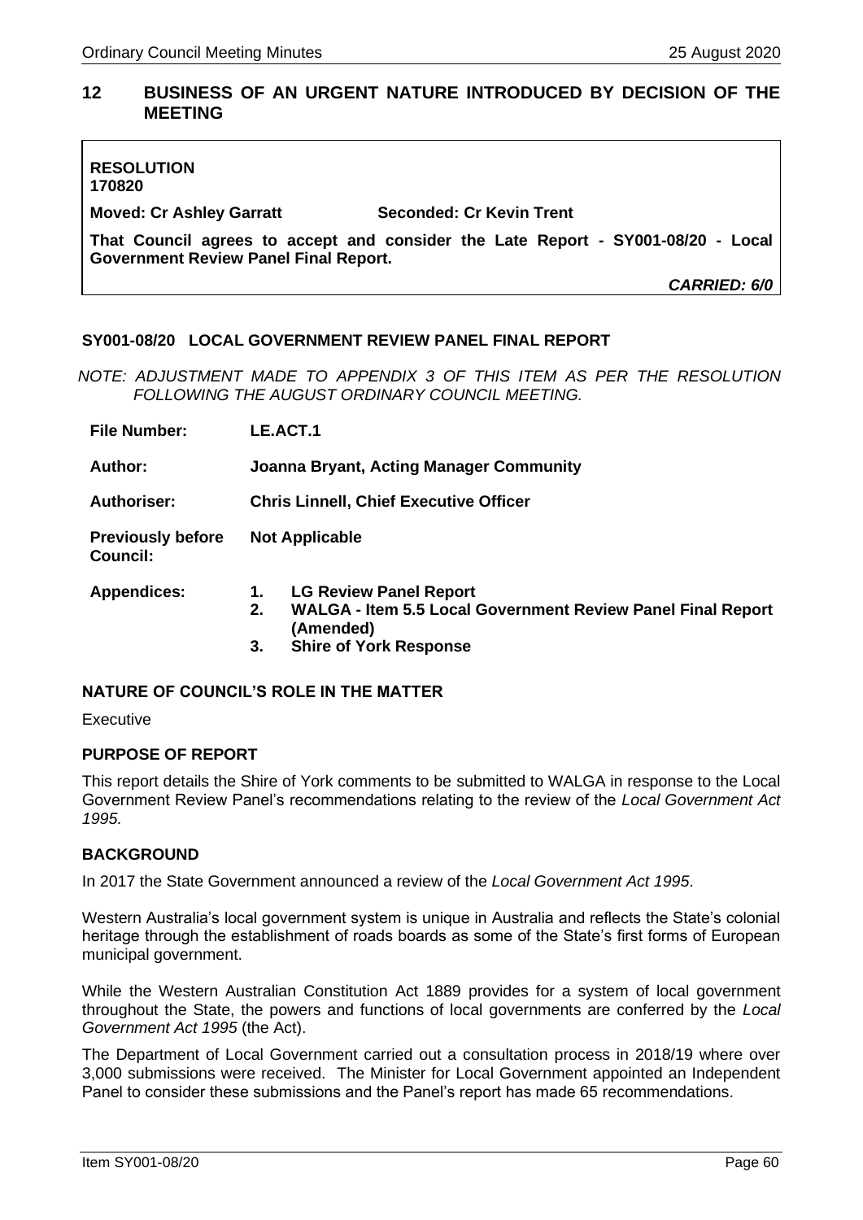## 12 BUSINESS OF AN URGENT NATURE INTRODUCED BY DECISION OF THE MEETING

**RESOLUTION**
**170820**

**Moved: Cr Ashley Garratt** **Seconded: Cr Kevin Trent**

**That Council agrees to accept and consider the Late Report - SY001-08/20 - Local Government Review Panel Final Report.**

***CARRIED: 6/0***

### SY001-08/20 LOCAL GOVERNMENT REVIEW PANEL FINAL REPORT

*NOTE: ADJUSTMENT MADE TO APPENDIX 3 OF THIS ITEM AS PER THE RESOLUTION FOLLOWING THE AUGUST ORDINARY COUNCIL MEETING.*

| | |
|---|---|
| **File Number:** | **LE.ACT.1** |
| **Author:** | **Joanna Bryant, Acting Manager Community** |
| **Authoriser:** | **Chris Linnell, Chief Executive Officer** |
| **Previously before Council:** | **Not Applicable** |
| **Appendices:** | **1. LG Review Panel Report**<br>**2. WALGA - Item 5.5 Local Government Review Panel Final Report (Amended)**<br>**3. Shire of York Response** |

#### NATURE OF COUNCIL'S ROLE IN THE MATTER

Executive

#### PURPOSE OF REPORT

This report details the Shire of York comments to be submitted to WALGA in response to the Local Government Review Panel's recommendations relating to the review of the *Local Government Act 1995.*

#### BACKGROUND

In 2017 the State Government announced a review of the *Local Government Act 1995*.

Western Australia's local government system is unique in Australia and reflects the State's colonial heritage through the establishment of roads boards as some of the State's first forms of European municipal government.

While the Western Australian Constitution Act 1889 provides for a system of local government throughout the State, the powers and functions of local governments are conferred by the *Local Government Act 1995* (the Act).

The Department of Local Government carried out a consultation process in 2018/19 where over 3,000 submissions were received. The Minister for Local Government appointed an Independent Panel to consider these submissions and the Panel's report has made 65 recommendations.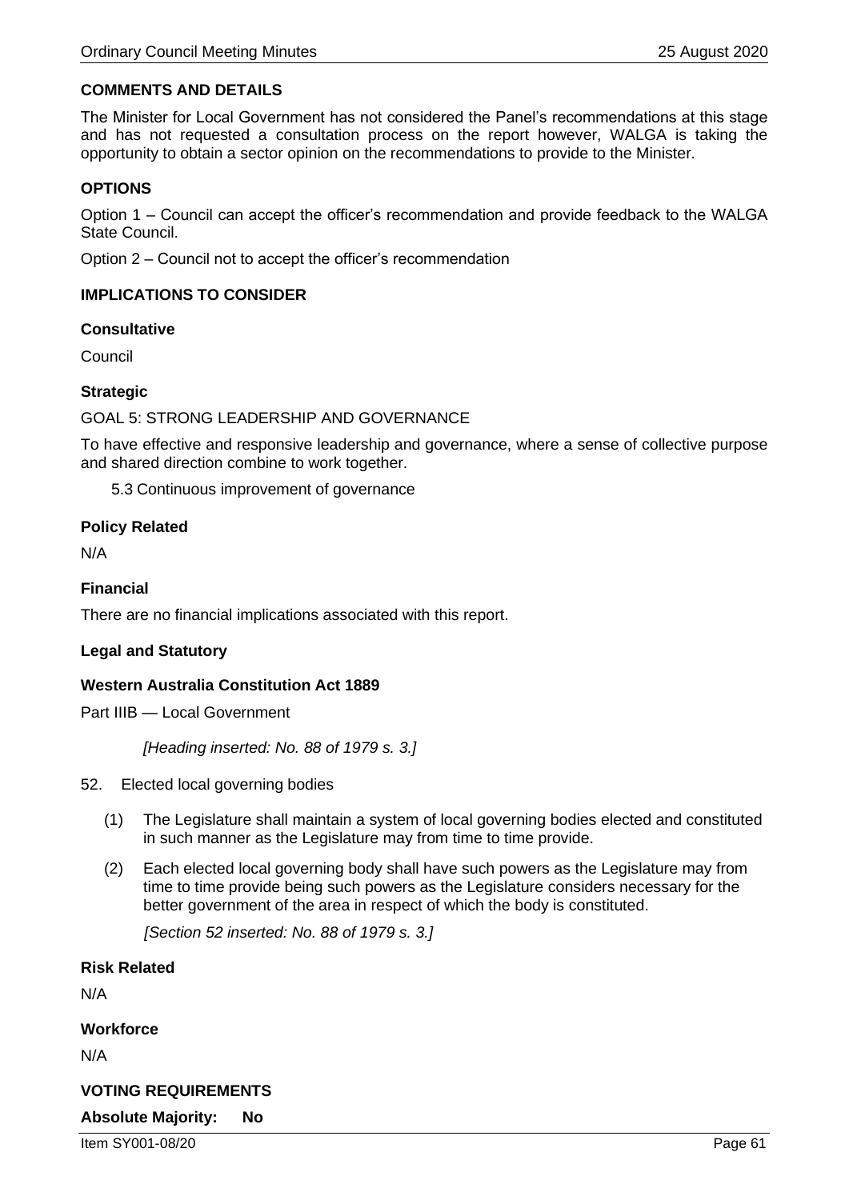**COMMENTS AND DETAILS**

The Minister for Local Government has not considered the Panel's recommendations at this stage and has not requested a consultation process on the report however, WALGA is taking the opportunity to obtain a sector opinion on the recommendations to provide to the Minister.

**OPTIONS**

Option 1 – Council can accept the officer's recommendation and provide feedback to the WALGA State Council.

Option 2 – Council not to accept the officer's recommendation

**IMPLICATIONS TO CONSIDER**

**Consultative**

Council

**Strategic**

GOAL 5: STRONG LEADERSHIP AND GOVERNANCE

To have effective and responsive leadership and governance, where a sense of collective purpose and shared direction combine to work together.

5.3 Continuous improvement of governance

**Policy Related**

N/A

**Financial**

There are no financial implications associated with this report.

**Legal and Statutory**

**Western Australia Constitution Act 1889**

Part IIIB — Local Government

*[Heading inserted: No. 88 of 1979 s. 3.]*

52. Elected local governing bodies

(1) The Legislature shall maintain a system of local governing bodies elected and constituted in such manner as the Legislature may from time to time provide.

(2) Each elected local governing body shall have such powers as the Legislature may from time to time provide being such powers as the Legislature considers necessary for the better government of the area in respect of which the body is constituted.

*[Section 52 inserted: No. 88 of 1979 s. 3.]*

**Risk Related**

N/A

**Workforce**

N/A

**VOTING REQUIREMENTS**

**Absolute Majority: No**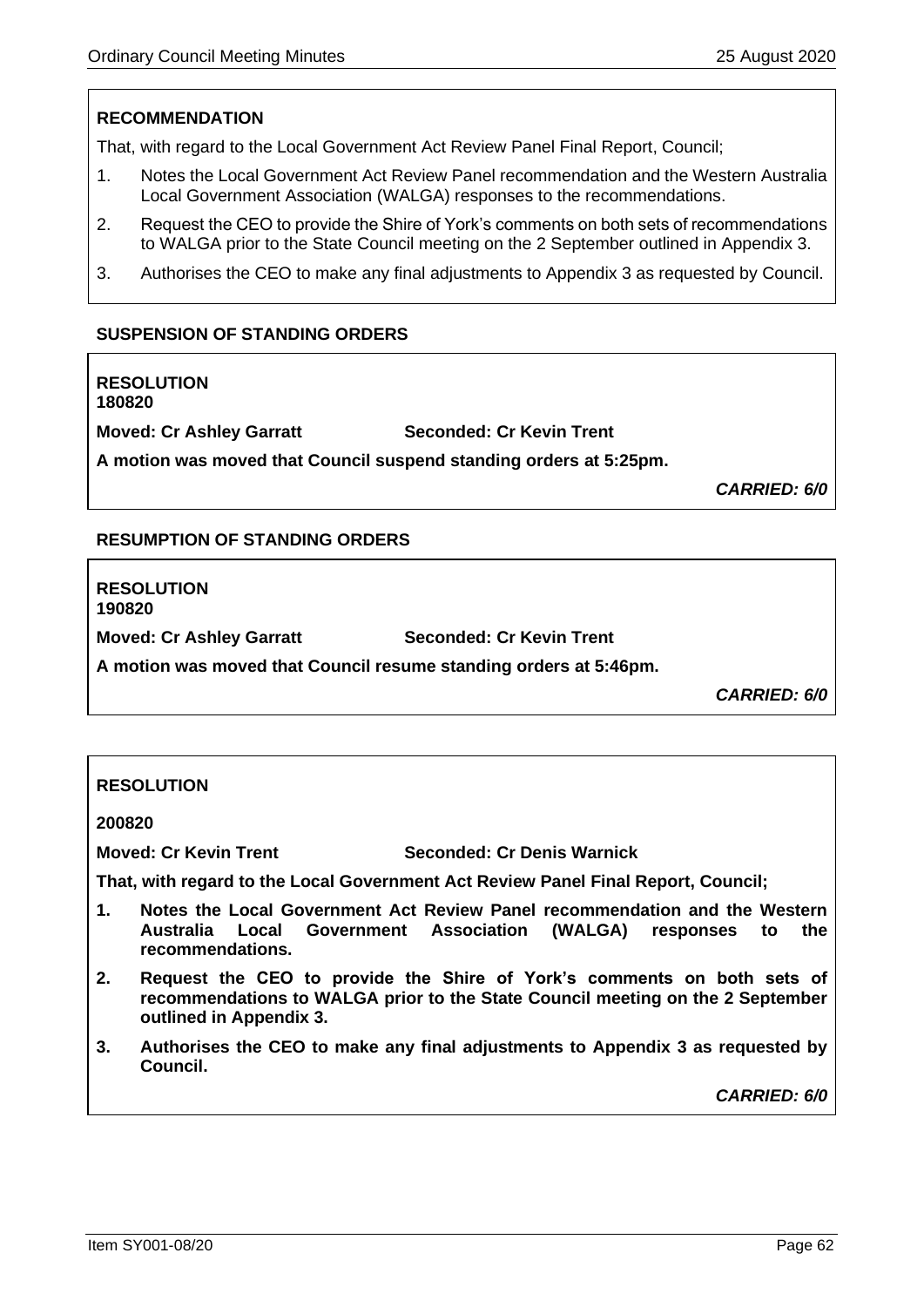**RECOMMENDATION**

That, with regard to the Local Government Act Review Panel Final Report, Council;

1. Notes the Local Government Act Review Panel recommendation and the Western Australia Local Government Association (WALGA) responses to the recommendations.
2. Request the CEO to provide the Shire of York's comments on both sets of recommendations to WALGA prior to the State Council meeting on the 2 September outlined in Appendix 3.
3. Authorises the CEO to make any final adjustments to Appendix 3 as requested by Council.

**SUSPENSION OF STANDING ORDERS**

**RESOLUTION**
**180820**

**Moved: Cr Ashley Garratt** **Seconded: Cr Kevin Trent**

**A motion was moved that Council suspend standing orders at 5:25pm.**

***CARRIED: 6/0***

**RESUMPTION OF STANDING ORDERS**

**RESOLUTION**
**190820**

**Moved: Cr Ashley Garratt** **Seconded: Cr Kevin Trent**

**A motion was moved that Council resume standing orders at 5:46pm.**

***CARRIED: 6/0***

**RESOLUTION**

**200820**

**Moved: Cr Kevin Trent** **Seconded: Cr Denis Warnick**

**That, with regard to the Local Government Act Review Panel Final Report, Council;**

1. **Notes the Local Government Act Review Panel recommendation and the Western Australia Local Government Association (WALGA) responses to the recommendations.**
2. **Request the CEO to provide the Shire of York's comments on both sets of recommendations to WALGA prior to the State Council meeting on the 2 September outlined in Appendix 3.**
3. **Authorises the CEO to make any final adjustments to Appendix 3 as requested by Council.**

***CARRIED: 6/0***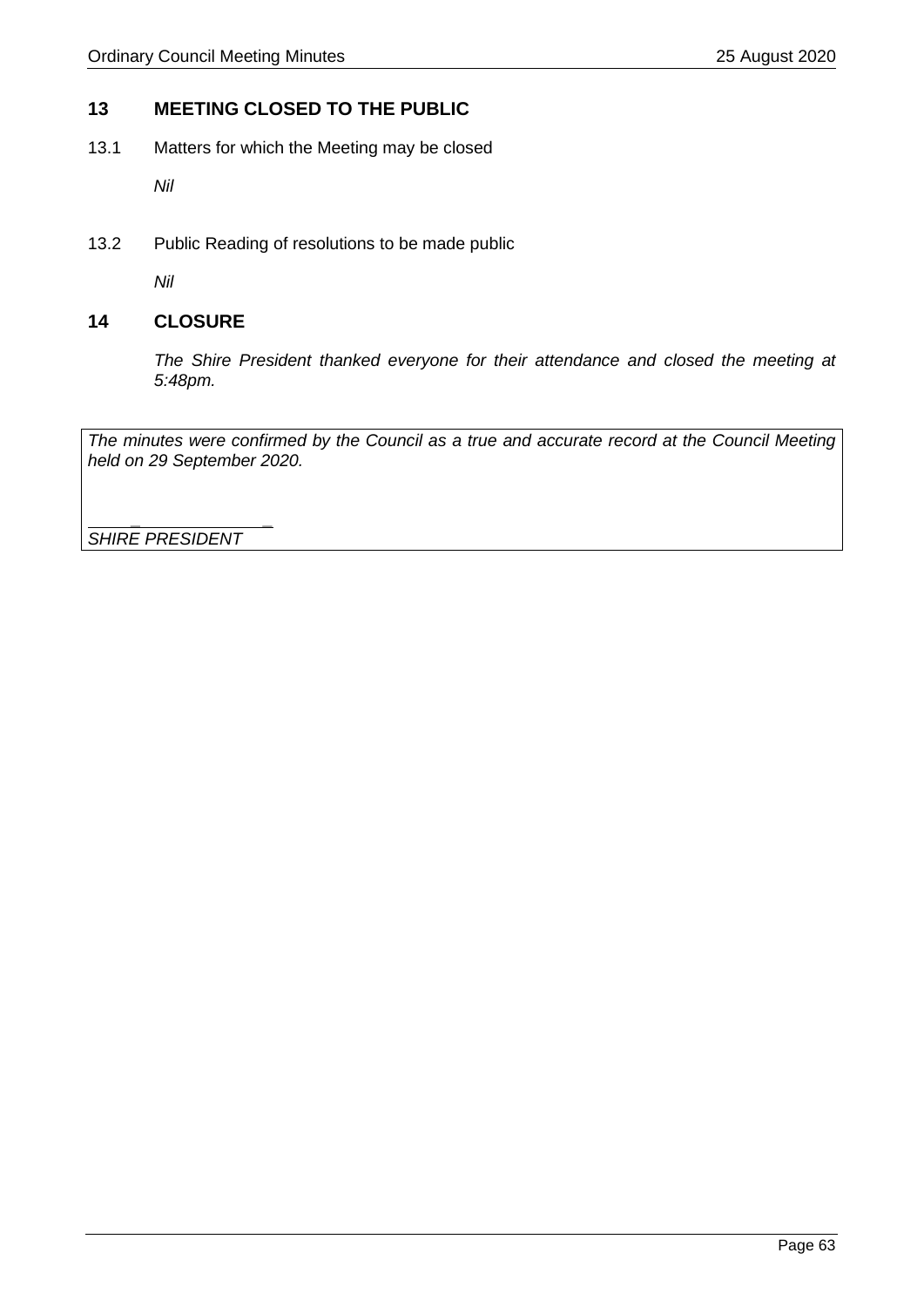## 13 MEETING CLOSED TO THE PUBLIC

13.1 Matters for which the Meeting may be closed

*Nil*

13.2 Public Reading of resolutions to be made public

*Nil*

## 14 CLOSURE

*The Shire President thanked everyone for their attendance and closed the meeting at 5:48pm.*

*The minutes were confirmed by the Council as a true and accurate record at the Council Meeting held on 29 September 2020.*

_______________________

*SHIRE PRESIDENT*